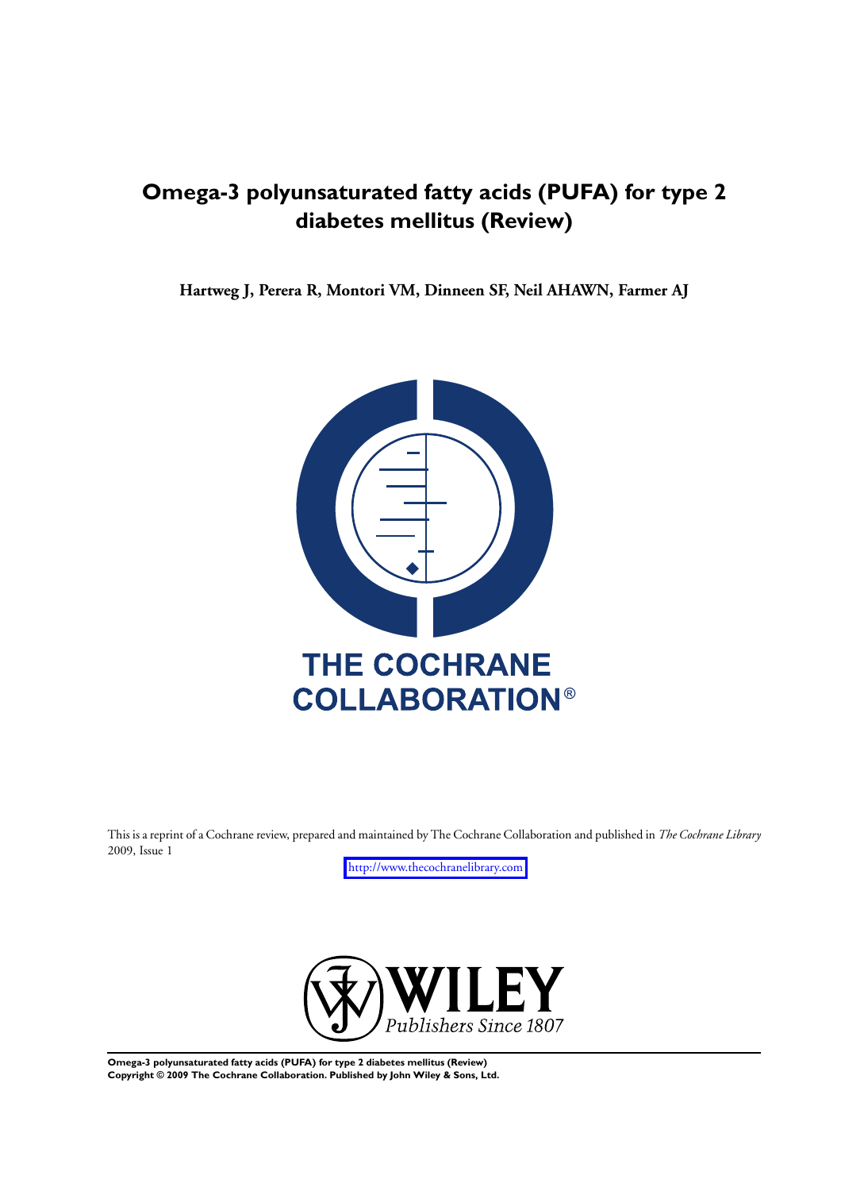# Omega-3 polyunsaturated fatty acids (PUFA) for type 2 diabetes mellitus (Review)

**Hartweg J, Perera R, Montori VM, Dinneen SF, Neil AHAWN, Farmer AJ**

**THE COCHRANE COLLABORATION®**

This is a reprint of a Cochrane review, prepared and maintained by The Cochrane Collaboration and published in *The Cochrane Library* 2009, Issue 1

http://www.thecochranelibrary.com

**WILEY**
*Publishers Since 1807*

**Omega-3 polyunsaturated fatty acids (PUFA) for type 2 diabetes mellitus (Review)**
**Copyright © 2009 The Cochrane Collaboration. Published by John Wiley & Sons, Ltd.**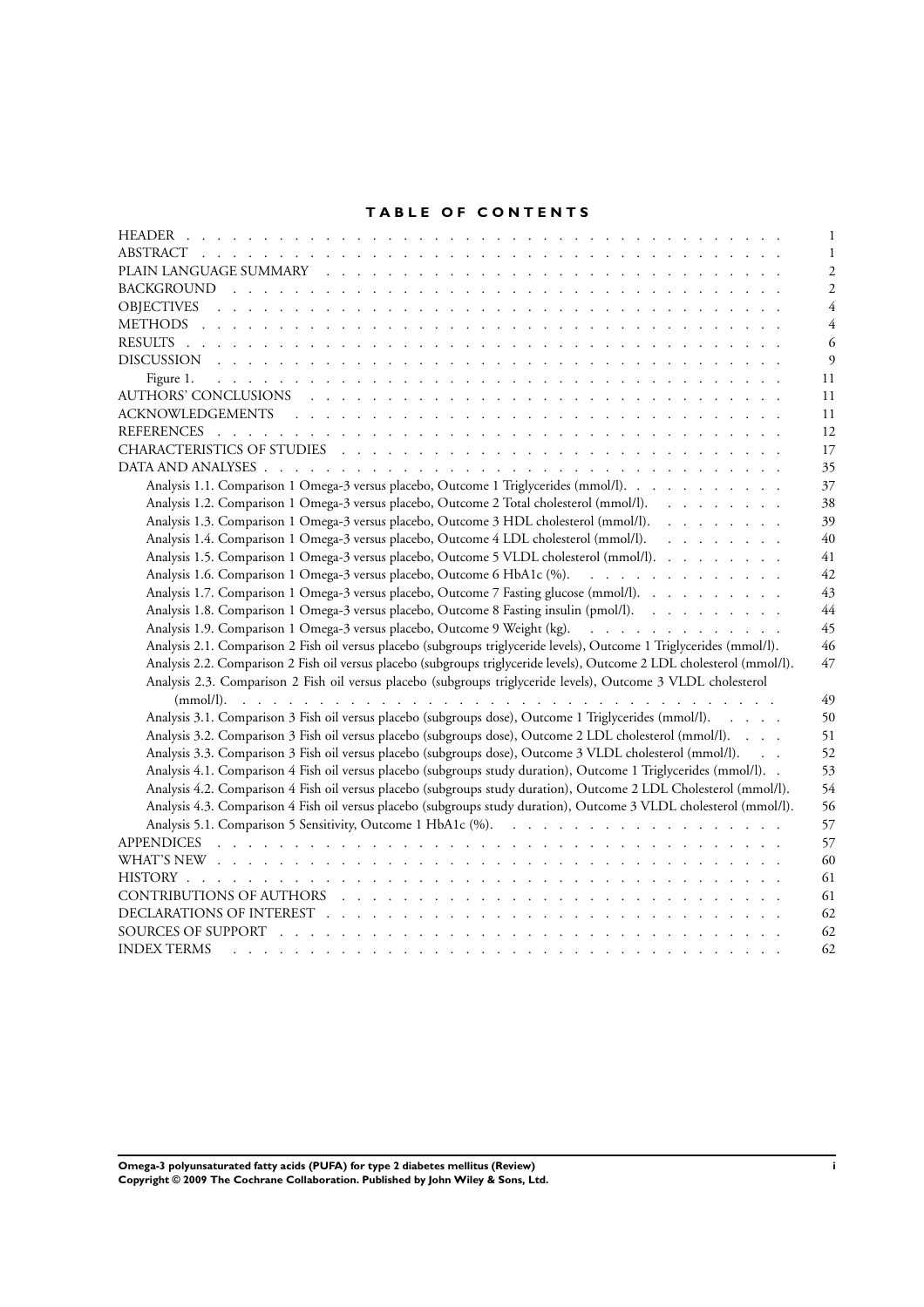# TABLE OF CONTENTS

| | |
|---|---|
| HEADER | 1 |
| ABSTRACT | 1 |
| PLAIN LANGUAGE SUMMARY | 2 |
| BACKGROUND | 2 |
| OBJECTIVES | 4 |
| METHODS | 4 |
| RESULTS | 6 |
| DISCUSSION | 9 |
| Figure 1. | 11 |
| AUTHORS' CONCLUSIONS | 11 |
| ACKNOWLEDGEMENTS | 11 |
| REFERENCES | 12 |
| CHARACTERISTICS OF STUDIES | 17 |
| DATA AND ANALYSES | 35 |
| Analysis 1.1. Comparison 1 Omega-3 versus placebo, Outcome 1 Triglycerides (mmol/l). | 37 |
| Analysis 1.2. Comparison 1 Omega-3 versus placebo, Outcome 2 Total cholesterol (mmol/l). | 38 |
| Analysis 1.3. Comparison 1 Omega-3 versus placebo, Outcome 3 HDL cholesterol (mmol/l). | 39 |
| Analysis 1.4. Comparison 1 Omega-3 versus placebo, Outcome 4 LDL cholesterol (mmol/l). | 40 |
| Analysis 1.5. Comparison 1 Omega-3 versus placebo, Outcome 5 VLDL cholesterol (mmol/l). | 41 |
| Analysis 1.6. Comparison 1 Omega-3 versus placebo, Outcome 6 HbA1c (%). | 42 |
| Analysis 1.7. Comparison 1 Omega-3 versus placebo, Outcome 7 Fasting glucose (mmol/l). | 43 |
| Analysis 1.8. Comparison 1 Omega-3 versus placebo, Outcome 8 Fasting insulin (pmol/l). | 44 |
| Analysis 1.9. Comparison 1 Omega-3 versus placebo, Outcome 9 Weight (kg). | 45 |
| Analysis 2.1. Comparison 2 Fish oil versus placebo (subgroups triglyceride levels), Outcome 1 Triglycerides (mmol/l). | 46 |
| Analysis 2.2. Comparison 2 Fish oil versus placebo (subgroups triglyceride levels), Outcome 2 LDL cholesterol (mmol/l). | 47 |
| Analysis 2.3. Comparison 2 Fish oil versus placebo (subgroups triglyceride levels), Outcome 3 VLDL cholesterol (mmol/l). | 49 |
| Analysis 3.1. Comparison 3 Fish oil versus placebo (subgroups dose), Outcome 1 Triglycerides (mmol/l). | 50 |
| Analysis 3.2. Comparison 3 Fish oil versus placebo (subgroups dose), Outcome 2 LDL cholesterol (mmol/l). | 51 |
| Analysis 3.3. Comparison 3 Fish oil versus placebo (subgroups dose), Outcome 3 VLDL cholesterol (mmol/l). | 52 |
| Analysis 4.1. Comparison 4 Fish oil versus placebo (subgroups study duration), Outcome 1 Triglycerides (mmol/l). | 53 |
| Analysis 4.2. Comparison 4 Fish oil versus placebo (subgroups study duration), Outcome 2 LDL Cholesterol (mmol/l). | 54 |
| Analysis 4.3. Comparison 4 Fish oil versus placebo (subgroups study duration), Outcome 3 VLDL cholesterol (mmol/l). | 56 |
| Analysis 5.1. Comparison 5 Sensitivity, Outcome 1 HbA1c (%). | 57 |
| APPENDICES | 57 |
| WHAT'S NEW | 60 |
| HISTORY | 61 |
| CONTRIBUTIONS OF AUTHORS | 61 |
| DECLARATIONS OF INTEREST | 62 |
| SOURCES OF SUPPORT | 62 |
| INDEX TERMS | 62 |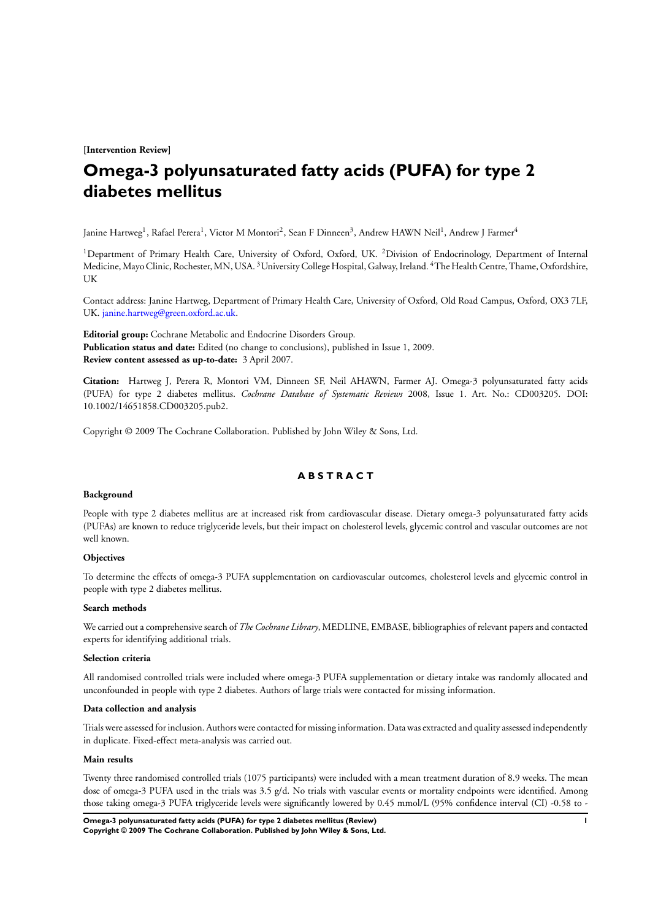**[Intervention Review]**

# Omega-3 polyunsaturated fatty acids (PUFA) for type 2 diabetes mellitus

Janine Hartweg[1], Rafael Perera[1], Victor M Montori[2], Sean F Dinneen[3], Andrew HAWN Neil[1], Andrew J Farmer[4]

[1]Department of Primary Health Care, University of Oxford, Oxford, UK. [2]Division of Endocrinology, Department of Internal Medicine, Mayo Clinic, Rochester, MN, USA. [3]University College Hospital, Galway, Ireland. [4]The Health Centre, Thame, Oxfordshire, UK

Contact address: Janine Hartweg, Department of Primary Health Care, University of Oxford, Old Road Campus, Oxford, OX3 7LF, UK. janine.hartweg@green.oxford.ac.uk.

**Editorial group:** Cochrane Metabolic and Endocrine Disorders Group.
**Publication status and date:** Edited (no change to conclusions), published in Issue 1, 2009.
**Review content assessed as up-to-date:** 3 April 2007.

**Citation:** Hartweg J, Perera R, Montori VM, Dinneen SF, Neil AHAWN, Farmer AJ. Omega-3 polyunsaturated fatty acids (PUFA) for type 2 diabetes mellitus. *Cochrane Database of Systematic Reviews* 2008, Issue 1. Art. No.: CD003205. DOI: 10.1002/14651858.CD003205.pub2.

Copyright © 2009 The Cochrane Collaboration. Published by John Wiley & Sons, Ltd.

## ABSTRACT

### Background

People with type 2 diabetes mellitus are at increased risk from cardiovascular disease. Dietary omega-3 polyunsaturated fatty acids (PUFAs) are known to reduce triglyceride levels, but their impact on cholesterol levels, glycemic control and vascular outcomes are not well known.

### Objectives

To determine the effects of omega-3 PUFA supplementation on cardiovascular outcomes, cholesterol levels and glycemic control in people with type 2 diabetes mellitus.

### Search methods

We carried out a comprehensive search of *The Cochrane Library*, MEDLINE, EMBASE, bibliographies of relevant papers and contacted experts for identifying additional trials.

### Selection criteria

All randomised controlled trials were included where omega-3 PUFA supplementation or dietary intake was randomly allocated and unconfounded in people with type 2 diabetes. Authors of large trials were contacted for missing information.

### Data collection and analysis

Trials were assessed for inclusion. Authors were contacted for missing information. Data was extracted and quality assessed independently in duplicate. Fixed-effect meta-analysis was carried out.

### Main results

Twenty three randomised controlled trials (1075 participants) were included with a mean treatment duration of 8.9 weeks. The mean dose of omega-3 PUFA used in the trials was 3.5 g/d. No trials with vascular events or mortality endpoints were identified. Among those taking omega-3 PUFA triglyceride levels were significantly lowered by 0.45 mmol/L (95% confidence interval (CI) -0.58 to -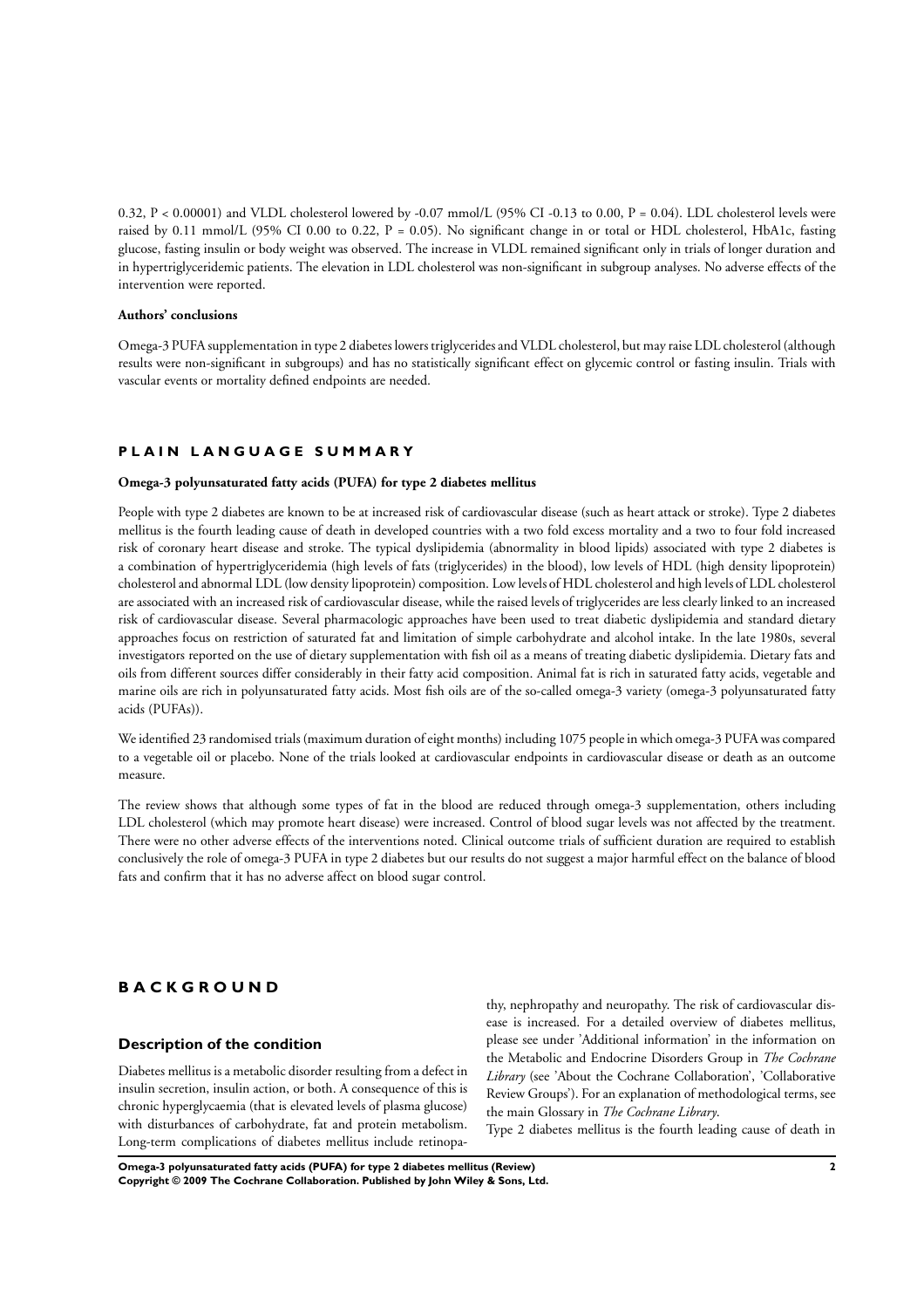0.32, $P < 0.00001$) and VLDL cholesterol lowered by -0.07 mmol/L (95% CI -0.13 to 0.00, $P = 0.04$). LDL cholesterol levels were raised by 0.11 mmol/L (95% CI 0.00 to 0.22, $P = 0.05$). No significant change in or total or HDL cholesterol, HbA1c, fasting glucose, fasting insulin or body weight was observed. The increase in VLDL remained significant only in trials of longer duration and in hypertriglyceridemic patients. The elevation in LDL cholesterol was non-significant in subgroup analyses. No adverse effects of the intervention were reported.

### Authors' conclusions

Omega-3 PUFA supplementation in type 2 diabetes lowers triglycerides and VLDL cholesterol, but may raise LDL cholesterol (although results were non-significant in subgroups) and has no statistically significant effect on glycemic control or fasting insulin. Trials with vascular events or mortality defined endpoints are needed.

## PLAIN LANGUAGE SUMMARY

### Omega-3 polyunsaturated fatty acids (PUFA) for type 2 diabetes mellitus

People with type 2 diabetes are known to be at increased risk of cardiovascular disease (such as heart attack or stroke). Type 2 diabetes mellitus is the fourth leading cause of death in developed countries with a two fold excess mortality and a two to four fold increased risk of coronary heart disease and stroke. The typical dyslipidemia (abnormality in blood lipids) associated with type 2 diabetes is a combination of hypertriglyceridemia (high levels of fats (triglycerides) in the blood), low levels of HDL (high density lipoprotein) cholesterol and abnormal LDL (low density lipoprotein) composition. Low levels of HDL cholesterol and high levels of LDL cholesterol are associated with an increased risk of cardiovascular disease, while the raised levels of triglycerides are less clearly linked to an increased risk of cardiovascular disease. Several pharmacologic approaches have been used to treat diabetic dyslipidemia and standard dietary approaches focus on restriction of saturated fat and limitation of simple carbohydrate and alcohol intake. In the late 1980s, several investigators reported on the use of dietary supplementation with fish oil as a means of treating diabetic dyslipidemia. Dietary fats and oils from different sources differ considerably in their fatty acid composition. Animal fat is rich in saturated fatty acids, vegetable and marine oils are rich in polyunsaturated fatty acids. Most fish oils are of the so-called omega-3 variety (omega-3 polyunsaturated fatty acids (PUFAs)).

We identified 23 randomised trials (maximum duration of eight months) including 1075 people in which omega-3 PUFA was compared to a vegetable oil or placebo. None of the trials looked at cardiovascular endpoints in cardiovascular disease or death as an outcome measure.

The review shows that although some types of fat in the blood are reduced through omega-3 supplementation, others including LDL cholesterol (which may promote heart disease) were increased. Control of blood sugar levels was not affected by the treatment. There were no other adverse effects of the interventions noted. Clinical outcome trials of sufficient duration are required to establish conclusively the role of omega-3 PUFA in type 2 diabetes but our results do not suggest a major harmful effect on the balance of blood fats and confirm that it has no adverse affect on blood sugar control.

## BACKGROUND

### Description of the condition

Diabetes mellitus is a metabolic disorder resulting from a defect in insulin secretion, insulin action, or both. A consequence of this is chronic hyperglycaemia (that is elevated levels of plasma glucose) with disturbances of carbohydrate, fat and protein metabolism. Long-term complications of diabetes mellitus include retinopathy, nephropathy and neuropathy. The risk of cardiovascular disease is increased. For a detailed overview of diabetes mellitus, please see under 'Additional information' in the information on the Metabolic and Endocrine Disorders Group in *The Cochrane Library* (see 'About the Cochrane Collaboration', 'Collaborative Review Groups'). For an explanation of methodological terms, see the main Glossary in *The Cochrane Library*.

Type 2 diabetes mellitus is the fourth leading cause of death in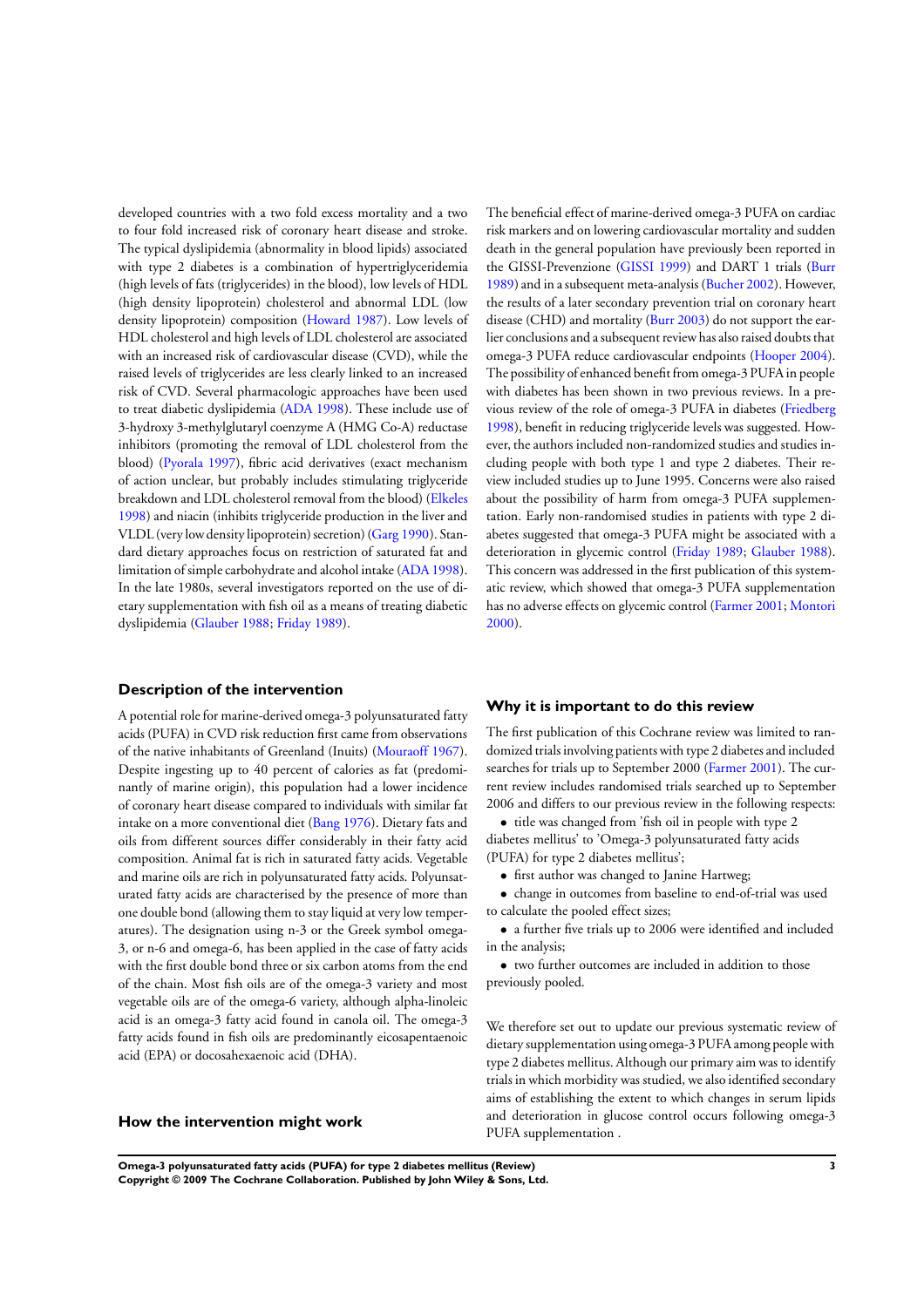developed countries with a two fold excess mortality and a two to four fold increased risk of coronary heart disease and stroke. The typical dyslipidemia (abnormality in blood lipids) associated with type 2 diabetes is a combination of hypertriglyceridemia (high levels of fats (triglycerides) in the blood), low levels of HDL (high density lipoprotein) cholesterol and abnormal LDL (low density lipoprotein) composition (Howard 1987). Low levels of HDL cholesterol and high levels of LDL cholesterol are associated with an increased risk of cardiovascular disease (CVD), while the raised levels of triglycerides are less clearly linked to an increased risk of CVD. Several pharmacologic approaches have been used to treat diabetic dyslipidemia (ADA 1998). These include use of 3-hydroxy 3-methylglutaryl coenzyme A (HMG Co-A) reductase inhibitors (promoting the removal of LDL cholesterol from the blood) (Pyorala 1997), fibric acid derivatives (exact mechanism of action unclear, but probably includes stimulating triglyceride breakdown and LDL cholesterol removal from the blood) (Elkeles 1998) and niacin (inhibits triglyceride production in the liver and VLDL (very low density lipoprotein) secretion) (Garg 1990). Standard dietary approaches focus on restriction of saturated fat and limitation of simple carbohydrate and alcohol intake (ADA 1998). In the late 1980s, several investigators reported on the use of dietary supplementation with fish oil as a means of treating diabetic dyslipidemia (Glauber 1988; Friday 1989).

### Description of the intervention

A potential role for marine-derived omega-3 polyunsaturated fatty acids (PUFA) in CVD risk reduction first came from observations of the native inhabitants of Greenland (Inuits) (Mouraoff 1967). Despite ingesting up to 40 percent of calories as fat (predominantly of marine origin), this population had a lower incidence of coronary heart disease compared to individuals with similar fat intake on a more conventional diet (Bang 1976). Dietary fats and oils from different sources differ considerably in their fatty acid composition. Animal fat is rich in saturated fatty acids. Vegetable and marine oils are rich in polyunsaturated fatty acids. Polyunsaturated fatty acids are characterised by the presence of more than one double bond (allowing them to stay liquid at very low temperatures). The designation using n-3 or the Greek symbol omega-3, or n-6 and omega-6, has been applied in the case of fatty acids with the first double bond three or six carbon atoms from the end of the chain. Most fish oils are of the omega-3 variety and most vegetable oils are of the omega-6 variety, although alpha-linoleic acid is an omega-3 fatty acid found in canola oil. The omega-3 fatty acids found in fish oils are predominantly eicosapentaenoic acid (EPA) or docosahexaenoic acid (DHA).

### How the intervention might work

The beneficial effect of marine-derived omega-3 PUFA on cardiac risk markers and on lowering cardiovascular mortality and sudden death in the general population have previously been reported in the GISSI-Prevenzione (GISSI 1999) and DART 1 trials (Burr 1989) and in a subsequent meta-analysis (Bucher 2002). However, the results of a later secondary prevention trial on coronary heart disease (CHD) and mortality (Burr 2003) do not support the earlier conclusions and a subsequent review has also raised doubts that omega-3 PUFA reduce cardiovascular endpoints (Hooper 2004). The possibility of enhanced benefit from omega-3 PUFA in people with diabetes has been shown in two previous reviews. In a previous review of the role of omega-3 PUFA in diabetes (Friedberg 1998), benefit in reducing triglyceride levels was suggested. However, the authors included non-randomized studies and studies including people with both type 1 and type 2 diabetes. Their review included studies up to June 1995. Concerns were also raised about the possibility of harm from omega-3 PUFA supplementation. Early non-randomised studies in patients with type 2 diabetes suggested that omega-3 PUFA might be associated with a deterioration in glycemic control (Friday 1989; Glauber 1988). This concern was addressed in the first publication of this systematic review, which showed that omega-3 PUFA supplementation has no adverse effects on glycemic control (Farmer 2001; Montori 2000).

### Why it is important to do this review

The first publication of this Cochrane review was limited to randomized trials involving patients with type 2 diabetes and included searches for trials up to September 2000 (Farmer 2001). The current review includes randomised trials searched up to September 2006 and differs to our previous review in the following respects:

- title was changed from 'fish oil in people with type 2 diabetes mellitus' to 'Omega-3 polyunsaturated fatty acids (PUFA) for type 2 diabetes mellitus';
- first author was changed to Janine Hartweg;
- change in outcomes from baseline to end-of-trial was used to calculate the pooled effect sizes;
- a further five trials up to 2006 were identified and included in the analysis;
- two further outcomes are included in addition to those previously pooled.

We therefore set out to update our previous systematic review of dietary supplementation using omega-3 PUFA among people with type 2 diabetes mellitus. Although our primary aim was to identify trials in which morbidity was studied, we also identified secondary aims of establishing the extent to which changes in serum lipids and deterioration in glucose control occurs following omega-3 PUFA supplementation .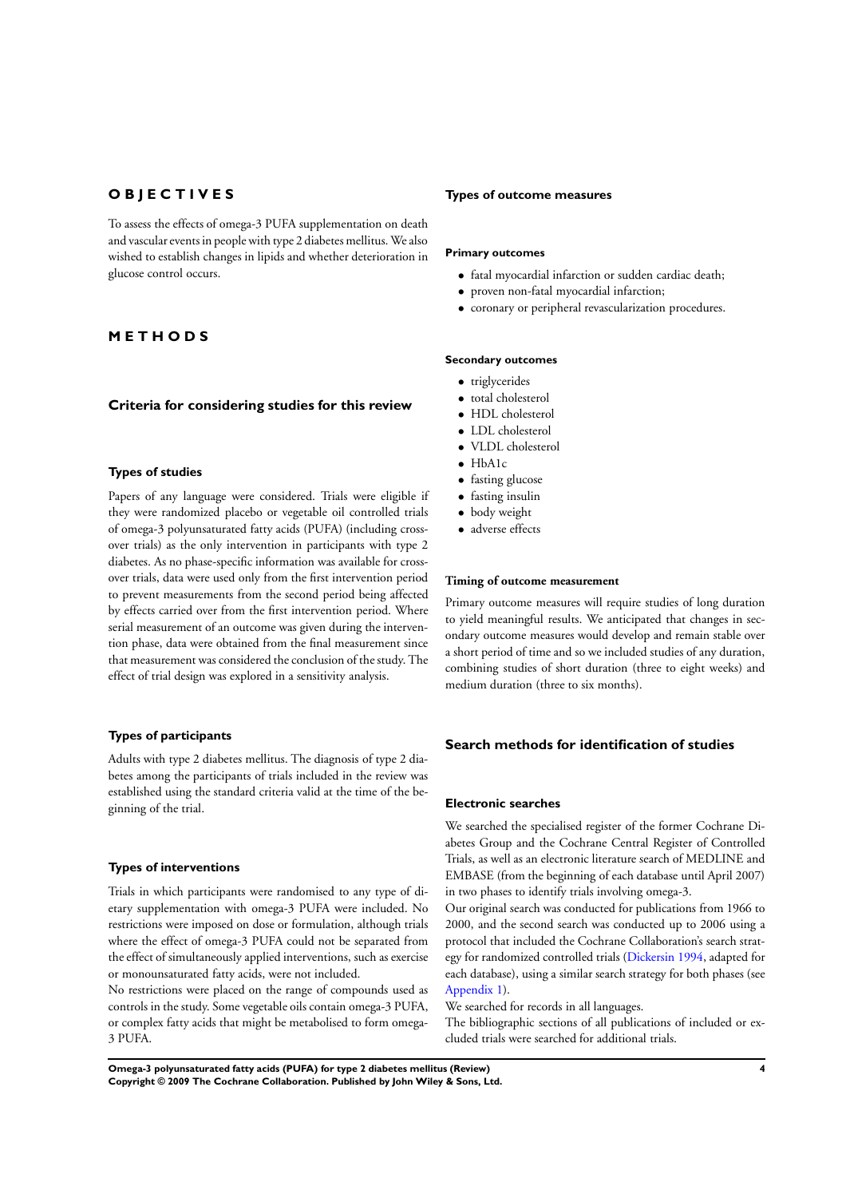# OBJECTIVES

To assess the effects of omega-3 PUFA supplementation on death and vascular events in people with type 2 diabetes mellitus. We also wished to establish changes in lipids and whether deterioration in glucose control occurs.

# METHODS

## Criteria for considering studies for this review

### Types of studies

Papers of any language were considered. Trials were eligible if they were randomized placebo or vegetable oil controlled trials of omega-3 polyunsaturated fatty acids (PUFA) (including cross-over trials) as the only intervention in participants with type 2 diabetes. As no phase-specific information was available for cross-over trials, data were used only from the first intervention period to prevent measurements from the second period being affected by effects carried over from the first intervention period. Where serial measurement of an outcome was given during the intervention phase, data were obtained from the final measurement since that measurement was considered the conclusion of the study. The effect of trial design was explored in a sensitivity analysis.

### Types of participants

Adults with type 2 diabetes mellitus. The diagnosis of type 2 diabetes among the participants of trials included in the review was established using the standard criteria valid at the time of the beginning of the trial.

### Types of interventions

Trials in which participants were randomised to any type of dietary supplementation with omega-3 PUFA were included. No restrictions were imposed on dose or formulation, although trials where the effect of omega-3 PUFA could not be separated from the effect of simultaneously applied interventions, such as exercise or monounsaturated fatty acids, were not included.

No restrictions were placed on the range of compounds used as controls in the study. Some vegetable oils contain omega-3 PUFA, or complex fatty acids that might be metabolised to form omega-3 PUFA.

### Types of outcome measures

#### Primary outcomes

- fatal myocardial infarction or sudden cardiac death;
- proven non-fatal myocardial infarction;
- coronary or peripheral revascularization procedures.

#### Secondary outcomes

- triglycerides
- total cholesterol
- HDL cholesterol
- LDL cholesterol
- VLDL cholesterol
- HbA1c
- fasting glucose
- fasting insulin
- body weight
- adverse effects

#### Timing of outcome measurement

Primary outcome measures will require studies of long duration to yield meaningful results. We anticipated that changes in secondary outcome measures would develop and remain stable over a short period of time and so we included studies of any duration, combining studies of short duration (three to eight weeks) and medium duration (three to six months).

## Search methods for identification of studies

### Electronic searches

We searched the specialised register of the former Cochrane Diabetes Group and the Cochrane Central Register of Controlled Trials, as well as an electronic literature search of MEDLINE and EMBASE (from the beginning of each database until April 2007) in two phases to identify trials involving omega-3.

Our original search was conducted for publications from 1966 to 2000, and the second search was conducted up to 2006 using a protocol that included the Cochrane Collaboration's search strategy for randomized controlled trials (Dickersin 1994, adapted for each database), using a similar search strategy for both phases (see Appendix 1).

We searched for records in all languages.

The bibliographic sections of all publications of included or excluded trials were searched for additional trials.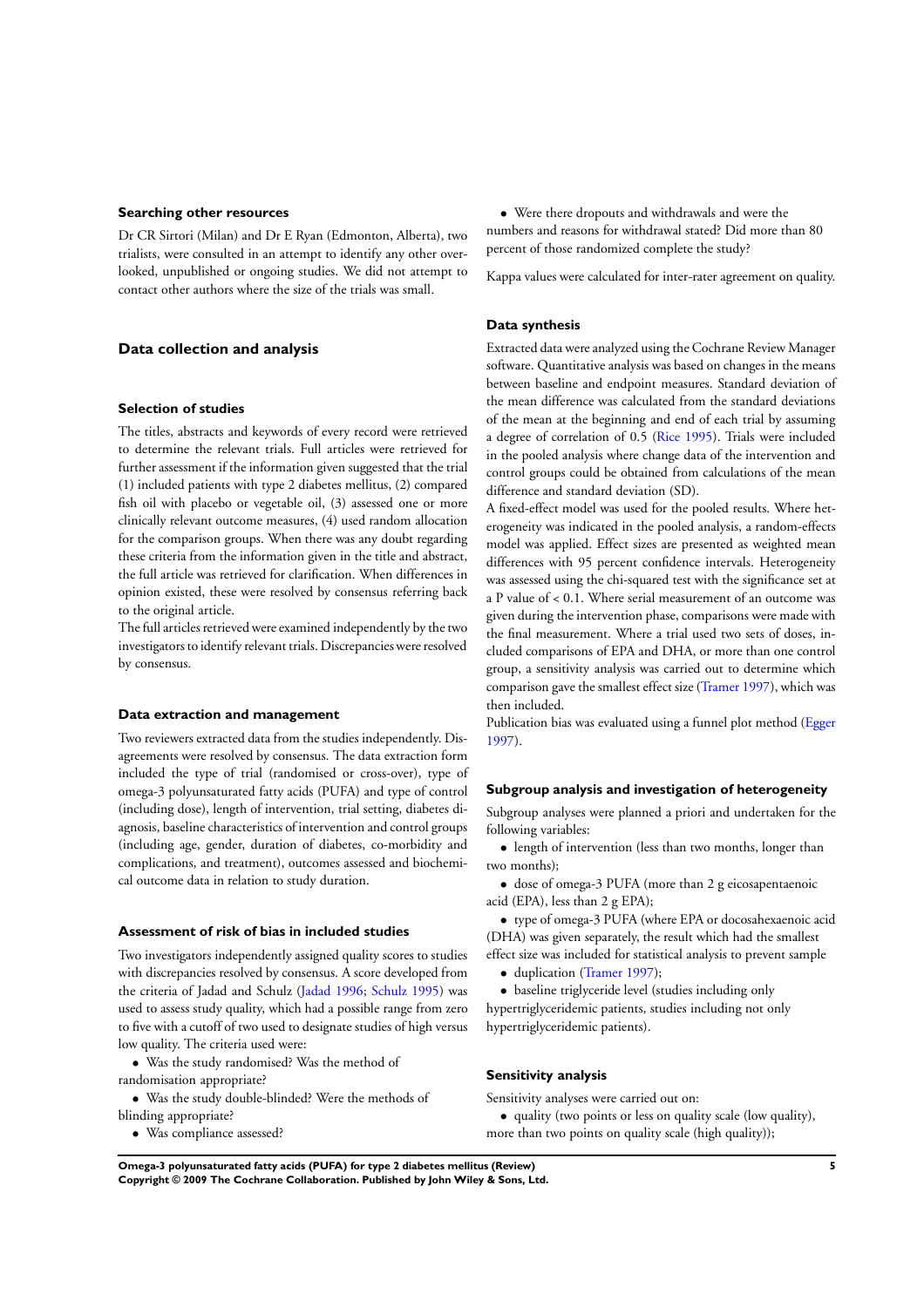### Searching other resources

Dr CR Sirtori (Milan) and Dr E Ryan (Edmonton, Alberta), two trialists, were consulted in an attempt to identify any other overlooked, unpublished or ongoing studies. We did not attempt to contact other authors where the size of the trials was small.

## Data collection and analysis

### Selection of studies

The titles, abstracts and keywords of every record were retrieved to determine the relevant trials. Full articles were retrieved for further assessment if the information given suggested that the trial (1) included patients with type 2 diabetes mellitus, (2) compared fish oil with placebo or vegetable oil, (3) assessed one or more clinically relevant outcome measures, (4) used random allocation for the comparison groups. When there was any doubt regarding these criteria from the information given in the title and abstract, the full article was retrieved for clarification. When differences in opinion existed, these were resolved by consensus referring back to the original article.

The full articles retrieved were examined independently by the two investigators to identify relevant trials. Discrepancies were resolved by consensus.

### Data extraction and management

Two reviewers extracted data from the studies independently. Disagreements were resolved by consensus. The data extraction form included the type of trial (randomised or cross-over), type of omega-3 polyunsaturated fatty acids (PUFA) and type of control (including dose), length of intervention, trial setting, diabetes diagnosis, baseline characteristics of intervention and control groups (including age, gender, duration of diabetes, co-morbidity and complications, and treatment), outcomes assessed and biochemical outcome data in relation to study duration.

### Assessment of risk of bias in included studies

Two investigators independently assigned quality scores to studies with discrepancies resolved by consensus. A score developed from the criteria of Jadad and Schulz (Jadad 1996; Schulz 1995) was used to assess study quality, which had a possible range from zero to five with a cutoff of two used to designate studies of high versus low quality. The criteria used were:

- Was the study randomised? Was the method of randomisation appropriate?
- Was the study double-blinded? Were the methods of blinding appropriate?
- Was compliance assessed?
- Were there dropouts and withdrawals and were the numbers and reasons for withdrawal stated? Did more than 80 percent of those randomized complete the study?

Kappa values were calculated for inter-rater agreement on quality.

### Data synthesis

Extracted data were analyzed using the Cochrane Review Manager software. Quantitative analysis was based on changes in the means between baseline and endpoint measures. Standard deviation of the mean difference was calculated from the standard deviations of the mean at the beginning and end of each trial by assuming a degree of correlation of 0.5 (Rice 1995). Trials were included in the pooled analysis where change data of the intervention and control groups could be obtained from calculations of the mean difference and standard deviation (SD).

A fixed-effect model was used for the pooled results. Where heterogeneity was indicated in the pooled analysis, a random-effects model was applied. Effect sizes are presented as weighted mean differences with 95 percent confidence intervals. Heterogeneity was assessed using the chi-squared test with the significance set at a P value of < 0.1. Where serial measurement of an outcome was given during the intervention phase, comparisons were made with the final measurement. Where a trial used two sets of doses, included comparisons of EPA and DHA, or more than one control group, a sensitivity analysis was carried out to determine which comparison gave the smallest effect size (Tramer 1997), which was then included.

Publication bias was evaluated using a funnel plot method (Egger 1997).

### Subgroup analysis and investigation of heterogeneity

Subgroup analyses were planned a priori and undertaken for the following variables:

- length of intervention (less than two months, longer than two months);
- dose of omega-3 PUFA (more than 2 g eicosapentaenoic acid (EPA), less than 2 g EPA);
- type of omega-3 PUFA (where EPA or docosahexaenoic acid (DHA) was given separately, the result which had the smallest effect size was included for statistical analysis to prevent sample
- duplication (Tramer 1997);
- baseline triglyceride level (studies including only hypertriglyceridemic patients, studies including not only hypertriglyceridemic patients).

### Sensitivity analysis

Sensitivity analyses were carried out on:

- quality (two points or less on quality scale (low quality), more than two points on quality scale (high quality));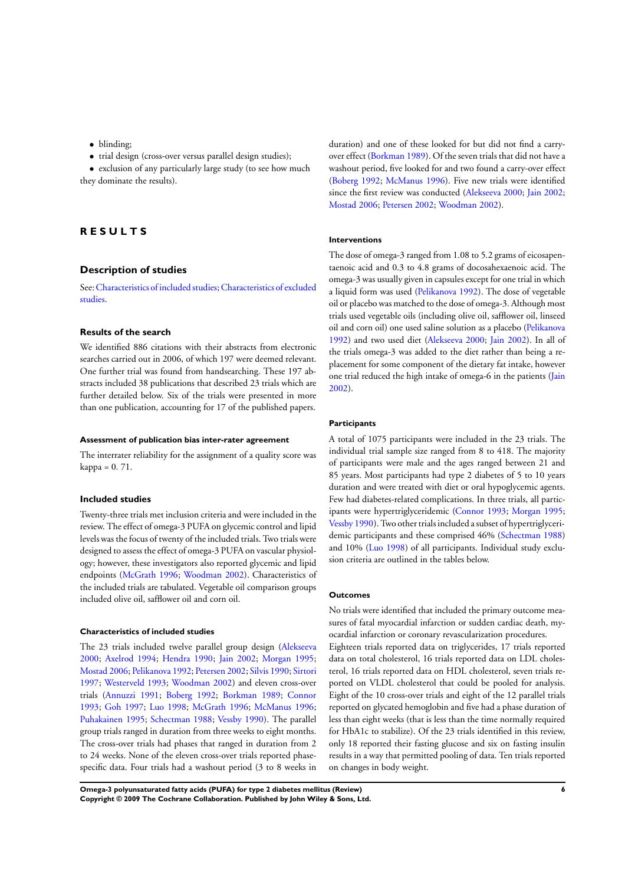- blinding;
- trial design (cross-over versus parallel design studies);
- exclusion of any particularly large study (to see how much they dominate the results).

# RESULTS

## Description of studies

See: Characteristics of included studies; Characteristics of excluded studies.

### Results of the search

We identified 886 citations with their abstracts from electronic searches carried out in 2006, of which 197 were deemed relevant. One further trial was found from handsearching. These 197 abstracts included 38 publications that described 23 trials which are further detailed below. Six of the trials were presented in more than one publication, accounting for 17 of the published papers.

#### Assessment of publication bias inter-rater agreement

The interrater reliability for the assignment of a quality score was kappa = 0. 71.

### Included studies

Twenty-three trials met inclusion criteria and were included in the review. The effect of omega-3 PUFA on glycemic control and lipid levels was the focus of twenty of the included trials. Two trials were designed to assess the effect of omega-3 PUFA on vascular physiology; however, these investigators also reported glycemic and lipid endpoints (McGrath 1996; Woodman 2002). Characteristics of the included trials are tabulated. Vegetable oil comparison groups included olive oil, safflower oil and corn oil.

#### Characteristics of included studies

The 23 trials included twelve parallel group design (Alekseeva 2000; Axelrod 1994; Hendra 1990; Jain 2002; Morgan 1995; Mostad 2006; Pelikanova 1992; Petersen 2002; Silvis 1990; Sirtori 1997; Westerveld 1993; Woodman 2002) and eleven cross-over trials (Annuzzi 1991; Boberg 1992; Borkman 1989; Connor 1993; Goh 1997; Luo 1998; McGrath 1996; McManus 1996; Puhakainen 1995; Schectman 1988; Vessby 1990). The parallel group trials ranged in duration from three weeks to eight months. The cross-over trials had phases that ranged in duration from 2 to 24 weeks. None of the eleven cross-over trials reported phase-specific data. Four trials had a washout period (3 to 8 weeks in duration) and one of these looked for but did not find a carry-over effect (Borkman 1989). Of the seven trials that did not have a washout period, five looked for and two found a carry-over effect (Boberg 1992; McManus 1996). Five new trials were identified since the first review was conducted (Alekseeva 2000; Jain 2002; Mostad 2006; Petersen 2002; Woodman 2002).

#### Interventions

The dose of omega-3 ranged from 1.08 to 5.2 grams of eicosapentaenoic acid and 0.3 to 4.8 grams of docosahexaenoic acid. The omega-3 was usually given in capsules except for one trial in which a liquid form was used (Pelikanova 1992). The dose of vegetable oil or placebo was matched to the dose of omega-3. Although most trials used vegetable oils (including olive oil, safflower oil, linseed oil and corn oil) one used saline solution as a placebo (Pelikanova 1992) and two used diet (Alekseeva 2000; Jain 2002). In all of the trials omega-3 was added to the diet rather than being a replacement for some component of the dietary fat intake, however one trial reduced the high intake of omega-6 in the patients (Jain 2002).

#### Participants

A total of 1075 participants were included in the 23 trials. The individual trial sample size ranged from 8 to 418. The majority of participants were male and the ages ranged between 21 and 85 years. Most participants had type 2 diabetes of 5 to 10 years duration and were treated with diet or oral hypoglycemic agents. Few had diabetes-related complications. In three trials, all participants were hypertriglyceridemic (Connor 1993; Morgan 1995; Vessby 1990). Two other trials included a subset of hypertriglyceridemic participants and these comprised 46% (Schectman 1988) and 10% (Luo 1998) of all participants. Individual study exclusion criteria are outlined in the tables below.

#### Outcomes

No trials were identified that included the primary outcome measures of fatal myocardial infarction or sudden cardiac death, myocardial infarction or coronary revascularization procedures.

Eighteen trials reported data on triglycerides, 17 trials reported data on total cholesterol, 16 trials reported data on LDL cholesterol, 16 trials reported data on HDL cholesterol, seven trials reported on VLDL cholesterol that could be pooled for analysis. Eight of the 10 cross-over trials and eight of the 12 parallel trials reported on glycated hemoglobin and five had a phase duration of less than eight weeks (that is less than the time normally required for HbA1c to stabilize). Of the 23 trials identified in this review, only 18 reported their fasting glucose and six on fasting insulin results in a way that permitted pooling of data. Ten trials reported on changes in body weight.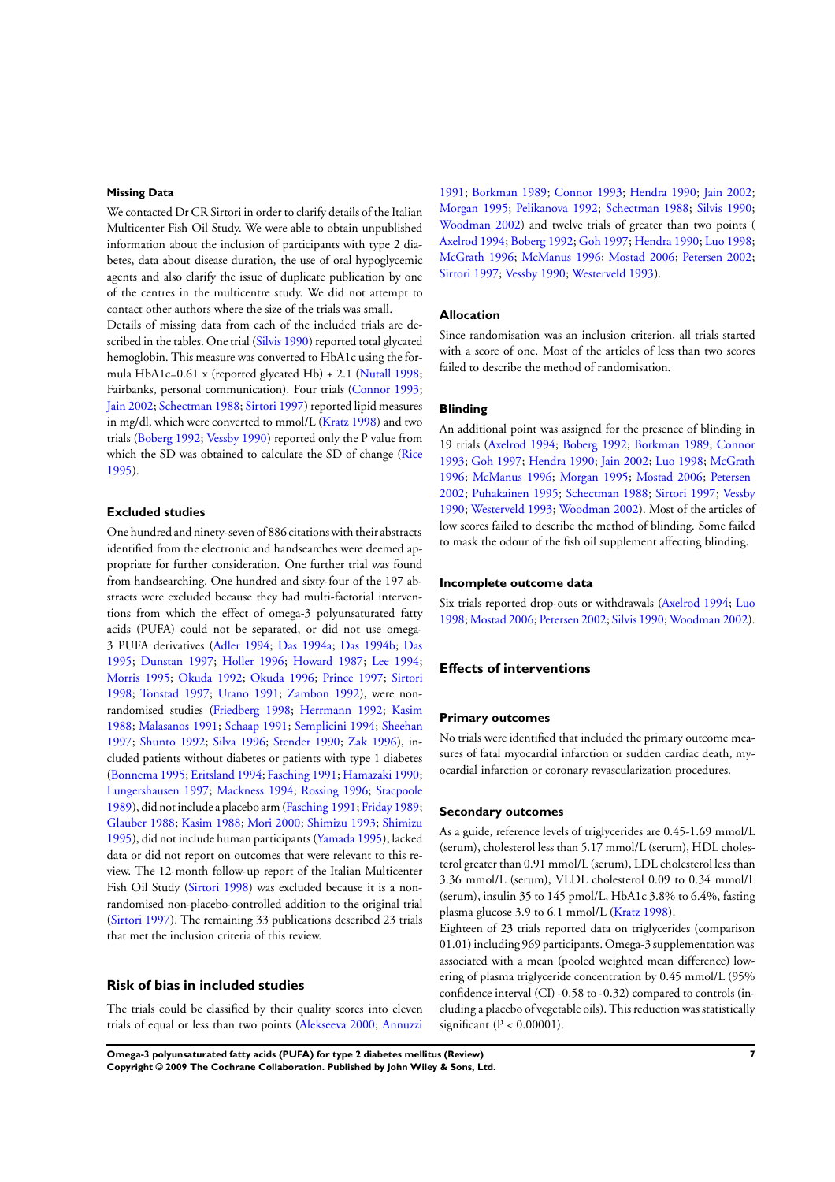### Missing Data

We contacted Dr CR Sirtori in order to clarify details of the Italian Multicenter Fish Oil Study. We were able to obtain unpublished information about the inclusion of participants with type 2 diabetes, data about disease duration, the use of oral hypoglycemic agents and also clarify the issue of duplicate publication by one of the centres in the multicentre study. We did not attempt to contact other authors where the size of the trials was small.

Details of missing data from each of the included trials are described in the tables. One trial (Silvis 1990) reported total glycated hemoglobin. This measure was converted to HbA1c using the formula HbA1c=0.61 x (reported glycated Hb) + 2.1 (Nutall 1998; Fairbanks, personal communication). Four trials (Connor 1993; Jain 2002; Schectman 1988; Sirtori 1997) reported lipid measures in mg/dl, which were converted to mmol/L (Kratz 1998) and two trials (Boberg 1992; Vessby 1990) reported only the P value from which the SD was obtained to calculate the SD of change (Rice 1995).

### Excluded studies

One hundred and ninety-seven of 886 citations with their abstracts identified from the electronic and handsearches were deemed appropriate for further consideration. One further trial was found from handsearching. One hundred and sixty-four of the 197 abstracts were excluded because they had multi-factorial interventions from which the effect of omega-3 polyunsaturated fatty acids (PUFA) could not be separated, or did not use omega-3 PUFA derivatives (Adler 1994; Das 1994a; Das 1994b; Das 1995; Dunstan 1997; Holler 1996; Howard 1987; Lee 1994; Morris 1995; Okuda 1992; Okuda 1996; Prince 1997; Sirtori 1998; Tonstad 1997; Urano 1991; Zambon 1992), were nonrandomised studies (Friedberg 1998; Herrmann 1992; Kasim 1988; Malasanos 1991; Schaap 1991; Semplicini 1994; Sheehan 1997; Shunto 1992; Silva 1996; Stender 1990; Zak 1996), included patients without diabetes or patients with type 1 diabetes (Bonnema 1995; Eritsland 1994; Fasching 1991; Hamazaki 1990; Lungershausen 1997; Mackness 1994; Rossing 1996; Stacpoole 1989), did not include a placebo arm (Fasching 1991; Friday 1989; Glauber 1988; Kasim 1988; Mori 2000; Shimizu 1993; Shimizu 1995), did not include human participants (Yamada 1995), lacked data or did not report on outcomes that were relevant to this review. The 12-month follow-up report of the Italian Multicenter Fish Oil Study (Sirtori 1998) was excluded because it is a nonrandomised non-placebo-controlled addition to the original trial (Sirtori 1997). The remaining 33 publications described 23 trials that met the inclusion criteria of this review.

## Risk of bias in included studies

The trials could be classified by their quality scores into eleven trials of equal or less than two points (Alekseeva 2000; Annuzzi 1991; Borkman 1989; Connor 1993; Hendra 1990; Jain 2002; Morgan 1995; Pelikanova 1992; Schectman 1988; Silvis 1990; Woodman 2002) and twelve trials of greater than two points ( Axelrod 1994; Boberg 1992; Goh 1997; Hendra 1990; Luo 1998; McGrath 1996; McManus 1996; Mostad 2006; Petersen 2002; Sirtori 1997; Vessby 1990; Westerveld 1993).

### Allocation

Since randomisation was an inclusion criterion, all trials started with a score of one. Most of the articles of less than two scores failed to describe the method of randomisation.

### Blinding

An additional point was assigned for the presence of blinding in 19 trials (Axelrod 1994; Boberg 1992; Borkman 1989; Connor 1993; Goh 1997; Hendra 1990; Jain 2002; Luo 1998; McGrath 1996; McManus 1996; Morgan 1995; Mostad 2006; Petersen 2002; Puhakainen 1995; Schectman 1988; Sirtori 1997; Vessby 1990; Westerveld 1993; Woodman 2002). Most of the articles of low scores failed to describe the method of blinding. Some failed to mask the odour of the fish oil supplement affecting blinding.

### Incomplete outcome data

Six trials reported drop-outs or withdrawals (Axelrod 1994; Luo 1998; Mostad 2006; Petersen 2002; Silvis 1990; Woodman 2002).

## Effects of interventions

### Primary outcomes

No trials were identified that included the primary outcome measures of fatal myocardial infarction or sudden cardiac death, myocardial infarction or coronary revascularization procedures.

### Secondary outcomes

As a guide, reference levels of triglycerides are 0.45-1.69 mmol/L (serum), cholesterol less than 5.17 mmol/L (serum), HDL cholesterol greater than 0.91 mmol/L (serum), LDL cholesterol less than 3.36 mmol/L (serum), VLDL cholesterol 0.09 to 0.34 mmol/L (serum), insulin 35 to 145 pmol/L, HbA1c 3.8% to 6.4%, fasting plasma glucose 3.9 to 6.1 mmol/L (Kratz 1998).

Eighteen of 23 trials reported data on triglycerides (comparison 01.01) including 969 participants. Omega-3 supplementation was associated with a mean (pooled weighted mean difference) lowering of plasma triglyceride concentration by 0.45 mmol/L (95% confidence interval (CI) -0.58 to -0.32) compared to controls (including a placebo of vegetable oils). This reduction was statistically significant ($P < 0.00001$).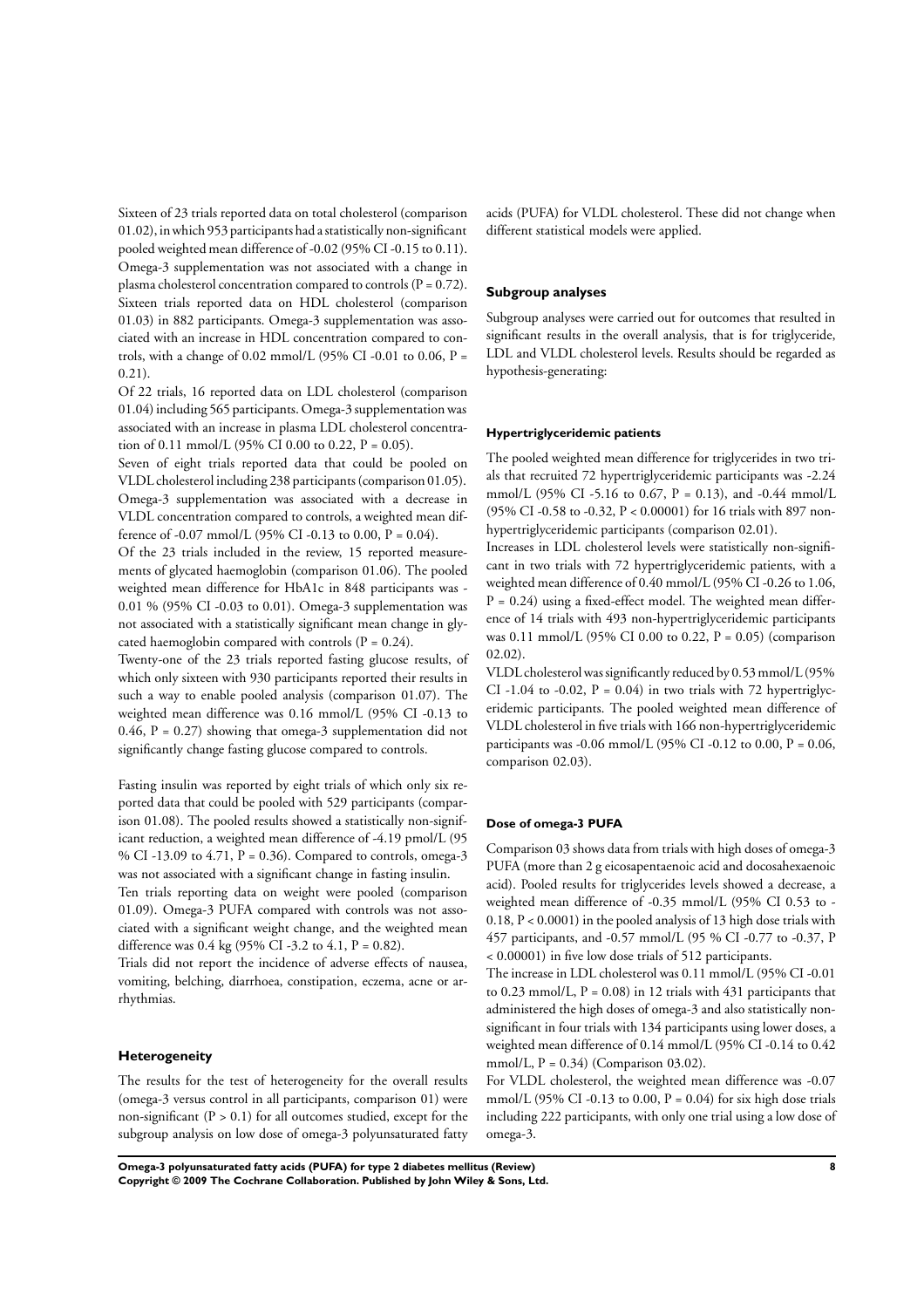Sixteen of 23 trials reported data on total cholesterol (comparison 01.02), in which 953 participants had a statistically non-significant pooled weighted mean difference of -0.02 (95% CI -0.15 to 0.11). Omega-3 supplementation was not associated with a change in plasma cholesterol concentration compared to controls (P = 0.72). Sixteen trials reported data on HDL cholesterol (comparison 01.03) in 882 participants. Omega-3 supplementation was associated with an increase in HDL concentration compared to controls, with a change of 0.02 mmol/L (95% CI -0.01 to 0.06, P = 0.21).

Of 22 trials, 16 reported data on LDL cholesterol (comparison 01.04) including 565 participants. Omega-3 supplementation was associated with an increase in plasma LDL cholesterol concentration of 0.11 mmol/L (95% CI 0.00 to 0.22, P = 0.05).

Seven of eight trials reported data that could be pooled on VLDL cholesterol including 238 participants (comparison 01.05). Omega-3 supplementation was associated with a decrease in VLDL concentration compared to controls, a weighted mean difference of -0.07 mmol/L (95% CI -0.13 to 0.00, P = 0.04).

Of the 23 trials included in the review, 15 reported measurements of glycated haemoglobin (comparison 01.06). The pooled weighted mean difference for HbA1c in 848 participants was -0.01 % (95% CI -0.03 to 0.01). Omega-3 supplementation was not associated with a statistically significant mean change in glycated haemoglobin compared with controls (P = 0.24).

Twenty-one of the 23 trials reported fasting glucose results, of which only sixteen with 930 participants reported their results in such a way to enable pooled analysis (comparison 01.07). The weighted mean difference was 0.16 mmol/L (95% CI -0.13 to 0.46, P = 0.27) showing that omega-3 supplementation did not significantly change fasting glucose compared to controls.

Fasting insulin was reported by eight trials of which only six reported data that could be pooled with 529 participants (comparison 01.08). The pooled results showed a statistically non-significant reduction, a weighted mean difference of -4.19 pmol/L (95 % CI -13.09 to 4.71, P = 0.36). Compared to controls, omega-3 was not associated with a significant change in fasting insulin.

Ten trials reporting data on weight were pooled (comparison 01.09). Omega-3 PUFA compared with controls was not associated with a significant weight change, and the weighted mean difference was 0.4 kg (95% CI -3.2 to 4.1, P = 0.82).

Trials did not report the incidence of adverse effects of nausea, vomiting, belching, diarrhoea, constipation, eczema, acne or arrhythmias.

### Heterogeneity

The results for the test of heterogeneity for the overall results (omega-3 versus control in all participants, comparison 01) were non-significant (P > 0.1) for all outcomes studied, except for the subgroup analysis on low dose of omega-3 polyunsaturated fatty acids (PUFA) for VLDL cholesterol. These did not change when different statistical models were applied.

### Subgroup analyses

Subgroup analyses were carried out for outcomes that resulted in significant results in the overall analysis, that is for triglyceride, LDL and VLDL cholesterol levels. Results should be regarded as hypothesis-generating:

#### Hypertriglyceridemic patients

The pooled weighted mean difference for triglycerides in two trials that recruited 72 hypertriglyceridemic participants was -2.24 mmol/L (95% CI -5.16 to 0.67, P = 0.13), and -0.44 mmol/L (95% CI -0.58 to -0.32, P < 0.00001) for 16 trials with 897 non-hypertriglyceridemic participants (comparison 02.01).

Increases in LDL cholesterol levels were statistically non-significant in two trials with 72 hypertriglyceridemic patients, with a weighted mean difference of 0.40 mmol/L (95% CI -0.26 to 1.06, P = 0.24) using a fixed-effect model. The weighted mean difference of 14 trials with 493 non-hypertriglyceridemic participants was 0.11 mmol/L (95% CI 0.00 to 0.22, P = 0.05) (comparison 02.02).

VLDL cholesterol was significantly reduced by 0.53 mmol/L (95% CI -1.04 to -0.02, P = 0.04) in two trials with 72 hypertriglyceridemic participants. The pooled weighted mean difference of VLDL cholesterol in five trials with 166 non-hypertriglyceridemic participants was -0.06 mmol/L (95% CI -0.12 to 0.00, P = 0.06, comparison 02.03).

#### Dose of omega-3 PUFA

Comparison 03 shows data from trials with high doses of omega-3 PUFA (more than 2 g eicosapentaenoic acid and docosahexaenoic acid). Pooled results for triglycerides levels showed a decrease, a weighted mean difference of -0.35 mmol/L (95% CI 0.53 to -0.18, P < 0.0001) in the pooled analysis of 13 high dose trials with 457 participants, and -0.57 mmol/L (95 % CI -0.77 to -0.37, P < 0.00001) in five low dose trials of 512 participants.

The increase in LDL cholesterol was 0.11 mmol/L (95% CI -0.01 to 0.23 mmol/L, P = 0.08) in 12 trials with 431 participants that administered the high doses of omega-3 and also statistically non-significant in four trials with 134 participants using lower doses, a weighted mean difference of 0.14 mmol/L (95% CI -0.14 to 0.42 mmol/L, P = 0.34) (Comparison 03.02).

For VLDL cholesterol, the weighted mean difference was -0.07 mmol/L (95% CI -0.13 to 0.00, P = 0.04) for six high dose trials including 222 participants, with only one trial using a low dose of omega-3.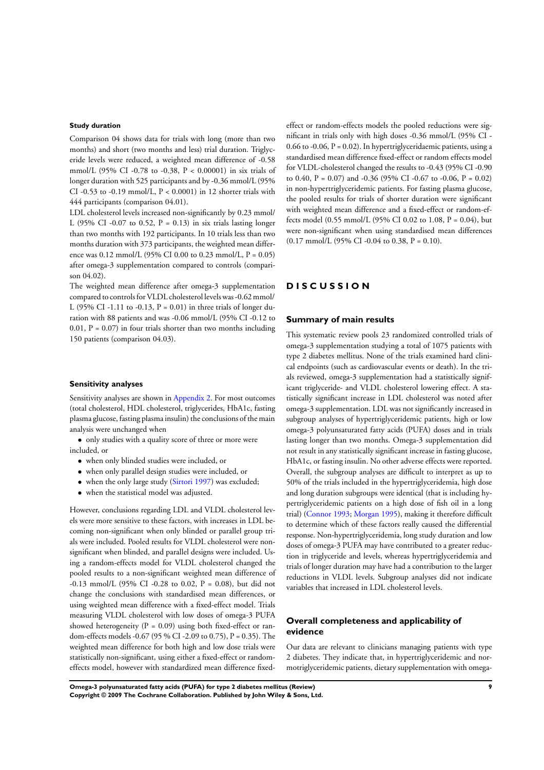#### Study duration

Comparison 04 shows data for trials with long (more than two months) and short (two months and less) trial duration. Triglyceride levels were reduced, a weighted mean difference of -0.58 mmol/L (95% CI -0.78 to -0.38, P < 0.00001) in six trials of longer duration with 525 participants and by -0.36 mmol/L (95% CI -0.53 to -0.19 mmol/L, P < 0.0001) in 12 shorter trials with 444 participants (comparison 04.01).

LDL cholesterol levels increased non-significantly by 0.23 mmol/L (95% CI -0.07 to 0.52, P = 0.13) in six trials lasting longer than two months with 192 participants. In 10 trials less than two months duration with 373 participants, the weighted mean difference was 0.12 mmol/L (95% CI 0.00 to 0.23 mmol/L, P = 0.05) after omega-3 supplementation compared to controls (comparison 04.02).

The weighted mean difference after omega-3 supplementation compared to controls for VLDL cholesterol levels was -0.62 mmol/L (95% CI -1.11 to -0.13, P = 0.01) in three trials of longer duration with 88 patients and was -0.06 mmol/L (95% CI -0.12 to 0.01, P = 0.07) in four trials shorter than two months including 150 patients (comparison 04.03).

#### Sensitivity analyses

Sensitivity analyses are shown in Appendix 2. For most outcomes (total cholesterol, HDL cholesterol, triglycerides, HbA1c, fasting plasma glucose, fasting plasma insulin) the conclusions of the main analysis were unchanged when

- only studies with a quality score of three or more were included, or
- when only blinded studies were included, or
- when only parallel design studies were included, or
- when the only large study (Sirtori 1997) was excluded;
- when the statistical model was adjusted.

However, conclusions regarding LDL and VLDL cholesterol levels were more sensitive to these factors, with increases in LDL becoming non-significant when only blinded or parallel group trials were included. Pooled results for VLDL cholesterol were non-significant when blinded, and parallel designs were included. Using a random-effects model for VLDL cholesterol changed the pooled results to a non-significant weighted mean difference of -0.13 mmol/L (95% CI -0.28 to 0.02, P = 0.08), but did not change the conclusions with standardised mean differences, or using weighted mean difference with a fixed-effect model. Trials measuring VLDL cholesterol with low doses of omega-3 PUFA showed heterogeneity (P = 0.09) using both fixed-effect or random-effects models -0.67 (95 % CI -2.09 to 0.75), P = 0.35). The weighted mean difference for both high and low dose trials were statistically non-significant, using either a fixed-effect or random-effects model, however with standardized mean difference fixed-effect or random-effects models the pooled reductions were significant in trials only with high doses -0.36 mmol/L (95% CI -0.66 to -0.06, P = 0.02). In hypertriglyceridaemic patients, using a standardised mean difference fixed-effect or random effects model for VLDL-cholesterol changed the results to -0.43 (95% CI -0.90 to 0.40, P = 0.07) and -0.36 (95% CI -0.67 to -0.06, P = 0.02) in non-hypertriglyceridemic patients. For fasting plasma glucose, the pooled results for trials of shorter duration were significant with weighted mean difference and a fixed-effect or random-effects model (0.55 mmol/L (95% CI 0.02 to 1.08, P = 0.04), but were non-significant when using standardised mean differences (0.17 mmol/L (95% CI -0.04 to 0.38, P = 0.10).

# DISCUSSION

## Summary of main results

This systematic review pools 23 randomized controlled trials of omega-3 supplementation studying a total of 1075 patients with type 2 diabetes mellitus. None of the trials examined hard clinical endpoints (such as cardiovascular events or death). In the trials reviewed, omega-3 supplementation had a statistically significant triglyceride- and VLDL cholesterol lowering effect. A statistically significant increase in LDL cholesterol was noted after omega-3 supplementation. LDL was not significantly increased in subgroup analyses of hypertriglyceridemic patients, high or low omega-3 polyunsaturated fatty acids (PUFA) doses and in trials lasting longer than two months. Omega-3 supplementation did not result in any statistically significant increase in fasting glucose, HbA1c, or fasting insulin. No other adverse effects were reported. Overall, the subgroup analyses are difficult to interpret as up to 50% of the trials included in the hypertriglyceridemia, high dose and long duration subgroups were identical (that is including hypertriglyceridemic patients on a high dose of fish oil in a long trial) (Connor 1993; Morgan 1995), making it therefore difficult to determine which of these factors really caused the differential response. Non-hypertriglyceridemia, long study duration and low doses of omega-3 PUFA may have contributed to a greater reduction in triglyceride and levels, whereas hypertriglyceridemia and trials of longer duration may have had a contribution to the larger reductions in VLDL levels. Subgroup analyses did not indicate variables that increased in LDL cholesterol levels.

## Overall completeness and applicability of evidence

Our data are relevant to clinicians managing patients with type 2 diabetes. They indicate that, in hypertriglyceridemic and normotriglyceridemic patients, dietary supplementation with omega-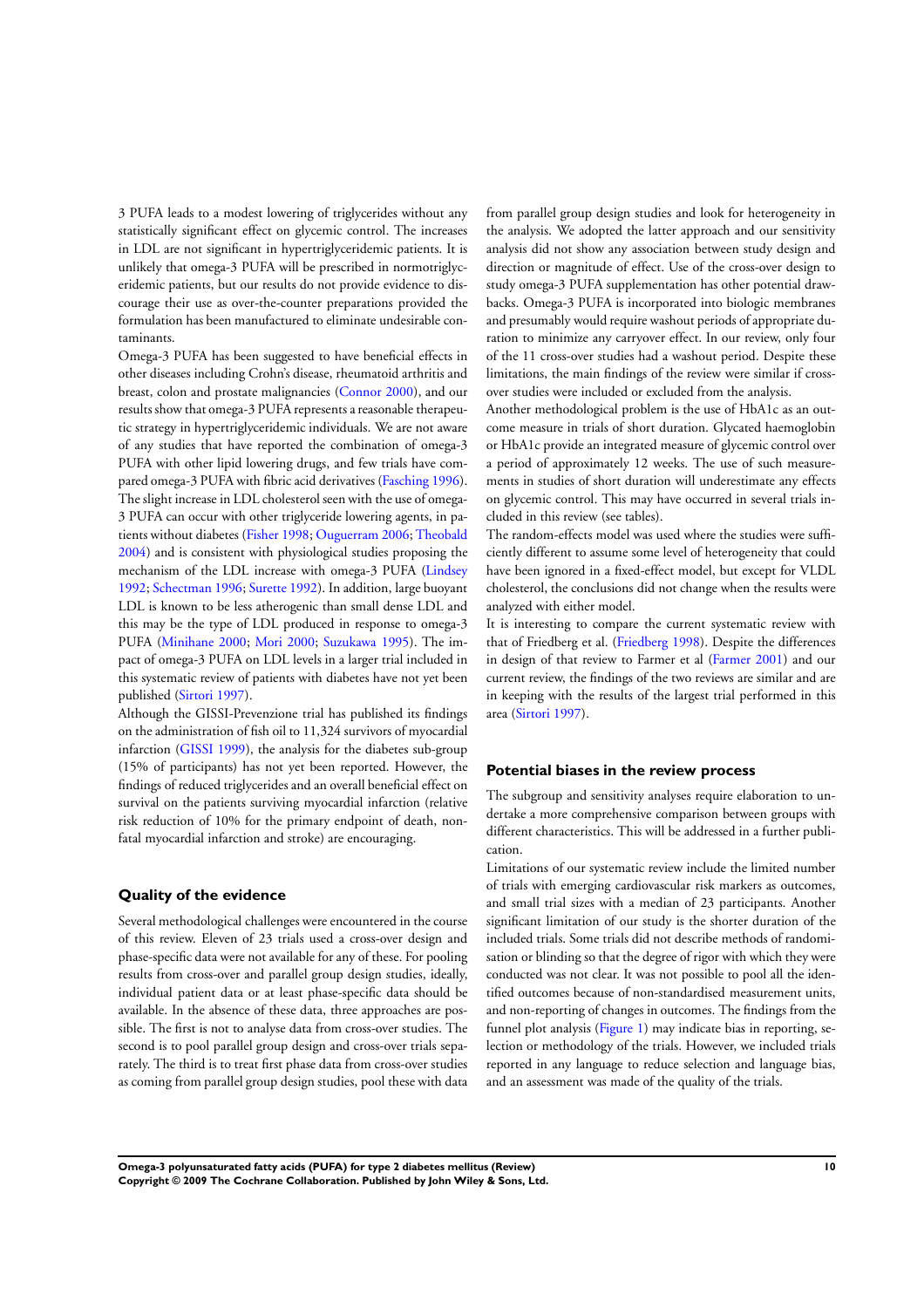3 PUFA leads to a modest lowering of triglycerides without any statistically significant effect on glycemic control. The increases in LDL are not significant in hypertriglyceridemic patients. It is unlikely that omega-3 PUFA will be prescribed in normotriglyceridemic patients, but our results do not provide evidence to discourage their use as over-the-counter preparations provided the formulation has been manufactured to eliminate undesirable contaminants.

Omega-3 PUFA has been suggested to have beneficial effects in other diseases including Crohn's disease, rheumatoid arthritis and breast, colon and prostate malignancies (Connor 2000), and our results show that omega-3 PUFA represents a reasonable therapeutic strategy in hypertriglyceridemic individuals. We are not aware of any studies that have reported the combination of omega-3 PUFA with other lipid lowering drugs, and few trials have compared omega-3 PUFA with fibric acid derivatives (Fasching 1996). The slight increase in LDL cholesterol seen with the use of omega-3 PUFA can occur with other triglyceride lowering agents, in patients without diabetes (Fisher 1998; Ouguerram 2006; Theobald 2004) and is consistent with physiological studies proposing the mechanism of the LDL increase with omega-3 PUFA (Lindsey 1992; Schectman 1996; Surette 1992). In addition, large buoyant LDL is known to be less atherogenic than small dense LDL and this may be the type of LDL produced in response to omega-3 PUFA (Minihane 2000; Mori 2000; Suzukawa 1995). The impact of omega-3 PUFA on LDL levels in a larger trial included in this systematic review of patients with diabetes have not yet been published (Sirtori 1997).

Although the GISSI-Prevenzione trial has published its findings on the administration of fish oil to 11,324 survivors of myocardial infarction (GISSI 1999), the analysis for the diabetes sub-group (15% of participants) has not yet been reported. However, the findings of reduced triglycerides and an overall beneficial effect on survival on the patients surviving myocardial infarction (relative risk reduction of 10% for the primary endpoint of death, non-fatal myocardial infarction and stroke) are encouraging.

### Quality of the evidence

Several methodological challenges were encountered in the course of this review. Eleven of 23 trials used a cross-over design and phase-specific data were not available for any of these. For pooling results from cross-over and parallel group design studies, ideally, individual patient data or at least phase-specific data should be available. In the absence of these data, three approaches are possible. The first is not to analyse data from cross-over studies. The second is to pool parallel group design and cross-over trials separately. The third is to treat first phase data from cross-over studies as coming from parallel group design studies, pool these with data from parallel group design studies and look for heterogeneity in the analysis. We adopted the latter approach and our sensitivity analysis did not show any association between study design and direction or magnitude of effect. Use of the cross-over design to study omega-3 PUFA supplementation has other potential drawbacks. Omega-3 PUFA is incorporated into biologic membranes and presumably would require washout periods of appropriate duration to minimize any carryover effect. In our review, only four of the 11 cross-over studies had a washout period. Despite these limitations, the main findings of the review were similar if cross-over studies were included or excluded from the analysis.

Another methodological problem is the use of HbA1c as an outcome measure in trials of short duration. Glycated haemoglobin or HbA1c provide an integrated measure of glycemic control over a period of approximately 12 weeks. The use of such measurements in studies of short duration will underestimate any effects on glycemic control. This may have occurred in several trials included in this review (see tables).

The random-effects model was used where the studies were sufficiently different to assume some level of heterogeneity that could have been ignored in a fixed-effect model, but except for VLDL cholesterol, the conclusions did not change when the results were analyzed with either model.

It is interesting to compare the current systematic review with that of Friedberg et al. (Friedberg 1998). Despite the differences in design of that review to Farmer et al (Farmer 2001) and our current review, the findings of the two reviews are similar and are in keeping with the results of the largest trial performed in this area (Sirtori 1997).

### Potential biases in the review process

The subgroup and sensitivity analyses require elaboration to undertake a more comprehensive comparison between groups with different characteristics. This will be addressed in a further publication.

Limitations of our systematic review include the limited number of trials with emerging cardiovascular risk markers as outcomes, and small trial sizes with a median of 23 participants. Another significant limitation of our study is the shorter duration of the included trials. Some trials did not describe methods of randomisation or blinding so that the degree of rigor with which they were conducted was not clear. It was not possible to pool all the identified outcomes because of non-standardised measurement units, and non-reporting of changes in outcomes. The findings from the funnel plot analysis (Figure 1) may indicate bias in reporting, selection or methodology of the trials. However, we included trials reported in any language to reduce selection and language bias, and an assessment was made of the quality of the trials.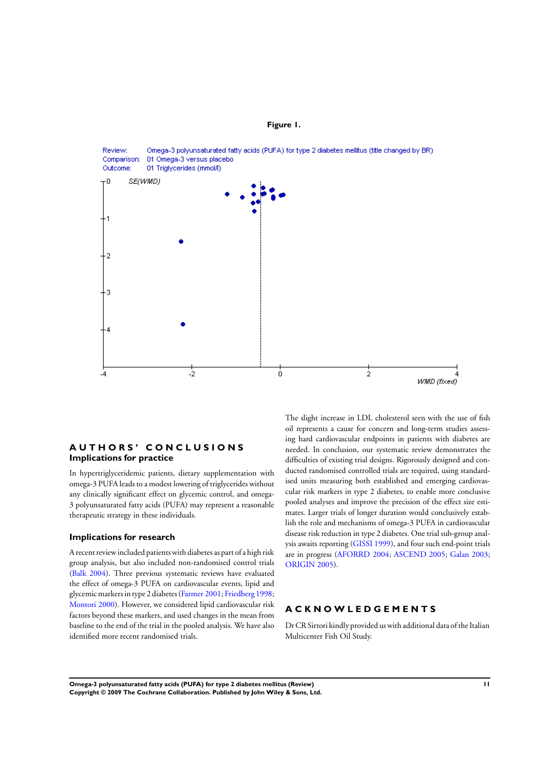**Figure 1.**

Review: Omega-3 polyunsaturated fatty acids (PUFA) for type 2 diabetes mellitus (title changed by BR)
Comparison: 01 Omega-3 versus placebo
Outcome: 01 Triglycerides (mmol/l)

# AUTHORS' CONCLUSIONS

## Implications for practice

In hypertriglyceridemic patients, dietary supplementation with omega-3 PUFA leads to a modest lowering of triglycerides without any clinically significant effect on glycemic control, and omega-3 polyunsaturated fatty acids (PUFA) may represent a reasonable therapeutic strategy in these individuals.

## Implications for research

A recent review included patients with diabetes as part of a high risk group analysis, but also included non-randomised control trials (Balk 2004). Three previous systematic reviews have evaluated the effect of omega-3 PUFA on cardiovascular events, lipid and glycemic markers in type 2 diabetes (Farmer 2001; Friedberg 1998; Montori 2000). However, we considered lipid cardiovascular risk factors beyond these markers, and used changes in the mean from baseline to the end of the trial in the pooled analysis. We have also identified more recent randomised trials.

The slight increase in LDL cholesterol seen with the use of fish oil represents a cause for concern and long-term studies assessing hard cardiovascular endpoints in patients with diabetes are needed. In conclusion, our systematic review demonstrates the difficulties of existing trial designs. Rigorously designed and conducted randomised controlled trials are required, using standardised units measuring both established and emerging cardiovascular risk markers in type 2 diabetes, to enable more conclusive pooled analyses and improve the precision of the effect size estimates. Larger trials of longer duration would conclusively establish the role and mechanisms of omega-3 PUFA in cardiovascular disease risk reduction in type 2 diabetes. One trial sub-group analysis awaits reporting (GISSI 1999), and four such end-point trials are in progress (AFORRD 2004; ASCEND 2005; Galan 2003; ORIGIN 2005).

# ACKNOWLEDGEMENTS

Dr CR Sirtori kindly provided us with additional data of the Italian Multicenter Fish Oil Study.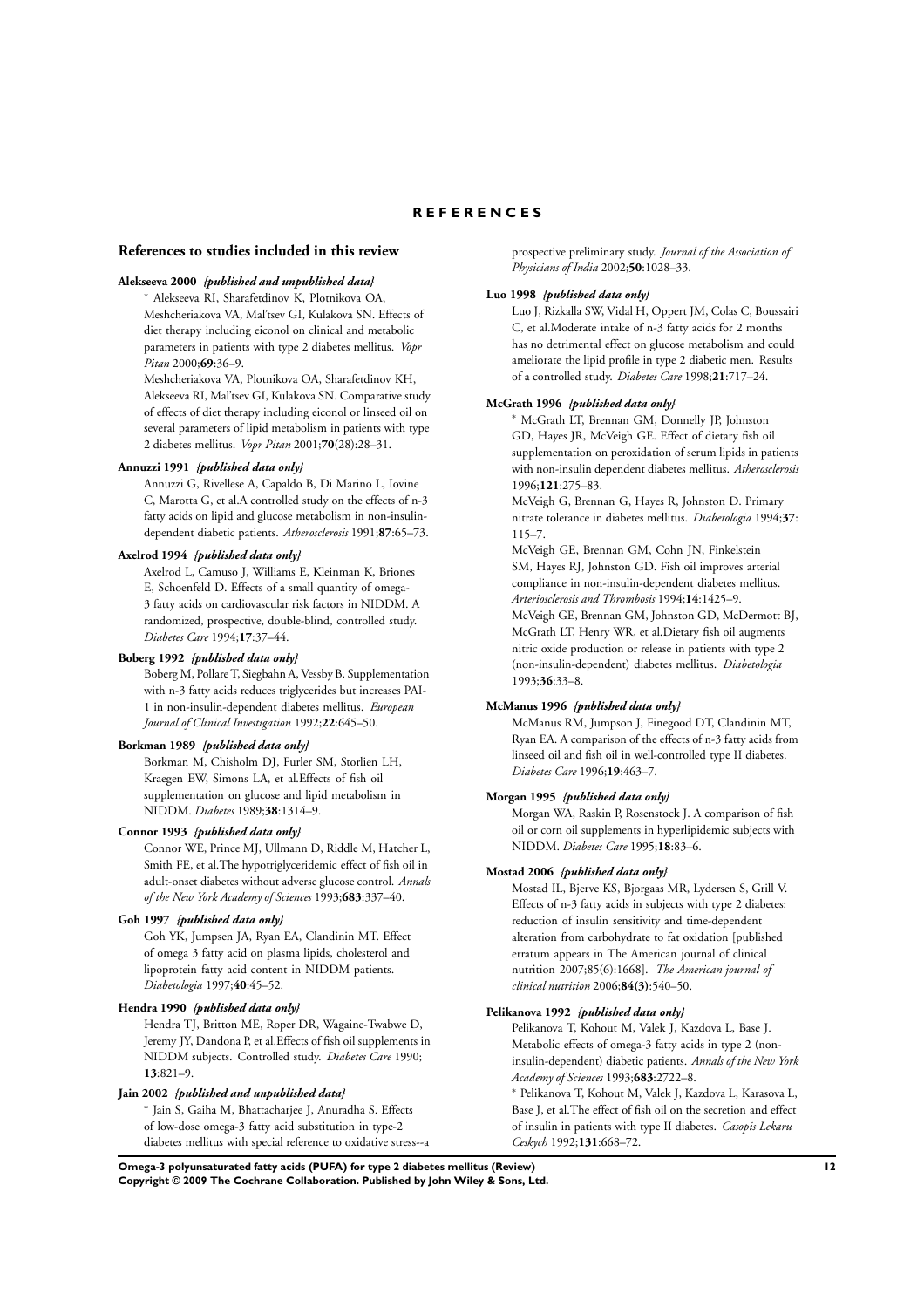# REFERENCES

## References to studies included in this review

**Alekseeva 2000** *{published and unpublished data}*

* Alekseeva RI, Sharafetdinov K, Plotnikova OA, Meshcheriakova VA, Mal'tsev GI, Kulakova SN. Effects of diet therapy including eiconol on clinical and metabolic parameters in patients with type 2 diabetes mellitus. *Vopr Pitan* 2000;**69**:36–9.

Meshcheriakova VA, Plotnikova OA, Sharafetdinov KH, Alekseeva RI, Mal'tsev GI, Kulakova SN. Comparative study of effects of diet therapy including eiconol or linseed oil on several parameters of lipid metabolism in patients with type 2 diabetes mellitus. *Vopr Pitan* 2001;**70**(28):28–31.

**Annuzzi 1991** *{published data only}*

Annuzzi G, Rivellese A, Capaldo B, Di Marino L, Iovine C, Marotta G, et al.A controlled study on the effects of n-3 fatty acids on lipid and glucose metabolism in non-insulin-dependent diabetic patients. *Atherosclerosis* 1991;**87**:65–73.

**Axelrod 1994** *{published data only}*

Axelrod L, Camuso J, Williams E, Kleinman K, Briones E, Schoenfeld D. Effects of a small quantity of omega-3 fatty acids on cardiovascular risk factors in NIDDM. A randomized, prospective, double-blind, controlled study. *Diabetes Care* 1994;**17**:37–44.

**Boberg 1992** *{published data only}*

Boberg M, Pollare T, Siegbahn A, Vessby B. Supplementation with n-3 fatty acids reduces triglycerides but increases PAI-1 in non-insulin-dependent diabetes mellitus. *European Journal of Clinical Investigation* 1992;**22**:645–50.

**Borkman 1989** *{published data only}*

Borkman M, Chisholm DJ, Furler SM, Storlien LH, Kraegen EW, Simons LA, et al.Effects of fish oil supplementation on glucose and lipid metabolism in NIDDM. *Diabetes* 1989;**38**:1314–9.

**Connor 1993** *{published data only}*

Connor WE, Prince MJ, Ullmann D, Riddle M, Hatcher L, Smith FE, et al.The hypotriglyceridemic effect of fish oil in adult-onset diabetes without adverse glucose control. *Annals of the New York Academy of Sciences* 1993;**683**:337–40.

**Goh 1997** *{published data only}*

Goh YK, Jumpsen JA, Ryan EA, Clandinin MT. Effect of omega 3 fatty acid on plasma lipids, cholesterol and lipoprotein fatty acid content in NIDDM patients. *Diabetologia* 1997;**40**:45–52.

**Hendra 1990** *{published data only}*

Hendra TJ, Britton ME, Roper DR, Wagaine-Twabwe D, Jeremy JY, Dandona P, et al.Effects of fish oil supplements in NIDDM subjects. Controlled study. *Diabetes Care* 1990;**13**:821–9.

**Jain 2002** *{published and unpublished data}*

* Jain S, Gaiha M, Bhattacharjee J, Anuradha S. Effects of low-dose omega-3 fatty acid substitution in type-2 diabetes mellitus with special reference to oxidative stress--a prospective preliminary study. *Journal of the Association of Physicians of India* 2002;**50**:1028–33.

**Luo 1998** *{published data only}*

Luo J, Rizkalla SW, Vidal H, Oppert JM, Colas C, Boussairi C, et al.Moderate intake of n-3 fatty acids for 2 months has no detrimental effect on glucose metabolism and could ameliorate the lipid profile in type 2 diabetic men. Results of a controlled study. *Diabetes Care* 1998;**21**:717–24.

**McGrath 1996** *{published data only}*

* McGrath LT, Brennan GM, Donnelly JP, Johnston GD, Hayes JR, McVeigh GE. Effect of dietary fish oil supplementation on peroxidation of serum lipids in patients with non-insulin dependent diabetes mellitus. *Atherosclerosis* 1996;**121**:275–83.

McVeigh G, Brennan G, Hayes R, Johnston D. Primary nitrate tolerance in diabetes mellitus. *Diabetologia* 1994;**37**:115–7.

McVeigh GE, Brennan GM, Cohn JN, Finkelstein SM, Hayes RJ, Johnston GD. Fish oil improves arterial compliance in non-insulin-dependent diabetes mellitus. *Arteriosclerosis and Thrombosis* 1994;**14**:1425–9.

McVeigh GE, Brennan GM, Johnston GD, McDermott BJ, McGrath LT, Henry WR, et al.Dietary fish oil augments nitric oxide production or release in patients with type 2 (non-insulin-dependent) diabetes mellitus. *Diabetologia* 1993;**36**:33–8.

**McManus 1996** *{published data only}*

McManus RM, Jumpson J, Finegood DT, Clandinin MT, Ryan EA. A comparison of the effects of n-3 fatty acids from linseed oil and fish oil in well-controlled type II diabetes. *Diabetes Care* 1996;**19**:463–7.

**Morgan 1995** *{published data only}*

Morgan WA, Raskin P, Rosenstock J. A comparison of fish oil or corn oil supplements in hyperlipidemic subjects with NIDDM. *Diabetes Care* 1995;**18**:83–6.

**Mostad 2006** *{published data only}*

Mostad IL, Bjerve KS, Bjorgaas MR, Lydersen S, Grill V. Effects of n-3 fatty acids in subjects with type 2 diabetes: reduction of insulin sensitivity and time-dependent alteration from carbohydrate to fat oxidation [published erratum appears in The American journal of clinical nutrition 2007;85(6):1668]. *The American journal of clinical nutrition* 2006;**84(3)**:540–50.

**Pelikanova 1992** *{published data only}*

Pelikanova T, Kohout M, Valek J, Kazdova L, Base J. Metabolic effects of omega-3 fatty acids in type 2 (non-insulin-dependent) diabetic patients. *Annals of the New York Academy of Sciences* 1993;**683**:2722–8.

* Pelikanova T, Kohout M, Valek J, Kazdova L, Karasova L, Base J, et al.The effect of fish oil on the secretion and effect of insulin in patients with type II diabetes. *Casopis Lekaru Ceskych* 1992;**131**:668–72.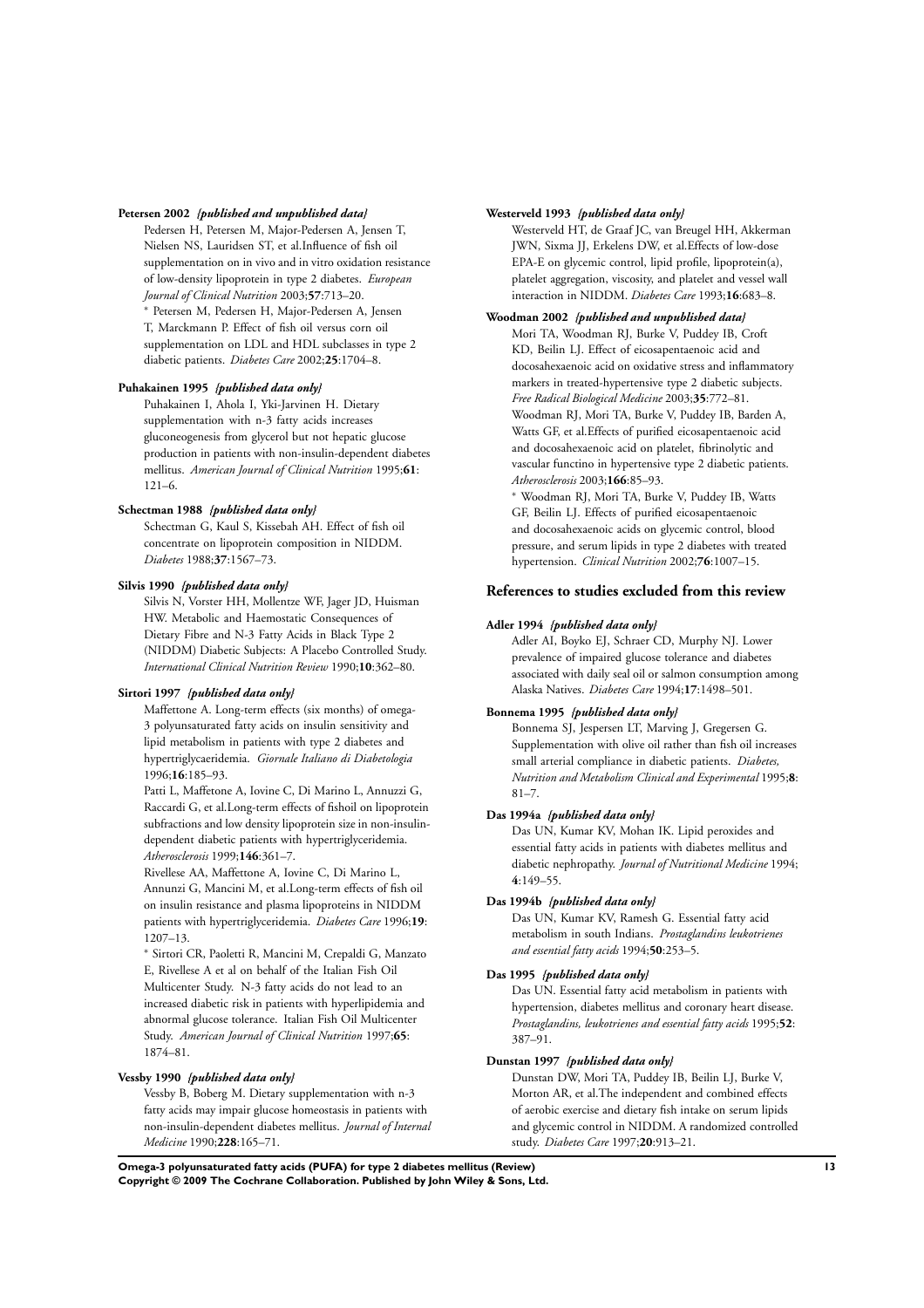**Petersen 2002** *{published and unpublished data}*

Pedersen H, Petersen M, Major-Pedersen A, Jensen T, Nielsen NS, Lauridsen ST, et al.Influence of fish oil supplementation on in vivo and in vitro oxidation resistance of low-density lipoprotein in type 2 diabetes. *European Journal of Clinical Nutrition* 2003;**57**:713–20.

* Petersen M, Pedersen H, Major-Pedersen A, Jensen T, Marckmann P. Effect of fish oil versus corn oil supplementation on LDL and HDL subclasses in type 2 diabetic patients. *Diabetes Care* 2002;**25**:1704–8.

**Puhakainen 1995** *{published data only}*

Puhakainen I, Ahola I, Yki-Jarvinen H. Dietary supplementation with n-3 fatty acids increases gluconeogenesis from glycerol but not hepatic glucose production in patients with non-insulin-dependent diabetes mellitus. *American Journal of Clinical Nutrition* 1995;**61**: 121–6.

**Schectman 1988** *{published data only}*

Schectman G, Kaul S, Kissebah AH. Effect of fish oil concentrate on lipoprotein composition in NIDDM. *Diabetes* 1988;**37**:1567–73.

**Silvis 1990** *{published data only}*

Silvis N, Vorster HH, Mollentze WF, Jager JD, Huisman HW. Metabolic and Haemostatic Consequences of Dietary Fibre and N-3 Fatty Acids in Black Type 2 (NIDDM) Diabetic Subjects: A Placebo Controlled Study. *International Clinical Nutrition Review* 1990;**10**:362–80.

**Sirtori 1997** *{published data only}*

Maffettone A. Long-term effects (six months) of omega-3 polyunsaturated fatty acids on insulin sensitivity and lipid metabolism in patients with type 2 diabetes and hypertriglycaeridemia. *Giornale Italiano di Diabetologia* 1996;**16**:185–93.

Patti L, Maffetone A, Iovine C, Di Marino L, Annuzzi G, Raccardi G, et al.Long-term effects of fishoil on lipoprotein subfractions and low density lipoprotein size in non-insulin-dependent diabetic patients with hypertriglyceridemia. *Atherosclerosis* 1999;**146**:361–7.

Rivellese AA, Maffettone A, Iovine C, Di Marino L, Annunzi G, Mancini M, et al.Long-term effects of fish oil on insulin resistance and plasma lipoproteins in NIDDM patients with hypertriglyceridemia. *Diabetes Care* 1996;**19**: 1207–13.

* Sirtori CR, Paoletti R, Mancini M, Crepaldi G, Manzato E, Rivellese A et al on behalf of the Italian Fish Oil Multicenter Study. N-3 fatty acids do not lead to an increased diabetic risk in patients with hyperlipidemia and abnormal glucose tolerance. Italian Fish Oil Multicenter Study. *American Journal of Clinical Nutrition* 1997;**65**: 1874–81.

**Vessby 1990** *{published data only}*

Vessby B, Boberg M. Dietary supplementation with n-3 fatty acids may impair glucose homeostasis in patients with non-insulin-dependent diabetes mellitus. *Journal of Internal Medicine* 1990;**228**:165–71.

**Westerveld 1993** *{published data only}*

Westerveld HT, de Graaf JC, van Breugel HH, Akkerman JWN, Sixma JJ, Erkelens DW, et al.Effects of low-dose EPA-E on glycemic control, lipid profile, lipoprotein(a), platelet aggregation, viscosity, and platelet and vessel wall interaction in NIDDM. *Diabetes Care* 1993;**16**:683–8.

**Woodman 2002** *{published and unpublished data}*

Mori TA, Woodman RJ, Burke V, Puddey IB, Croft KD, Beilin LJ. Effect of eicosapentaenoic acid and docosahexaenoic acid on oxidative stress and inflammatory markers in treated-hypertensive type 2 diabetic subjects. *Free Radical Biological Medicine* 2003;**35**:772–81.

Woodman RJ, Mori TA, Burke V, Puddey IB, Barden A, Watts GF, et al.Effects of purified eicosapentaenoic acid and docosahexaenoic acid on platelet, fibrinolytic and vascular functino in hypertensive type 2 diabetic patients. *Atherosclerosis* 2003;**166**:85–93.

* Woodman RJ, Mori TA, Burke V, Puddey IB, Watts GF, Beilin LJ. Effects of purified eicosapentaenoic and docosahexaenoic acids on glycemic control, blood pressure, and serum lipids in type 2 diabetes with treated hypertension. *Clinical Nutrition* 2002;**76**:1007–15.

## References to studies excluded from this review

**Adler 1994** *{published data only}*

Adler AI, Boyko EJ, Schraer CD, Murphy NJ. Lower prevalence of impaired glucose tolerance and diabetes associated with daily seal oil or salmon consumption among Alaska Natives. *Diabetes Care* 1994;**17**:1498–501.

**Bonnema 1995** *{published data only}*

Bonnema SJ, Jespersen LT, Marving J, Gregersen G. Supplementation with olive oil rather than fish oil increases small arterial compliance in diabetic patients. *Diabetes, Nutrition and Metabolism Clinical and Experimental* 1995;**8**: 81–7.

**Das 1994a** *{published data only}*

Das UN, Kumar KV, Mohan IK. Lipid peroxides and essential fatty acids in patients with diabetes mellitus and diabetic nephropathy. *Journal of Nutritional Medicine* 1994; **4**:149–55.

**Das 1994b** *{published data only}*

Das UN, Kumar KV, Ramesh G. Essential fatty acid metabolism in south Indians. *Prostaglandins leukotrienes and essential fatty acids* 1994;**50**:253–5.

**Das 1995** *{published data only}*

Das UN. Essential fatty acid metabolism in patients with hypertension, diabetes mellitus and coronary heart disease. *Prostaglandins, leukotrienes and essential fatty acids* 1995;**52**: 387–91.

**Dunstan 1997** *{published data only}*

Dunstan DW, Mori TA, Puddey IB, Beilin LJ, Burke V, Morton AR, et al.The independent and combined effects of aerobic exercise and dietary fish intake on serum lipids and glycemic control in NIDDM. A randomized controlled study. *Diabetes Care* 1997;**20**:913–21.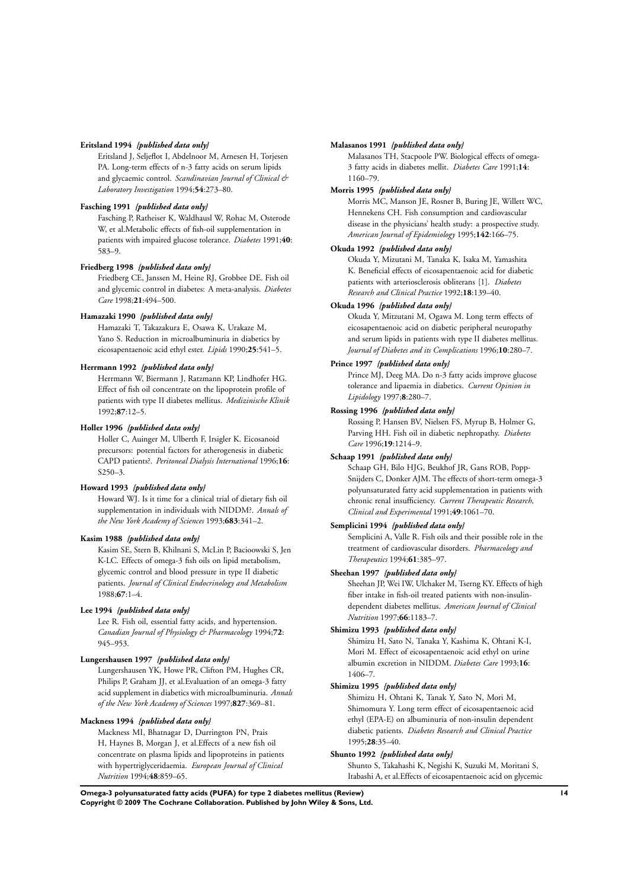**Eritsland 1994** *{published data only}*

Eritsland J, Seljeflot I, Abdelnoor M, Arnesen H, Torjesen PA. Long-term effects of n-3 fatty acids on serum lipids and glycaemic control. *Scandinavian Journal of Clinical & Laboratory Investigation* 1994;**54**:273–80.

**Fasching 1991** *{published data only}*

Fasching P, Ratheiser K, Waldhausl W, Rohac M, Osterode W, et al.Metabolic effects of fish-oil supplementation in patients with impaired glucose tolerance. *Diabetes* 1991;**40**: 583–9.

**Friedberg 1998** *{published data only}*

Friedberg CE, Janssen M, Heine RJ, Grobbee DE. Fish oil and glycemic control in diabetes: A meta-analysis. *Diabetes Care* 1998;**21**:494–500.

**Hamazaki 1990** *{published data only}*

Hamazaki T, Takazakura E, Osawa K, Urakaze M, Yano S. Reduction in microalbuminuria in diabetics by eicosapentaenoic acid ethyl ester. *Lipids* 1990;**25**:541–5.

**Herrmann 1992** *{published data only}*

Herrmann W, Biermann J, Ratzmann KP, Lindhofer HG. Effect of fish oil concentrate on the lipoprotein profile of patients with type II diabetes mellitus. *Medizinische Klinik* 1992;**87**:12–5.

**Holler 1996** *{published data only}*

Holler C, Auinger M, Ulberth F, Irsigler K. Eicosanoid precursors: potential factors for atherogenesis in diabetic CAPD patients?. *Peritoneal Dialysis International* 1996;**16**: S250–3.

**Howard 1993** *{published data only}*

Howard WJ. Is it time for a clinical trial of dietary fish oil supplementation in individuals with NIDDM?. *Annals of the New York Academy of Sciences* 1993;**683**:341–2.

**Kasim 1988** *{published data only}*

Kasim SE, Stern B, Khilnani S, McLin P, Bacioowski S, Jen K-LC. Effects of omega-3 fish oils on lipid metabolism, glycemic control and blood pressure in type II diabetic patients. *Journal of Clinical Endocrinology and Metabolism* 1988;**67**:1–4.

**Lee 1994** *{published data only}*

Lee R. Fish oil, essential fatty acids, and hypertension. *Canadian Journal of Physiology & Pharmacology* 1994;**72**: 945–953.

**Lungershausen 1997** *{published data only}*

Lungershausen YK, Howe PR, Clifton PM, Hughes CR, Philips P, Graham JJ, et al.Evaluation of an omega-3 fatty acid supplement in diabetics with microalbuminuria. *Annals of the New York Academy of Sciences* 1997;**827**:369–81.

**Mackness 1994** *{published data only}*

Mackness MI, Bhatnagar D, Durrington PN, Prais H, Haynes B, Morgan J, et al.Effects of a new fish oil concentrate on plasma lipids and lipoproteins in patients with hypertriglyceridaemia. *European Journal of Clinical Nutrition* 1994;**48**:859–65.

**Malasanos 1991** *{published data only}*

Malasanos TH, Stacpoole PW. Biological effects of omega-3 fatty acids in diabetes mellit. *Diabetes Care* 1991;**14**: 1160–79.

**Morris 1995** *{published data only}*

Morris MC, Manson JE, Rosner B, Buring JE, Willett WC, Hennekens CH. Fish consumption and cardiovascular disease in the physicians' health study: a prospective study. *American Journal of Epidemiology* 1995;**142**:166–75.

**Okuda 1992** *{published data only}*

Okuda Y, Mizutani M, Tanaka K, Isaka M, Yamashita K. Beneficial effects of eicosapentaenoic acid for diabetic patients with arteriosclerosis obliterans [1]. *Diabetes Research and Clinical Practice* 1992;**18**:139–40.

**Okuda 1996** *{published data only}*

Okuda Y, Mitzutani M, Ogawa M. Long term effects of eicosapentaenoic acid on diabetic peripheral neuropathy and serum lipids in patients with type II diabetes mellitus. *Journal of Diabetes and its Complications* 1996;**10**:280–7.

**Prince 1997** *{published data only}*

Prince MJ, Deeg MA. Do n-3 fatty acids improve glucose tolerance and lipaemia in diabetics. *Current Opinion in Lipidology* 1997;**8**:280–7.

**Rossing 1996** *{published data only}*

Rossing P, Hansen BV, Nielsen FS, Myrup B, Holmer G, Parving HH. Fish oil in diabetic nephropathy. *Diabetes Care* 1996;**19**:1214–9.

**Schaap 1991** *{published data only}*

Schaap GH, Bilo HJG, Beukhof JR, Gans ROB, Popp-Snijders C, Donker AJM. The effects of short-term omega-3 polyunsaturated fatty acid supplementation in patients with chronic renal insufficiency. *Current Therapeutic Research, Clinical and Experimental* 1991;**49**:1061–70.

**Semplicini 1994** *{published data only}*

Semplicini A, Valle R. Fish oils and their possible role in the treatment of cardiovascular disorders. *Pharmacology and Therapeutics* 1994;**61**:385–97.

**Sheehan 1997** *{published data only}*

Sheehan JP, Wei IW, Ulchaker M, Tserng KY. Effects of high fiber intake in fish-oil treated patients with non-insulin-dependent diabetes mellitus. *American Journal of Clinical Nutrition* 1997;**66**:1183–7.

**Shimizu 1993** *{published data only}*

Shimizu H, Sato N, Tanaka Y, Kashima K, Ohtani K-I, Mori M. Effect of eicosapentaenoic acid ethyl on urine albumin excretion in NIDDM. *Diabetes Care* 1993;**16**: 1406–7.

**Shimizu 1995** *{published data only}*

Shimizu H, Ohtani K, Tanak Y, Sato N, Mori M, Shimomura Y. Long term effect of eicosapentaenoic acid ethyl (EPA-E) on albuminuria of non-insulin dependent diabetic patients. *Diabetes Research and Clinical Practice* 1995;**28**:35–40.

**Shunto 1992** *{published data only}*

Shunto S, Takahashi K, Negishi K, Suzuki M, Moritani S, Itabashi A, et al.Effects of eicosapentaenoic acid on glycemic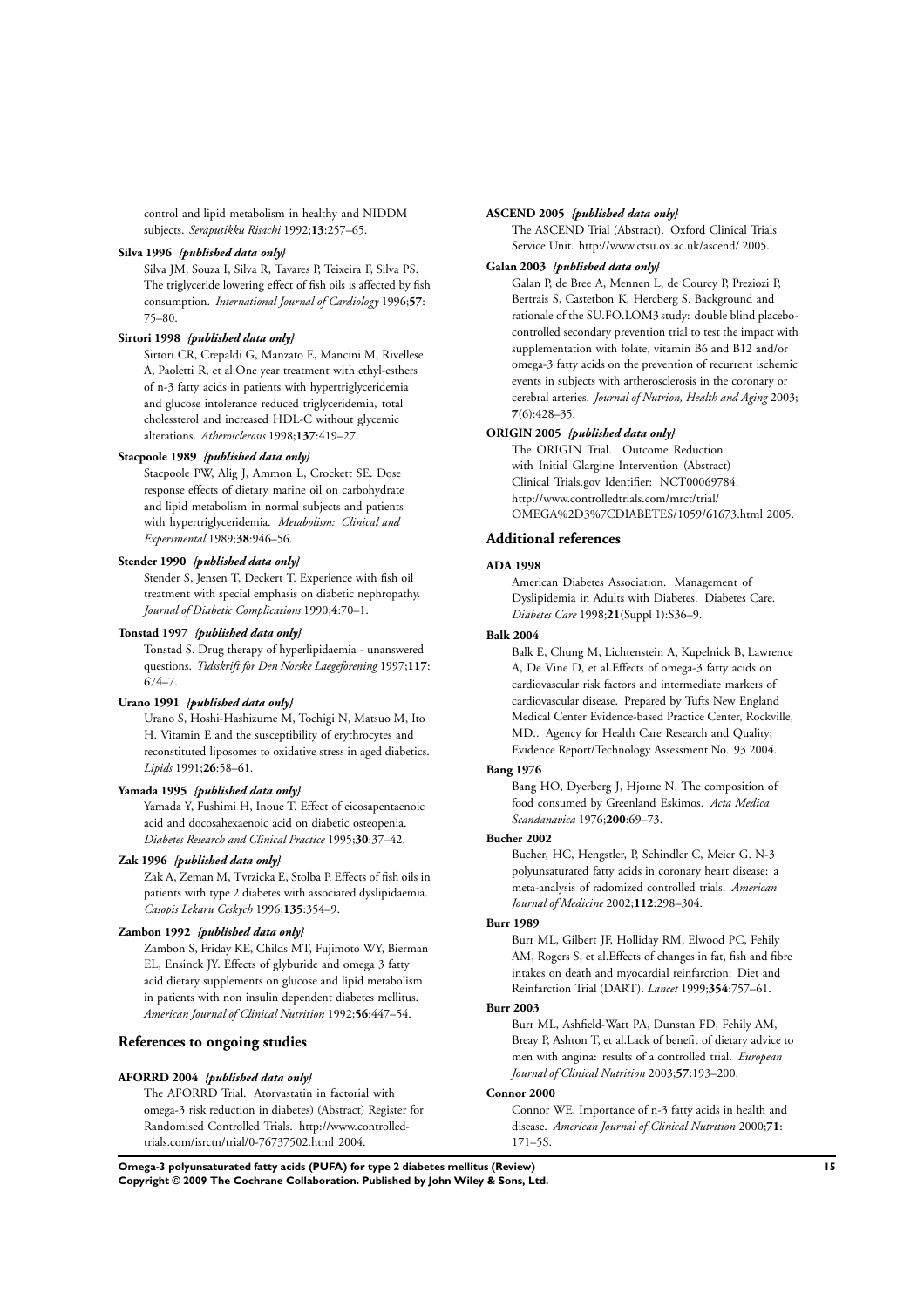control and lipid metabolism in healthy and NIDDM subjects. *Seraputikku Risachi* 1992;**13**:257–65.

**Silva 1996** ***{published data only}***

Silva JM, Souza I, Silva R, Tavares P, Teixeira F, Silva PS. The triglyceride lowering effect of fish oils is affected by fish consumption. *International Journal of Cardiology* 1996;**57**: 75–80.

**Sirtori 1998** ***{published data only}***

Sirtori CR, Crepaldi G, Manzato E, Mancini M, Rivellese A, Paoletti R, et al.One year treatment with ethyl-esthers of n-3 fatty acids in patients with hypertriglyceridemia and glucose intolerance reduced triglyceridemia, total cholessterol and increased HDL-C without glycemic alterations. *Atherosclerosis* 1998;**137**:419–27.

**Stacpoole 1989** ***{published data only}***

Stacpoole PW, Alig J, Ammon L, Crockett SE. Dose response effects of dietary marine oil on carbohydrate and lipid metabolism in normal subjects and patients with hypertriglyceridemia. *Metabolism: Clinical and Experimental* 1989;**38**:946–56.

**Stender 1990** ***{published data only}***

Stender S, Jensen T, Deckert T. Experience with fish oil treatment with special emphasis on diabetic nephropathy. *Journal of Diabetic Complications* 1990;**4**:70–1.

**Tonstad 1997** ***{published data only}***

Tonstad S. Drug therapy of hyperlipidaemia - unanswered questions. *Tidsskrift for Den Norske Laegeforening* 1997;**117**: 674–7.

**Urano 1991** ***{published data only}***

Urano S, Hoshi-Hashizume M, Tochigi N, Matsuo M, Ito H. Vitamin E and the susceptibility of erythrocytes and reconstituted liposomes to oxidative stress in aged diabetics. *Lipids* 1991;**26**:58–61.

**Yamada 1995** ***{published data only}***

Yamada Y, Fushimi H, Inoue T. Effect of eicosapentaenoic acid and docosahexaenoic acid on diabetic osteopenia. *Diabetes Research and Clinical Practice* 1995;**30**:37–42.

**Zak 1996** ***{published data only}***

Zak A, Zeman M, Tvrzicka E, Stolba P. Effects of fish oils in patients with type 2 diabetes with associated dyslipidaemia. *Casopis Lekaru Ceskych* 1996;**135**:354–9.

**Zambon 1992** ***{published data only}***

Zambon S, Friday KE, Childs MT, Fujimoto WY, Bierman EL, Ensinck JY. Effects of glyburide and omega 3 fatty acid dietary supplements on glucose and lipid metabolism in patients with non insulin dependent diabetes mellitus. *American Journal of Clinical Nutrition* 1992;**56**:447–54.

## References to ongoing studies

**AFORRD 2004** ***{published data only}***

The AFORRD Trial. Atorvastatin in factorial with omega-3 risk reduction in diabetes) (Abstract) Register for Randomised Controlled Trials. http://www.controlled-trials.com/isrctn/trial/0-76737502.html 2004.

**ASCEND 2005** ***{published data only}***

The ASCEND Trial (Abstract). Oxford Clinical Trials Service Unit. http://www.ctsu.ox.ac.uk/ascend/ 2005.

**Galan 2003** ***{published data only}***

Galan P, de Bree A, Mennen L, de Courcy P, Preziozi P, Bertrais S, Castetbon K, Hercberg S. Background and rationale of the SU.FO.LOM3 study: double blind placebo-controlled secondary prevention trial to test the impact with supplementation with folate, vitamin B6 and B12 and/or omega-3 fatty acids on the prevention of recurrent ischemic events in subjects with artherosclerosis in the coronary or cerebral arteries. *Journal of Nutrion, Health and Aging* 2003; **7**(6):428–35.

**ORIGIN 2005** ***{published data only}***

The ORIGIN Trial. Outcome Reduction with Initial Glargine Intervention (Abstract) Clinical Trials.gov Identifier: NCT00069784. http://www.controlledtrials.com/mrct/trial/OMEGA%2D3%7CDIABETES/1059/61673.html 2005.

## Additional references

**ADA 1998**

American Diabetes Association. Management of Dyslipidemia in Adults with Diabetes. Diabetes Care. *Diabetes Care* 1998;**21**(Suppl 1):S36–9.

**Balk 2004**

Balk E, Chung M, Lichtenstein A, Kupelnick B, Lawrence A, De Vine D, et al.Effects of omega-3 fatty acids on cardiovascular risk factors and intermediate markers of cardiovascular disease. Prepared by Tufts New England Medical Center Evidence-based Practice Center, Rockville, MD.. Agency for Health Care Research and Quality; Evidence Report/Technology Assessment No. 93 2004.

**Bang 1976**

Bang HO, Dyerberg J, Hjorne N. The composition of food consumed by Greenland Eskimos. *Acta Medica Scandanavica* 1976;**200**:69–73.

**Bucher 2002**

Bucher, HC, Hengstler, P, Schindler C, Meier G. N-3 polyunsaturated fatty acids in coronary heart disease: a meta-analysis of radomized controlled trials. *American Journal of Medicine* 2002;**112**:298–304.

**Burr 1989**

Burr ML, Gilbert JF, Holliday RM, Elwood PC, Fehily AM, Rogers S, et al.Effects of changes in fat, fish and fibre intakes on death and myocardial reinfarction: Diet and Reinfarction Trial (DART). *Lancet* 1999;**354**:757–61.

**Burr 2003**

Burr ML, Ashfield-Watt PA, Dunstan FD, Fehily AM, Breay P, Ashton T, et al.Lack of benefit of dietary advice to men with angina: results of a controlled trial. *European Journal of Clinical Nutrition* 2003;**57**:193–200.

**Connor 2000**

Connor WE. Importance of n-3 fatty acids in health and disease. *American Journal of Clinical Nutrition* 2000;**71**: 171–5S.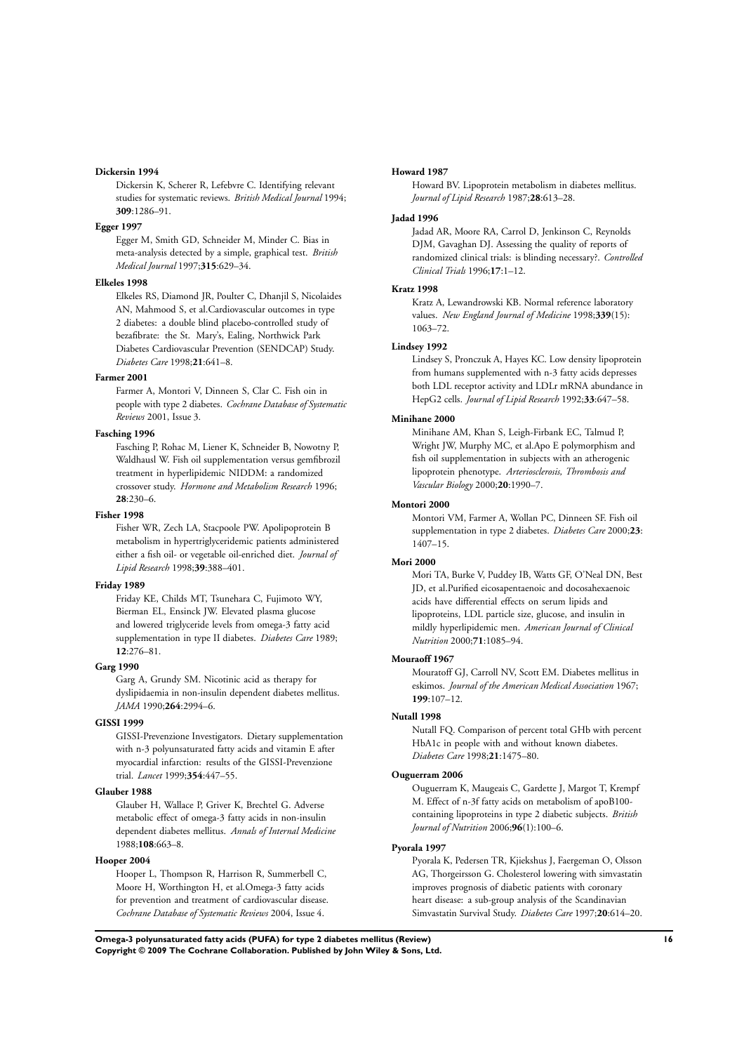**Dickersin 1994**

Dickersin K, Scherer R, Lefebvre C. Identifying relevant studies for systematic reviews. *British Medical Journal* 1994; **309**:1286–91.

**Egger 1997**

Egger M, Smith GD, Schneider M, Minder C. Bias in meta-analysis detected by a simple, graphical test. *British Medical Journal* 1997;**315**:629–34.

**Elkeles 1998**

Elkeles RS, Diamond JR, Poulter C, Dhanjil S, Nicolaides AN, Mahmood S, et al.Cardiovascular outcomes in type 2 diabetes: a double blind placebo-controlled study of bezafibrate: the St. Mary's, Ealing, Northwick Park Diabetes Cardiovascular Prevention (SENDCAP) Study. *Diabetes Care* 1998;**21**:641–8.

**Farmer 2001**

Farmer A, Montori V, Dinneen S, Clar C. Fish oin in people with type 2 diabetes. *Cochrane Database of Systematic Reviews* 2001, Issue 3.

**Fasching 1996**

Fasching P, Rohac M, Liener K, Schneider B, Nowotny P, Waldhausl W. Fish oil supplementation versus gemfibrozil treatment in hyperlipidemic NIDDM: a randomized crossover study. *Hormone and Metabolism Research* 1996; **28**:230–6.

**Fisher 1998**

Fisher WR, Zech LA, Stacpoole PW. Apolipoprotein B metabolism in hypertriglyceridemic patients administered either a fish oil- or vegetable oil-enriched diet. *Journal of Lipid Research* 1998;**39**:388–401.

**Friday 1989**

Friday KE, Childs MT, Tsunehara C, Fujimoto WY, Bierman EL, Ensinck JW. Elevated plasma glucose and lowered triglyceride levels from omega-3 fatty acid supplementation in type II diabetes. *Diabetes Care* 1989; **12**:276–81.

**Garg 1990**

Garg A, Grundy SM. Nicotinic acid as therapy for dyslipidaemia in non-insulin dependent diabetes mellitus. *JAMA* 1990;**264**:2994–6.

**GISSI 1999**

GISSI-Prevenzione Investigators. Dietary supplementation with n-3 polyunsaturated fatty acids and vitamin E after myocardial infarction: results of the GISSI-Prevenzione trial. *Lancet* 1999;**354**:447–55.

**Glauber 1988**

Glauber H, Wallace P, Griver K, Brechtel G. Adverse metabolic effect of omega-3 fatty acids in non-insulin dependent diabetes mellitus. *Annals of Internal Medicine* 1988;**108**:663–8.

**Hooper 2004**

Hooper L, Thompson R, Harrison R, Summerbell C, Moore H, Worthington H, et al.Omega-3 fatty acids for prevention and treatment of cardiovascular disease. *Cochrane Database of Systematic Reviews* 2004, Issue 4.

**Howard 1987**

Howard BV. Lipoprotein metabolism in diabetes mellitus. *Journal of Lipid Research* 1987;**28**:613–28.

**Jadad 1996**

Jadad AR, Moore RA, Carrol D, Jenkinson C, Reynolds DJM, Gavaghan DJ. Assessing the quality of reports of randomized clinical trials: is blinding necessary?. *Controlled Clinical Trials* 1996;**17**:1–12.

**Kratz 1998**

Kratz A, Lewandrowski KB. Normal reference laboratory values. *New England Journal of Medicine* 1998;**339**(15): 1063–72.

**Lindsey 1992**

Lindsey S, Pronczuk A, Hayes KC. Low density lipoprotein from humans supplemented with n-3 fatty acids depresses both LDL receptor activity and LDLr mRNA abundance in HepG2 cells. *Journal of Lipid Research* 1992;**33**:647–58.

**Minihane 2000**

Minihane AM, Khan S, Leigh-Firbank EC, Talmud P, Wright JW, Murphy MC, et al.Apo E polymorphism and fish oil supplementation in subjects with an atherogenic lipoprotein phenotype. *Arteriosclerosis, Thrombosis and Vascular Biology* 2000;**20**:1990–7.

**Montori 2000**

Montori VM, Farmer A, Wollan PC, Dinneen SF. Fish oil supplementation in type 2 diabetes. *Diabetes Care* 2000;**23**: 1407–15.

**Mori 2000**

Mori TA, Burke V, Puddey IB, Watts GF, O'Neal DN, Best JD, et al.Purified eicosapentaenoic and docosahexaenoic acids have differential effects on serum lipids and lipoproteins, LDL particle size, glucose, and insulin in mildly hyperlipidemic men. *American Journal of Clinical Nutrition* 2000;**71**:1085–94.

**Mouraoff 1967**

Mouratoff GJ, Carroll NV, Scott EM. Diabetes mellitus in eskimos. *Journal of the American Medical Association* 1967; **199**:107–12.

**Nutall 1998**

Nutall FQ. Comparison of percent total GHb with percent HbA1c in people with and without known diabetes. *Diabetes Care* 1998;**21**:1475–80.

**Ouguerram 2006**

Ouguerram K, Maugeais C, Gardette J, Margot T, Krempf M. Effect of n-3f fatty acids on metabolism of apoB100-containing lipoproteins in type 2 diabetic subjects. *British Journal of Nutrition* 2006;**96**(1):100–6.

**Pyorala 1997**

Pyorala K, Pedersen TR, Kjiekshus J, Faergeman O, Olsson AG, Thorgeirsson G. Cholesterol lowering with simvastatin improves prognosis of diabetic patients with coronary heart disease: a sub-group analysis of the Scandinavian Simvastatin Survival Study. *Diabetes Care* 1997;**20**:614–20.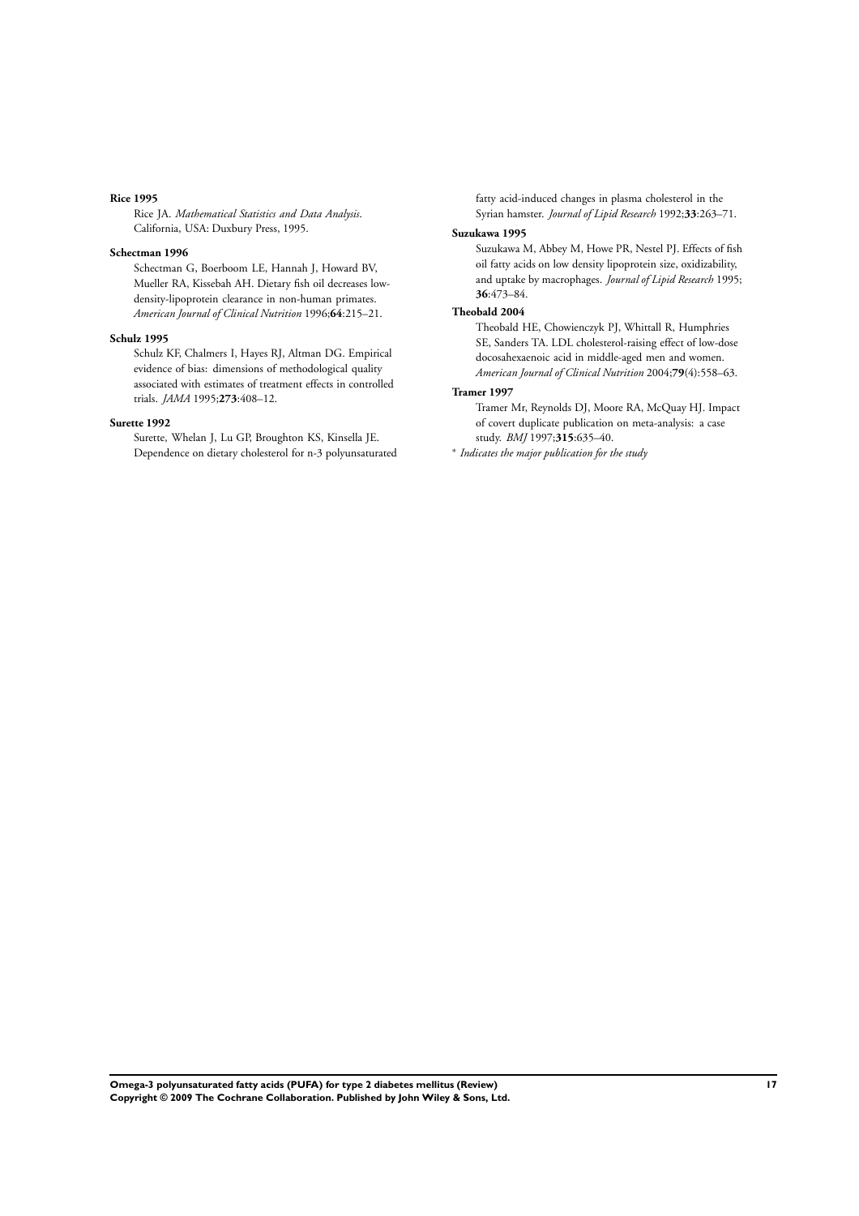**Rice 1995**

Rice JA. *Mathematical Statistics and Data Analysis*. California, USA: Duxbury Press, 1995.

**Schectman 1996**

Schectman G, Boerboom LE, Hannah J, Howard BV, Mueller RA, Kissebah AH. Dietary fish oil decreases low-density-lipoprotein clearance in non-human primates. *American Journal of Clinical Nutrition* 1996;**64**:215–21.

**Schulz 1995**

Schulz KF, Chalmers I, Hayes RJ, Altman DG. Empirical evidence of bias: dimensions of methodological quality associated with estimates of treatment effects in controlled trials. *JAMA* 1995;**273**:408–12.

**Surette 1992**

Surette, Whelan J, Lu GP, Broughton KS, Kinsella JE. Dependence on dietary cholesterol for n-3 polyunsaturated fatty acid-induced changes in plasma cholesterol in the Syrian hamster. *Journal of Lipid Research* 1992;**33**:263–71.

**Suzukawa 1995**

Suzukawa M, Abbey M, Howe PR, Nestel PJ. Effects of fish oil fatty acids on low density lipoprotein size, oxidizability, and uptake by macrophages. *Journal of Lipid Research* 1995; **36**:473–84.

**Theobald 2004**

Theobald HE, Chowienczyk PJ, Whittall R, Humphries SE, Sanders TA. LDL cholesterol-raising effect of low-dose docosahexaenoic acid in middle-aged men and women. *American Journal of Clinical Nutrition* 2004;**79**(4):558–63.

**Tramer 1997**

Tramer Mr, Reynolds DJ, Moore RA, McQuay HJ. Impact of covert duplicate publication on meta-analysis: a case study. *BMJ* 1997;**315**:635–40.

\* *Indicates the major publication for the study*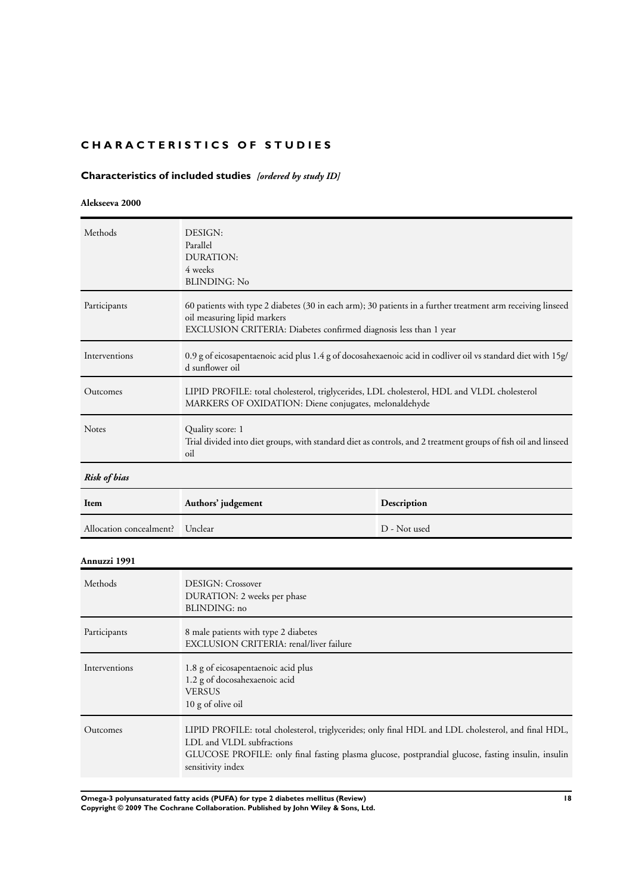# CHARACTERISTICS OF STUDIES

## Characteristics of included studies *[ordered by study ID]*

### Alekseeva 2000

| | |
|---|---|
| Methods | DESIGN:<br>Parallel<br>DURATION:<br>4 weeks<br>BLINDING: No |
| Participants | 60 patients with type 2 diabetes (30 in each arm); 30 patients in a further treatment arm receiving linseed oil measuring lipid markers<br>EXCLUSION CRITERIA: Diabetes confirmed diagnosis less than 1 year |
| Interventions | 0.9 g of eicosapentaenoic acid plus 1.4 g of docosahexaenoic acid in codliver oil vs standard diet with 15g/d sunflower oil |
| Outcomes | LIPID PROFILE: total cholesterol, triglycerides, LDL cholesterol, HDL and VLDL cholesterol<br>MARKERS OF OXIDATION: Diene conjugates, melonaldehyde |
| Notes | Quality score: 1<br>Trial divided into diet groups, with standard diet as controls, and 2 treatment groups of fish oil and linseed oil |

***Risk of bias***

| Item | Authors' judgement | Description |
|---|---|---|
| Allocation concealment? | Unclear | D - Not used |

### Annuzzi 1991

| | |
|---|---|
| Methods | DESIGN: Crossover<br>DURATION: 2 weeks per phase<br>BLINDING: no |
| Participants | 8 male patients with type 2 diabetes<br>EXCLUSION CRITERIA: renal/liver failure |
| Interventions | 1.8 g of eicosapentaenoic acid plus<br>1.2 g of docosahexaenoic acid<br>VERSUS<br>10 g of olive oil |
| Outcomes | LIPID PROFILE: total cholesterol, triglycerides; only final HDL and LDL cholesterol, and final HDL, LDL and VLDL subfractions<br>GLUCOSE PROFILE: only final fasting plasma glucose, postprandial glucose, fasting insulin, insulin sensitivity index |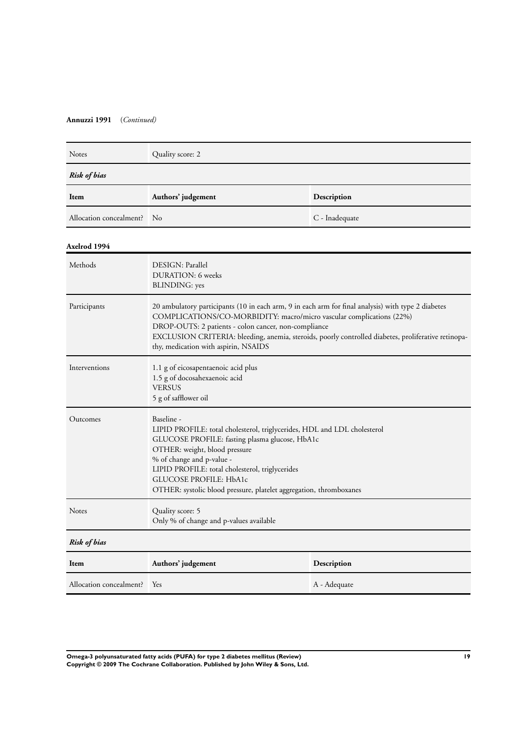**Annuzzi 1991** (*Continued*)

| Notes | Quality score: 2 |
|---|---|

***Risk of bias***

| Item | Authors' judgement | Description |
|---|---|---|
| Allocation concealment? | No | C - Inadequate |

**Axelrod 1994**

| Methods | DESIGN: Parallel<br>DURATION: 6 weeks<br>BLINDING: yes |
|---|---|
| Participants | 20 ambulatory participants (10 in each arm, 9 in each arm for final analysis) with type 2 diabetes<br>COMPLICATIONS/CO-MORBIDITY: macro/micro vascular complications (22%)<br>DROP-OUTS: 2 patients - colon cancer, non-compliance<br>EXCLUSION CRITERIA: bleeding, anemia, steroids, poorly controlled diabetes, proliferative retinopathy, medication with aspirin, NSAIDS |
| Interventions | 1.1 g of eicosapentaenoic acid plus<br>1.5 g of docosahexaenoic acid<br>VERSUS<br>5 g of safflower oil |
| Outcomes | Baseline -<br>LIPID PROFILE: total cholesterol, triglycerides, HDL and LDL cholesterol<br>GLUCOSE PROFILE: fasting plasma glucose, HbA1c<br>OTHER: weight, blood pressure<br>% of change and p-value -<br>LIPID PROFILE: total cholesterol, triglycerides<br>GLUCOSE PROFILE: HbA1c<br>OTHER: systolic blood pressure, platelet aggregation, thromboxanes |
| Notes | Quality score: 5<br>Only % of change and p-values available |

***Risk of bias***

| Item | Authors' judgement | Description |
|---|---|---|
| Allocation concealment? | Yes | A - Adequate |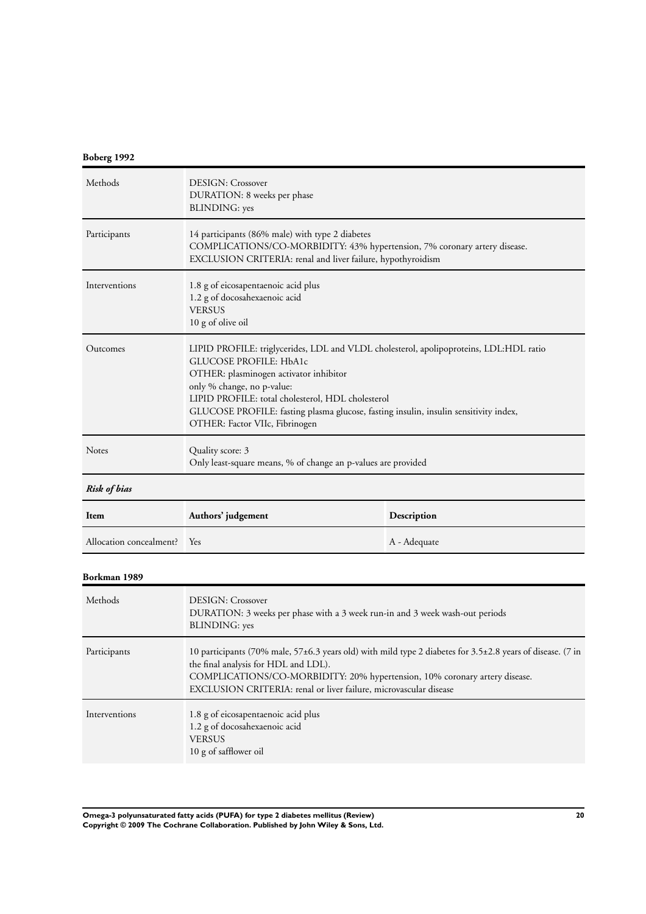**Boberg 1992**

| Methods | DESIGN: Crossover<br>DURATION: 8 weeks per phase<br>BLINDING: yes |
|---|---|
| Participants | 14 participants (86% male) with type 2 diabetes<br>COMPLICATIONS/CO-MORBIDITY: 43% hypertension, 7% coronary artery disease.<br>EXCLUSION CRITERIA: renal and liver failure, hypothyroidism |
| Interventions | 1.8 g of eicosapentaenoic acid plus<br>1.2 g of docosahexaenoic acid<br>VERSUS<br>10 g of olive oil |
| Outcomes | LIPID PROFILE: triglycerides, LDL and VLDL cholesterol, apolipoproteins, LDL:HDL ratio<br>GLUCOSE PROFILE: HbA1c<br>OTHER: plasminogen activator inhibitor<br>only % change, no p-value:<br>LIPID PROFILE: total cholesterol, HDL cholesterol<br>GLUCOSE PROFILE: fasting plasma glucose, fasting insulin, insulin sensitivity index,<br>OTHER: Factor VIIc, Fibrinogen |
| Notes | Quality score: 3<br>Only least-square means, % of change an p-values are provided |

***Risk of bias***

| Item | Authors' judgement | Description |
|---|---|---|
| Allocation concealment? | Yes | A - Adequate |

**Borkman 1989**

| Methods | DESIGN: Crossover<br>DURATION: 3 weeks per phase with a 3 week run-in and 3 week wash-out periods<br>BLINDING: yes |
|---|---|
| Participants | 10 participants (70% male, 57±6.3 years old) with mild type 2 diabetes for 3.5±2.8 years of disease. (7 in the final analysis for HDL and LDL).<br>COMPLICATIONS/CO-MORBIDITY: 20% hypertension, 10% coronary artery disease.<br>EXCLUSION CRITERIA: renal or liver failure, microvascular disease |
| Interventions | 1.8 g of eicosapentaenoic acid plus<br>1.2 g of docosahexaenoic acid<br>VERSUS<br>10 g of safflower oil |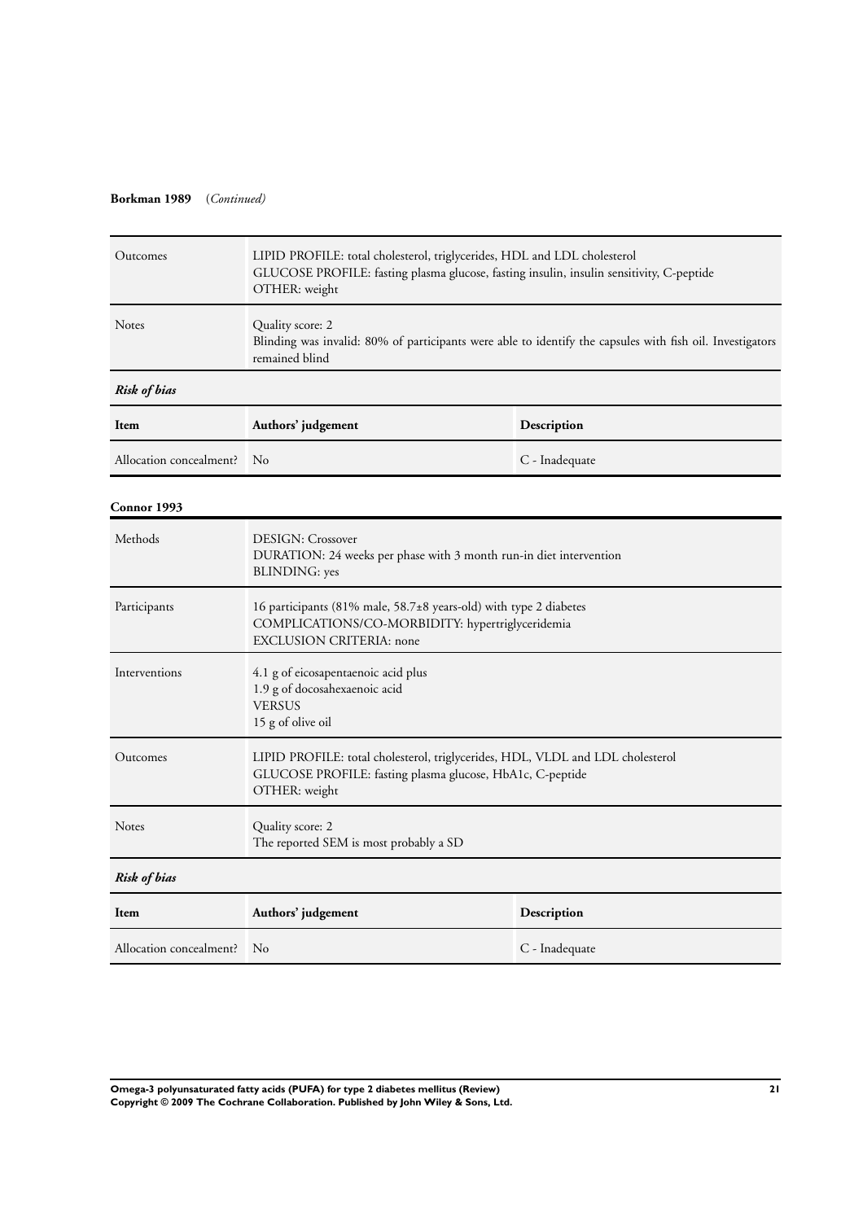**Borkman 1989** (*Continued*)

| | |
|---|---|
| Outcomes | LIPID PROFILE: total cholesterol, triglycerides, HDL and LDL cholesterol<br>GLUCOSE PROFILE: fasting plasma glucose, fasting insulin, insulin sensitivity, C-peptide<br>OTHER: weight |
| Notes | Quality score: 2<br>Blinding was invalid: 80% of participants were able to identify the capsules with fish oil. Investigators remained blind |

***Risk of bias***

| Item | Authors' judgement | Description |
|---|---|---|
| Allocation concealment? | No | C - Inadequate |

**Connor 1993**

| | |
|---|---|
| Methods | DESIGN: Crossover<br>DURATION: 24 weeks per phase with 3 month run-in diet intervention<br>BLINDING: yes |
| Participants | 16 participants (81% male, 58.7±8 years-old) with type 2 diabetes<br>COMPLICATIONS/CO-MORBIDITY: hypertriglyceridemia<br>EXCLUSION CRITERIA: none |
| Interventions | 4.1 g of eicosapentaenoic acid plus<br>1.9 g of docosahexaenoic acid<br>VERSUS<br>15 g of olive oil |
| Outcomes | LIPID PROFILE: total cholesterol, triglycerides, HDL, VLDL and LDL cholesterol<br>GLUCOSE PROFILE: fasting plasma glucose, HbA1c, C-peptide<br>OTHER: weight |
| Notes | Quality score: 2<br>The reported SEM is most probably a SD |

***Risk of bias***

| Item | Authors' judgement | Description |
|---|---|---|
| Allocation concealment? | No | C - Inadequate |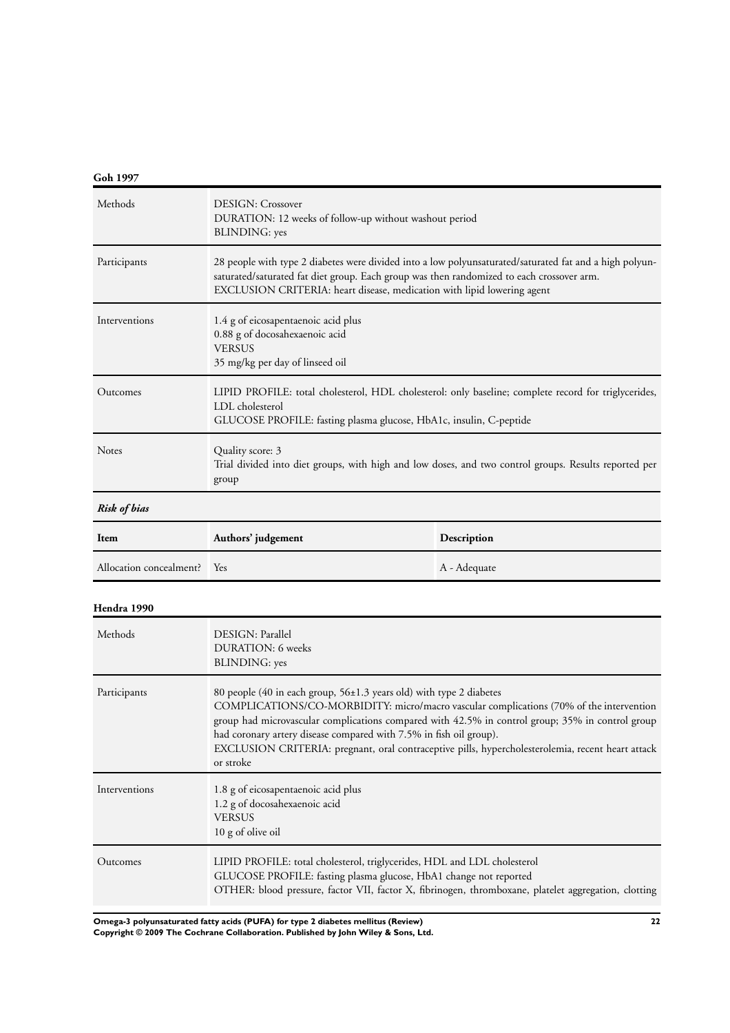**Goh 1997**

| Methods | DESIGN: Crossover<br>DURATION: 12 weeks of follow-up without washout period<br>BLINDING: yes |
|---|---|
| Participants | 28 people with type 2 diabetes were divided into a low polyunsaturated/saturated fat and a high polyunsaturated/saturated fat diet group. Each group was then randomized to each crossover arm.<br>EXCLUSION CRITERIA: heart disease, medication with lipid lowering agent |
| Interventions | 1.4 g of eicosapentaenoic acid plus<br>0.88 g of docosahexaenoic acid<br>VERSUS<br>35 mg/kg per day of linseed oil |
| Outcomes | LIPID PROFILE: total cholesterol, HDL cholesterol: only baseline; complete record for triglycerides, LDL cholesterol<br>GLUCOSE PROFILE: fasting plasma glucose, HbA1c, insulin, C-peptide |
| Notes | Quality score: 3<br>Trial divided into diet groups, with high and low doses, and two control groups. Results reported per group |

***Risk of bias***

| Item | Authors' judgement | Description |
|---|---|---|
| Allocation concealment? | Yes | A - Adequate |

**Hendra 1990**

| Methods | DESIGN: Parallel<br>DURATION: 6 weeks<br>BLINDING: yes |
|---|---|
| Participants | 80 people (40 in each group, 56±1.3 years old) with type 2 diabetes<br>COMPLICATIONS/CO-MORBIDITY: micro/macro vascular complications (70% of the intervention group had microvascular complications compared with 42.5% in control group; 35% in control group had coronary artery disease compared with 7.5% in fish oil group).<br>EXCLUSION CRITERIA: pregnant, oral contraceptive pills, hypercholesterolemia, recent heart attack or stroke |
| Interventions | 1.8 g of eicosapentaenoic acid plus<br>1.2 g of docosahexaenoic acid<br>VERSUS<br>10 g of olive oil |
| Outcomes | LIPID PROFILE: total cholesterol, triglycerides, HDL and LDL cholesterol<br>GLUCOSE PROFILE: fasting plasma glucose, HbA1 change not reported<br>OTHER: blood pressure, factor VII, factor X, fibrinogen, thromboxane, platelet aggregation, clotting |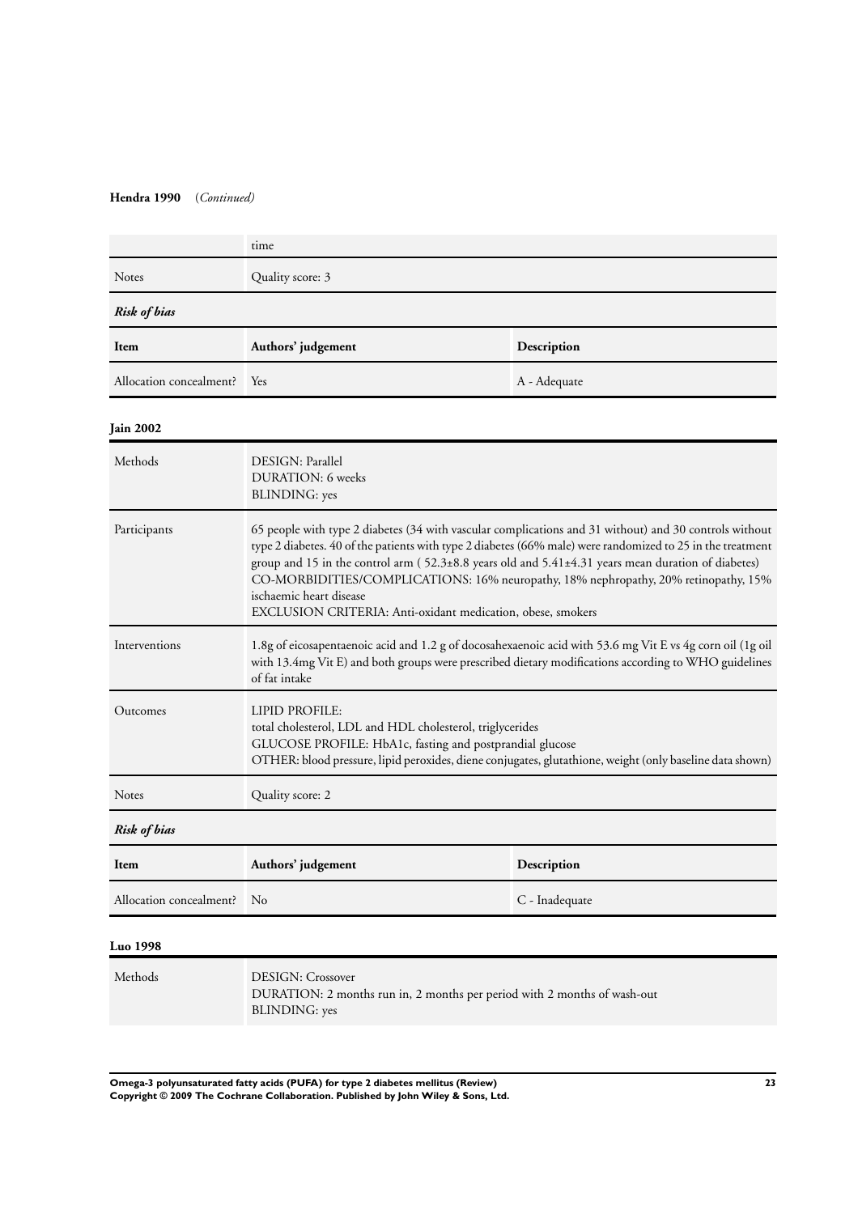**Hendra 1990** (*Continued*)

| | time |
|---|---|
| Notes | Quality score: 3 |

***Risk of bias***

| Item | Authors' judgement | Description |
|---|---|---|
| Allocation concealment? | Yes | A - Adequate |

**Jain 2002**

| | |
|---|---|
| Methods | DESIGN: Parallel<br>DURATION: 6 weeks<br>BLINDING: yes |
| Participants | 65 people with type 2 diabetes (34 with vascular complications and 31 without) and 30 controls without type 2 diabetes. 40 of the patients with type 2 diabetes (66% male) were randomized to 25 in the treatment group and 15 in the control arm ( 52.3±8.8 years old and 5.41±4.31 years mean duration of diabetes)<br>CO-MORBIDITIES/COMPLICATIONS: 16% neuropathy, 18% nephropathy, 20% retinopathy, 15% ischaemic heart disease<br>EXCLUSION CRITERIA: Anti-oxidant medication, obese, smokers |
| Interventions | 1.8g of eicosapentaenoic acid and 1.2 g of docosahexaenoic acid with 53.6 mg Vit E vs 4g corn oil (1g oil with 13.4mg Vit E) and both groups were prescribed dietary modifications according to WHO guidelines of fat intake |
| Outcomes | LIPID PROFILE:<br>total cholesterol, LDL and HDL cholesterol, triglycerides<br>GLUCOSE PROFILE: HbA1c, fasting and postprandial glucose<br>OTHER: blood pressure, lipid peroxides, diene conjugates, glutathione, weight (only baseline data shown) |
| Notes | Quality score: 2 |

***Risk of bias***

| Item | Authors' judgement | Description |
|---|---|---|
| Allocation concealment? | No | C - Inadequate |

**Luo 1998**

| | |
|---|---|
| Methods | DESIGN: Crossover<br>DURATION: 2 months run in, 2 months per period with 2 months of wash-out<br>BLINDING: yes |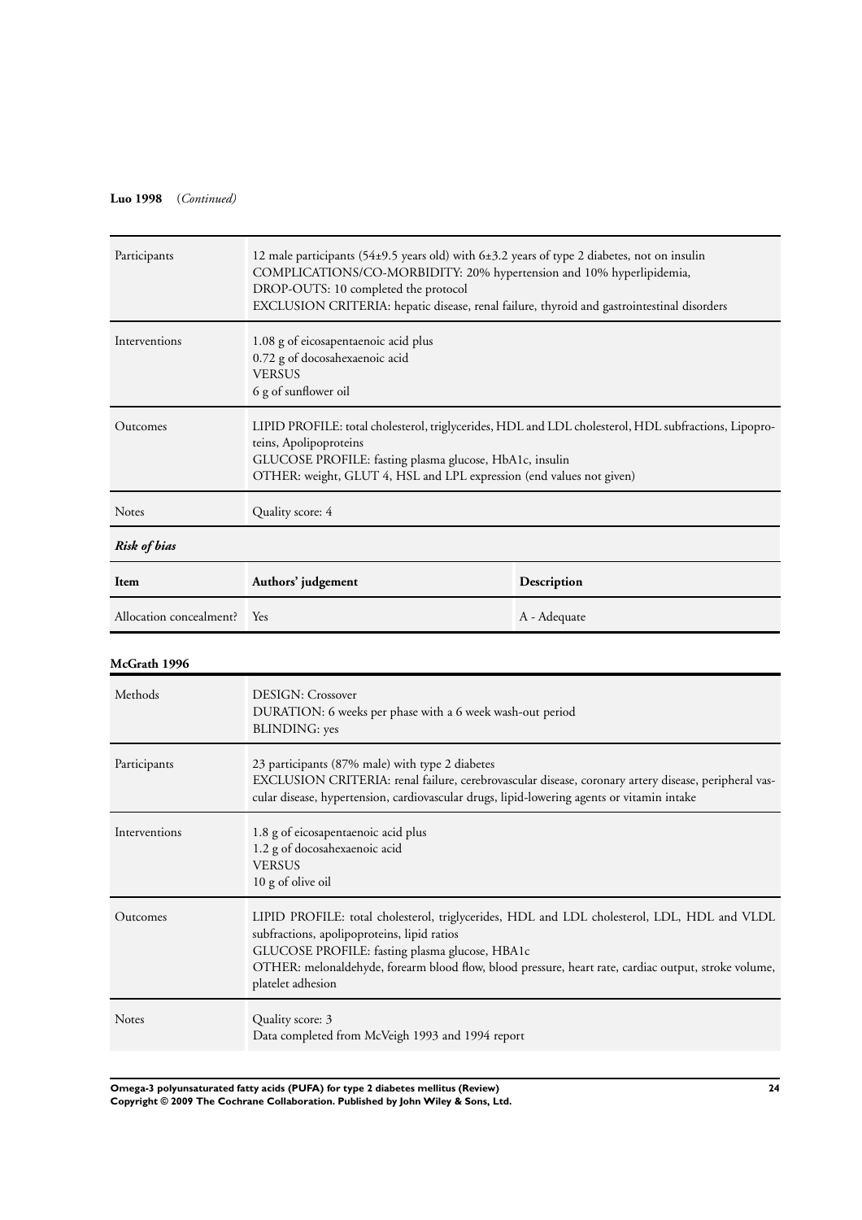**Luo 1998** (*Continued*)

| | |
|---|---|
| Participants | 12 male participants (54±9.5 years old) with 6±3.2 years of type 2 diabetes, not on insulin<br>COMPLICATIONS/CO-MORBIDITY: 20% hypertension and 10% hyperlipidemia,<br>DROP-OUTS: 10 completed the protocol<br>EXCLUSION CRITERIA: hepatic disease, renal failure, thyroid and gastrointestinal disorders |
| Interventions | 1.08 g of eicosapentaenoic acid plus<br>0.72 g of docosahexaenoic acid<br>VERSUS<br>6 g of sunflower oil |
| Outcomes | LIPID PROFILE: total cholesterol, triglycerides, HDL and LDL cholesterol, HDL subfractions, Lipoproteins, Apolipoproteins<br>GLUCOSE PROFILE: fasting plasma glucose, HbA1c, insulin<br>OTHER: weight, GLUT 4, HSL and LPL expression (end values not given) |
| Notes | Quality score: 4 |

***Risk of bias***

| Item | Authors' judgement | Description |
|---|---|---|
| Allocation concealment? | Yes | A - Adequate |

**McGrath 1996**

| | |
|---|---|
| Methods | DESIGN: Crossover<br>DURATION: 6 weeks per phase with a 6 week wash-out period<br>BLINDING: yes |
| Participants | 23 participants (87% male) with type 2 diabetes<br>EXCLUSION CRITERIA: renal failure, cerebrovascular disease, coronary artery disease, peripheral vascular disease, hypertension, cardiovascular drugs, lipid-lowering agents or vitamin intake |
| Interventions | 1.8 g of eicosapentaenoic acid plus<br>1.2 g of docosahexaenoic acid<br>VERSUS<br>10 g of olive oil |
| Outcomes | LIPID PROFILE: total cholesterol, triglycerides, HDL and LDL cholesterol, LDL, HDL and VLDL subfractions, apolipoproteins, lipid ratios<br>GLUCOSE PROFILE: fasting plasma glucose, HBA1c<br>OTHER: melonaldehyde, forearm blood flow, blood pressure, heart rate, cardiac output, stroke volume, platelet adhesion |
| Notes | Quality score: 3<br>Data completed from McVeigh 1993 and 1994 report |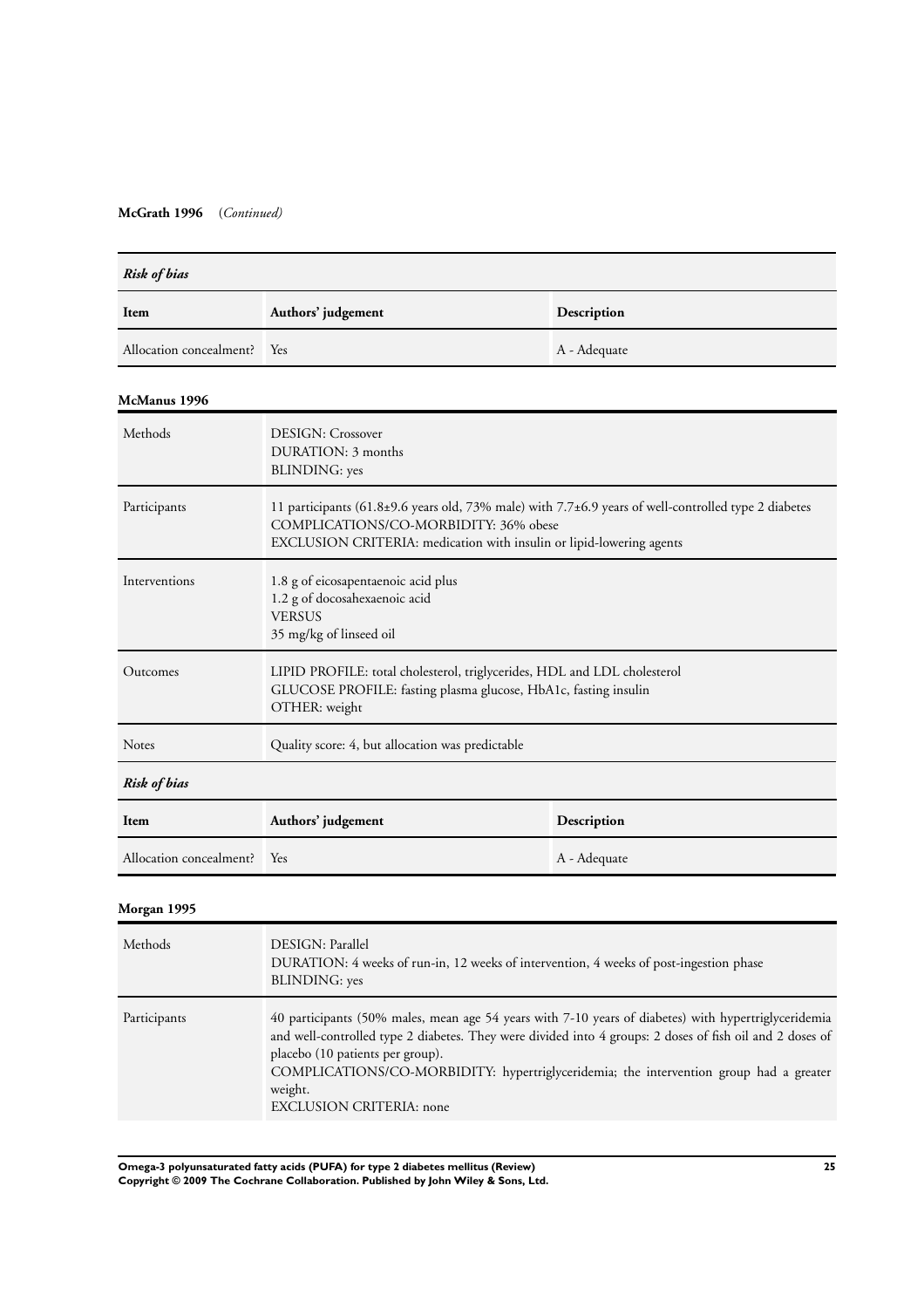**McGrath 1996** (*Continued*)

| ***Risk of bias*** | | |
|---|---|---|
| **Item** | **Authors' judgement** | **Description** |
| Allocation concealment? | Yes | A - Adequate |

**McManus 1996**

| | |
|---|---|
| Methods | DESIGN: Crossover<br>DURATION: 3 months<br>BLINDING: yes |
| Participants | 11 participants (61.8±9.6 years old, 73% male) with 7.7±6.9 years of well-controlled type 2 diabetes<br>COMPLICATIONS/CO-MORBIDITY: 36% obese<br>EXCLUSION CRITERIA: medication with insulin or lipid-lowering agents |
| Interventions | 1.8 g of eicosapentaenoic acid plus<br>1.2 g of docosahexaenoic acid<br>VERSUS<br>35 mg/kg of linseed oil |
| Outcomes | LIPID PROFILE: total cholesterol, triglycerides, HDL and LDL cholesterol<br>GLUCOSE PROFILE: fasting plasma glucose, HbA1c, fasting insulin<br>OTHER: weight |
| Notes | Quality score: 4, but allocation was predictable |

| ***Risk of bias*** | | |
|---|---|---|
| **Item** | **Authors' judgement** | **Description** |
| Allocation concealment? | Yes | A - Adequate |

**Morgan 1995**

| | |
|---|---|
| Methods | DESIGN: Parallel<br>DURATION: 4 weeks of run-in, 12 weeks of intervention, 4 weeks of post-ingestion phase<br>BLINDING: yes |
| Participants | 40 participants (50% males, mean age 54 years with 7-10 years of diabetes) with hypertriglyceridemia and well-controlled type 2 diabetes. They were divided into 4 groups: 2 doses of fish oil and 2 doses of placebo (10 patients per group).<br>COMPLICATIONS/CO-MORBIDITY: hypertriglyceridemia; the intervention group had a greater weight.<br>EXCLUSION CRITERIA: none |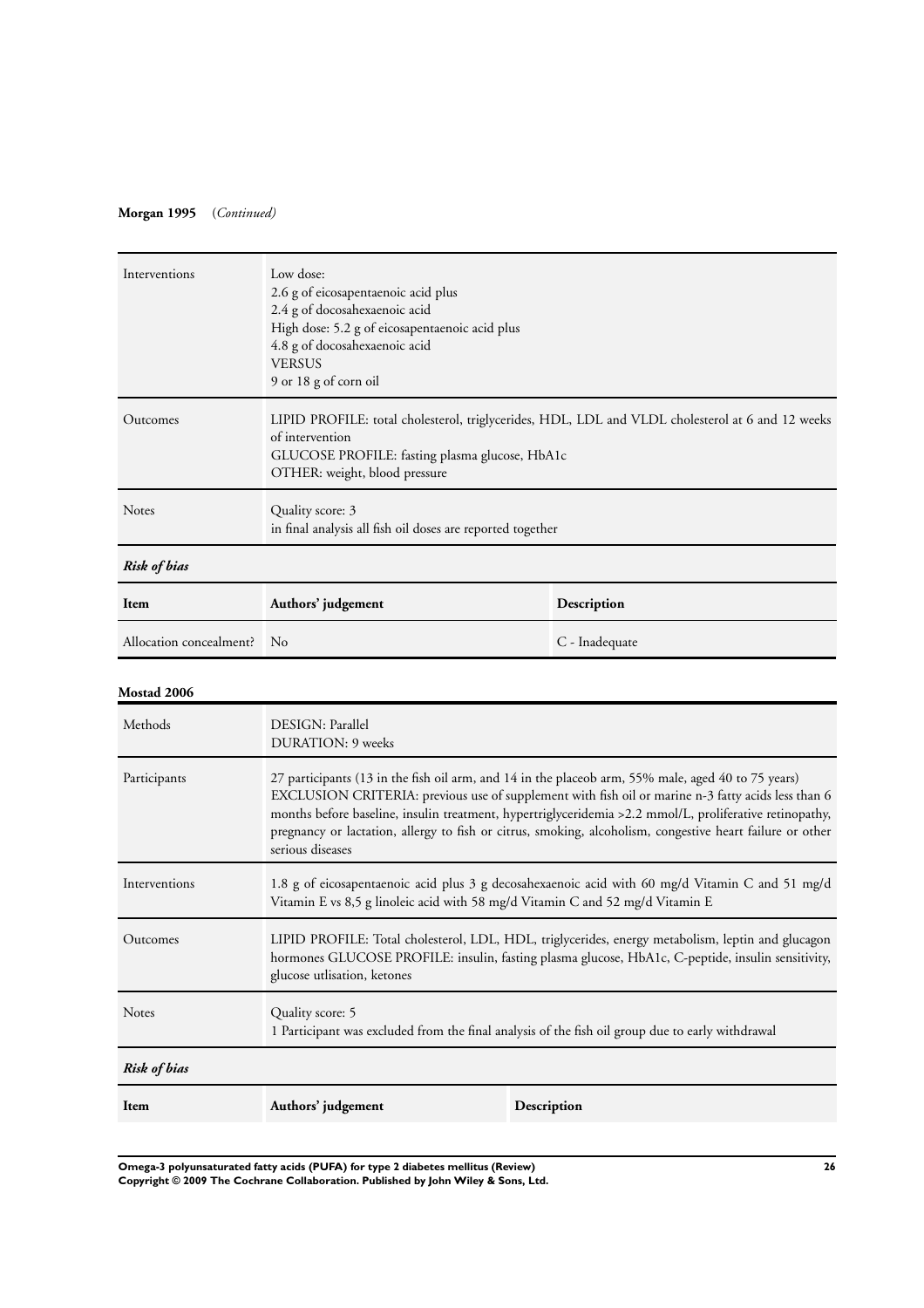**Morgan 1995** (*Continued*)

| | |
|---|---|
| Interventions | Low dose:<br>2.6 g of eicosapentaenoic acid plus<br>2.4 g of docosahexaenoic acid<br>High dose: 5.2 g of eicosapentaenoic acid plus<br>4.8 g of docosahexaenoic acid<br>VERSUS<br>9 or 18 g of corn oil |
| Outcomes | LIPID PROFILE: total cholesterol, triglycerides, HDL, LDL and VLDL cholesterol at 6 and 12 weeks of intervention<br>GLUCOSE PROFILE: fasting plasma glucose, HbA1c<br>OTHER: weight, blood pressure |
| Notes | Quality score: 3<br>in final analysis all fish oil doses are reported together |

***Risk of bias***

| Item | Authors' judgement | Description |
|---|---|---|
| Allocation concealment? | No | C - Inadequate |

**Mostad 2006**

| | |
|---|---|
| Methods | DESIGN: Parallel<br>DURATION: 9 weeks |
| Participants | 27 participants (13 in the fish oil arm, and 14 in the placeob arm, 55% male, aged 40 to 75 years)<br>EXCLUSION CRITERIA: previous use of supplement with fish oil or marine n-3 fatty acids less than 6 months before baseline, insulin treatment, hypertriglyceridemia >2.2 mmol/L, proliferative retinopathy, pregnancy or lactation, allergy to fish or citrus, smoking, alcoholism, congestive heart failure or other serious diseases |
| Interventions | 1.8 g of eicosapentaenoic acid plus 3 g decosahexaenoic acid with 60 mg/d Vitamin C and 51 mg/d Vitamin E vs 8,5 g linoleic acid with 58 mg/d Vitamin C and 52 mg/d Vitamin E |
| Outcomes | LIPID PROFILE: Total cholesterol, LDL, HDL, triglycerides, energy metabolism, leptin and glucagon hormones GLUCOSE PROFILE: insulin, fasting plasma glucose, HbA1c, C-peptide, insulin sensitivity, glucose utlisation, ketones |
| Notes | Quality score: 5<br>1 Participant was excluded from the final analysis of the fish oil group due to early withdrawal |

***Risk of bias***

| Item | Authors' judgement | Description |
|---|---|---|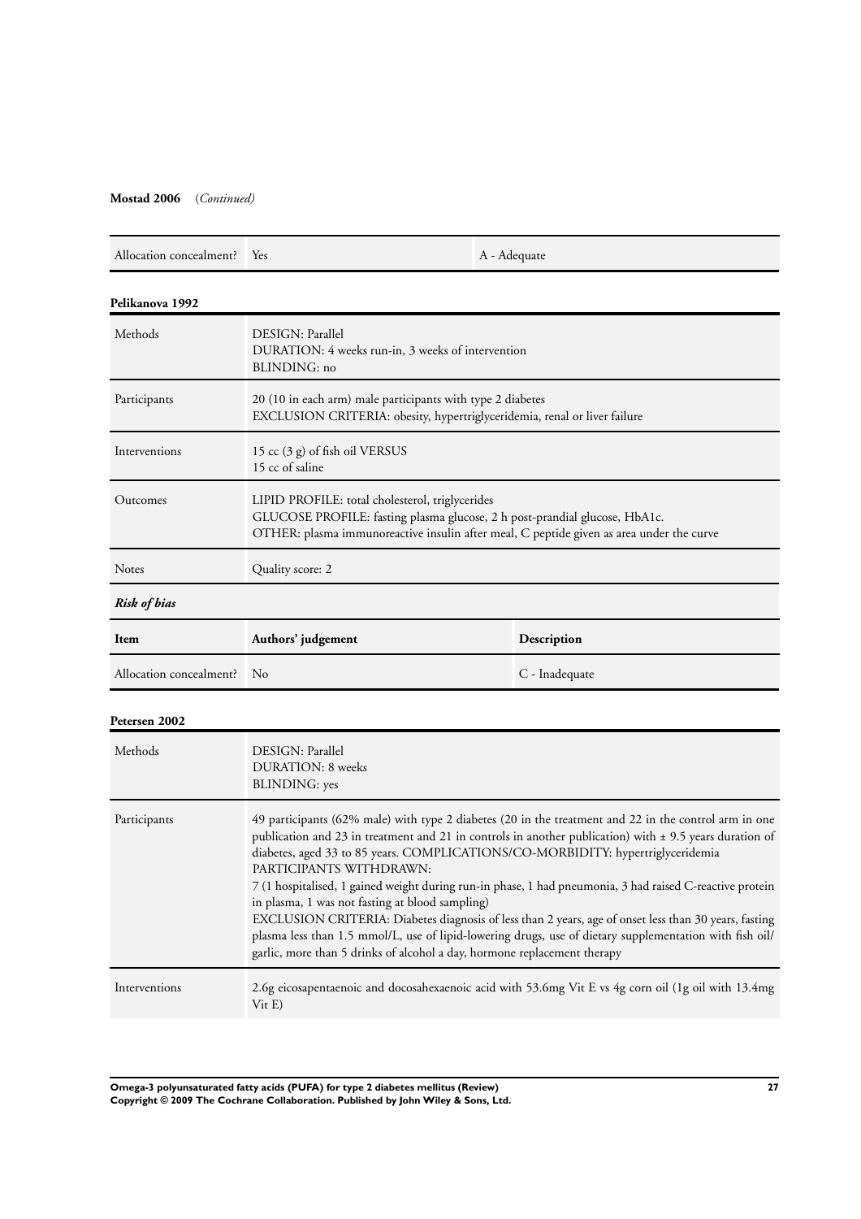**Mostad 2006** (*Continued*)

| | | |
|---|---|---|
| Allocation concealment? | Yes | A - Adequate |

**Pelikanova 1992**

| | |
|---|---|
| Methods | DESIGN: Parallel<br>DURATION: 4 weeks run-in, 3 weeks of intervention<br>BLINDING: no |
| Participants | 20 (10 in each arm) male participants with type 2 diabetes<br>EXCLUSION CRITERIA: obesity, hypertriglyceridemia, renal or liver failure |
| Interventions | 15 cc (3 g) of fish oil VERSUS<br>15 cc of saline |
| Outcomes | LIPID PROFILE: total cholesterol, triglycerides<br>GLUCOSE PROFILE: fasting plasma glucose, 2 h post-prandial glucose, HbA1c.<br>OTHER: plasma immunoreactive insulin after meal, C peptide given as area under the curve |
| Notes | Quality score: 2 |

***Risk of bias***

| Item | Authors' judgement | Description |
|---|---|---|
| Allocation concealment? | No | C - Inadequate |

**Petersen 2002**

| | |
|---|---|
| Methods | DESIGN: Parallel<br>DURATION: 8 weeks<br>BLINDING: yes |
| Participants | 49 participants (62% male) with type 2 diabetes (20 in the treatment and 22 in the control arm in one publication and 23 in treatment and 21 in controls in another publication) with ± 9.5 years duration of diabetes, aged 33 to 85 years. COMPLICATIONS/CO-MORBIDITY: hypertriglyceridemia<br>PARTICIPANTS WITHDRAWN:<br>7 (1 hospitalised, 1 gained weight during run-in phase, 1 had pneumonia, 3 had raised C-reactive protein in plasma, 1 was not fasting at blood sampling)<br>EXCLUSION CRITERIA: Diabetes diagnosis of less than 2 years, age of onset less than 30 years, fasting plasma less than 1.5 mmol/L, use of lipid-lowering drugs, use of dietary supplementation with fish oil/ garlic, more than 5 drinks of alcohol a day, hormone replacement therapy |
| Interventions | 2.6g eicosapentaenoic and docosahexaenoic acid with 53.6mg Vit E vs 4g corn oil (1g oil with 13.4mg Vit E) |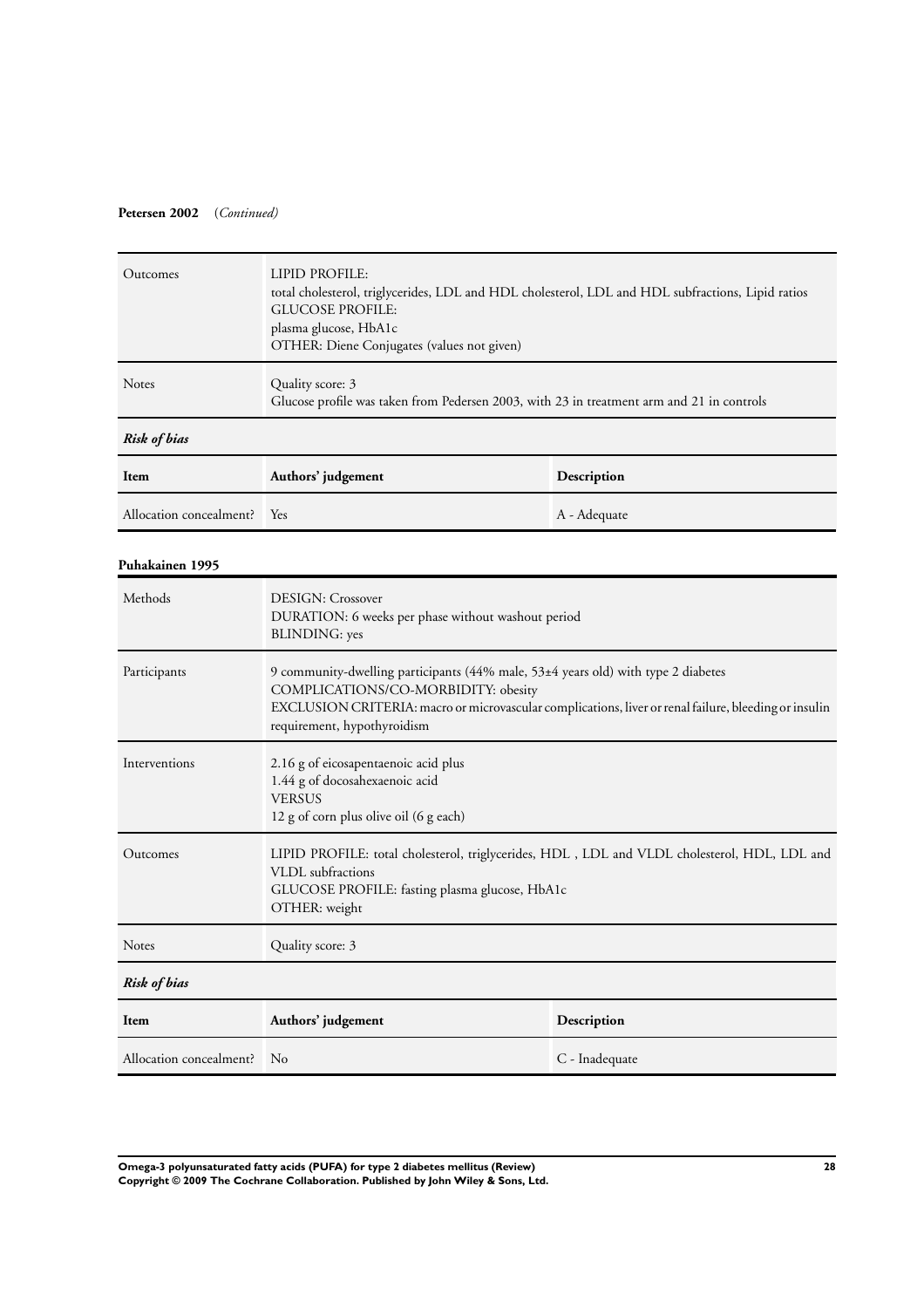**Petersen 2002** (*Continued*)

| | |
|---|---|
| Outcomes | LIPID PROFILE:<br>total cholesterol, triglycerides, LDL and HDL cholesterol, LDL and HDL subfractions, Lipid ratios<br>GLUCOSE PROFILE:<br>plasma glucose, HbA1c<br>OTHER: Diene Conjugates (values not given) |
| Notes | Quality score: 3<br>Glucose profile was taken from Pedersen 2003, with 23 in treatment arm and 21 in controls |

*Risk of bias*

| Item | Authors' judgement | Description |
|---|---|---|
| Allocation concealment? | Yes | A - Adequate |

**Puhakainen 1995**

| | |
|---|---|
| Methods | DESIGN: Crossover<br>DURATION: 6 weeks per phase without washout period<br>BLINDING: yes |
| Participants | 9 community-dwelling participants (44% male, 53±4 years old) with type 2 diabetes<br>COMPLICATIONS/CO-MORBIDITY: obesity<br>EXCLUSION CRITERIA: macro or microvascular complications, liver or renal failure, bleeding or insulin requirement, hypothyroidism |
| Interventions | 2.16 g of eicosapentaenoic acid plus<br>1.44 g of docosahexaenoic acid<br>VERSUS<br>12 g of corn plus olive oil (6 g each) |
| Outcomes | LIPID PROFILE: total cholesterol, triglycerides, HDL , LDL and VLDL cholesterol, HDL, LDL and VLDL subfractions<br>GLUCOSE PROFILE: fasting plasma glucose, HbA1c<br>OTHER: weight |
| Notes | Quality score: 3 |

*Risk of bias*

| Item | Authors' judgement | Description |
|---|---|---|
| Allocation concealment? | No | C - Inadequate |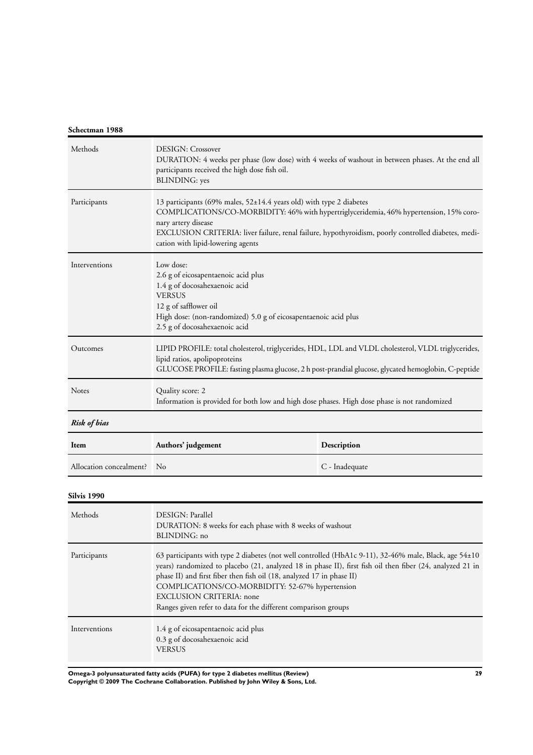**Schectman 1988**

| Methods | DESIGN: Crossover<br>DURATION: 4 weeks per phase (low dose) with 4 weeks of washout in between phases. At the end all participants received the high dose fish oil.<br>BLINDING: yes |
|---|---|
| Participants | 13 participants (69% males, 52±14.4 years old) with type 2 diabetes<br>COMPLICATIONS/CO-MORBIDITY: 46% with hypertriglyceridemia, 46% hypertension, 15% coronary artery disease<br>EXCLUSION CRITERIA: liver failure, renal failure, hypothyroidism, poorly controlled diabetes, medication with lipid-lowering agents |
| Interventions | Low dose:<br>2.6 g of eicosapentaenoic acid plus<br>1.4 g of docosahexaenoic acid<br>VERSUS<br>12 g of safflower oil<br>High dose: (non-randomized) 5.0 g of eicosapentaenoic acid plus<br>2.5 g of docosahexaenoic acid |
| Outcomes | LIPID PROFILE: total cholesterol, triglycerides, HDL, LDL and VLDL cholesterol, VLDL triglycerides, lipid ratios, apolipoproteins<br>GLUCOSE PROFILE: fasting plasma glucose, 2 h post-prandial glucose, glycated hemoglobin, C-peptide |
| Notes | Quality score: 2<br>Information is provided for both low and high dose phases. High dose phase is not randomized |

***Risk of bias***

| Item | Authors' judgement | Description |
|---|---|---|
| Allocation concealment? | No | C - Inadequate |

**Silvis 1990**

| Methods | DESIGN: Parallel<br>DURATION: 8 weeks for each phase with 8 weeks of washout<br>BLINDING: no |
|---|---|
| Participants | 63 participants with type 2 diabetes (not well controlled (HbA1c 9-11), 32-46% male, Black, age 54±10 years) randomized to placebo (21, analyzed 18 in phase II), first fish oil then fiber (24, analyzed 21 in phase II) and first fiber then fish oil (18, analyzed 17 in phase II)<br>COMPLICATIONS/CO-MORBIDITY: 52-67% hypertension<br>EXCLUSION CRITERIA: none<br>Ranges given refer to data for the different comparison groups |
| Interventions | 1.4 g of eicosapentaenoic acid plus<br>0.3 g of docosahexaenoic acid<br>VERSUS |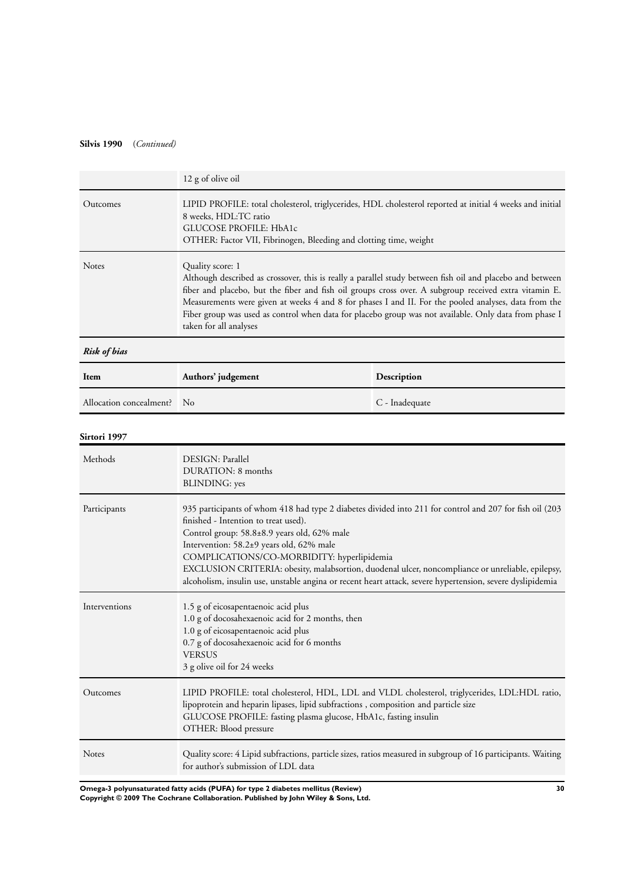**Silvis 1990** (*Continued*)

| | |
|---|---|
| | 12 g of olive oil |
| Outcomes | LIPID PROFILE: total cholesterol, triglycerides, HDL cholesterol reported at initial 4 weeks and initial 8 weeks, HDL:TC ratio<br>GLUCOSE PROFILE: HbA1c<br>OTHER: Factor VII, Fibrinogen, Bleeding and clotting time, weight |
| Notes | Quality score: 1<br>Although described as crossover, this is really a parallel study between fish oil and placebo and between fiber and placebo, but the fiber and fish oil groups cross over. A subgroup received extra vitamin E. Measurements were given at weeks 4 and 8 for phases I and II. For the pooled analyses, data from the Fiber group was used as control when data for placebo group was not available. Only data from phase I taken for all analyses |

***Risk of bias***

| Item | Authors' judgement | Description |
|---|---|---|
| Allocation concealment? | No | C - Inadequate |

**Sirtori 1997**

| | |
|---|---|
| Methods | DESIGN: Parallel<br>DURATION: 8 months<br>BLINDING: yes |
| Participants | 935 participants of whom 418 had type 2 diabetes divided into 211 for control and 207 for fish oil (203 finished - Intention to treat used).<br>Control group: 58.8±8.9 years old, 62% male<br>Intervention: 58.2±9 years old, 62% male<br>COMPLICATIONS/CO-MORBIDITY: hyperlipidemia<br>EXCLUSION CRITERIA: obesity, malabsortion, duodenal ulcer, noncompliance or unreliable, epilepsy, alcoholism, insulin use, unstable angina or recent heart attack, severe hypertension, severe dyslipidemia |
| Interventions | 1.5 g of eicosapentaenoic acid plus<br>1.0 g of docosahexaenoic acid for 2 months, then<br>1.0 g of eicosapentaenoic acid plus<br>0.7 g of docosahexaenoic acid for 6 months<br>VERSUS<br>3 g olive oil for 24 weeks |
| Outcomes | LIPID PROFILE: total cholesterol, HDL, LDL and VLDL cholesterol, triglycerides, LDL:HDL ratio, lipoprotein and heparin lipases, lipid subfractions , composition and particle size<br>GLUCOSE PROFILE: fasting plasma glucose, HbA1c, fasting insulin<br>OTHER: Blood pressure |
| Notes | Quality score: 4 Lipid subfractions, particle sizes, ratios measured in subgroup of 16 participants. Waiting for author's submission of LDL data |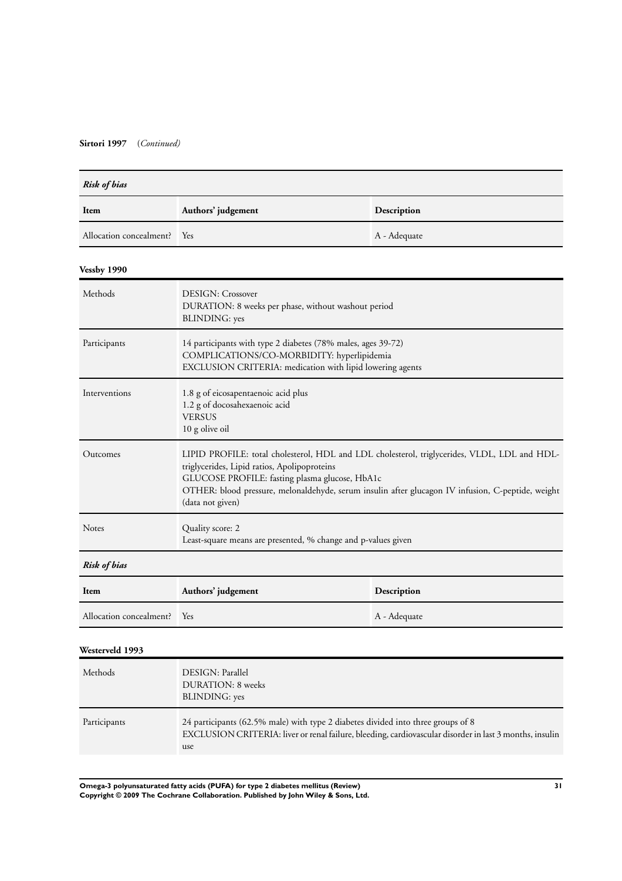**Sirtori 1997** (*Continued*)

| *Risk of bias* | | |
|---|---|---|
| **Item** | **Authors' judgement** | **Description** |
| Allocation concealment? | Yes | A - Adequate |

**Vessby 1990**

| | |
|---|---|
| Methods | DESIGN: Crossover<br>DURATION: 8 weeks per phase, without washout period<br>BLINDING: yes |
| Participants | 14 participants with type 2 diabetes (78% males, ages 39-72)<br>COMPLICATIONS/CO-MORBIDITY: hyperlipidemia<br>EXCLUSION CRITERIA: medication with lipid lowering agents |
| Interventions | 1.8 g of eicosapentaenoic acid plus<br>1.2 g of docosahexaenoic acid<br>VERSUS<br>10 g olive oil |
| Outcomes | LIPID PROFILE: total cholesterol, HDL and LDL cholesterol, triglycerides, VLDL, LDL and HDL-triglycerides, Lipid ratios, Apolipoproteins<br>GLUCOSE PROFILE: fasting plasma glucose, HbA1c<br>OTHER: blood pressure, melonaldehyde, serum insulin after glucagon IV infusion, C-peptide, weight (data not given) |
| Notes | Quality score: 2<br>Least-square means are presented, % change and p-values given |

| *Risk of bias* | | |
|---|---|---|
| **Item** | **Authors' judgement** | **Description** |
| Allocation concealment? | Yes | A - Adequate |

**Westerveld 1993**

| | |
|---|---|
| Methods | DESIGN: Parallel<br>DURATION: 8 weeks<br>BLINDING: yes |
| Participants | 24 participants (62.5% male) with type 2 diabetes divided into three groups of 8<br>EXCLUSION CRITERIA: liver or renal failure, bleeding, cardiovascular disorder in last 3 months, insulin use |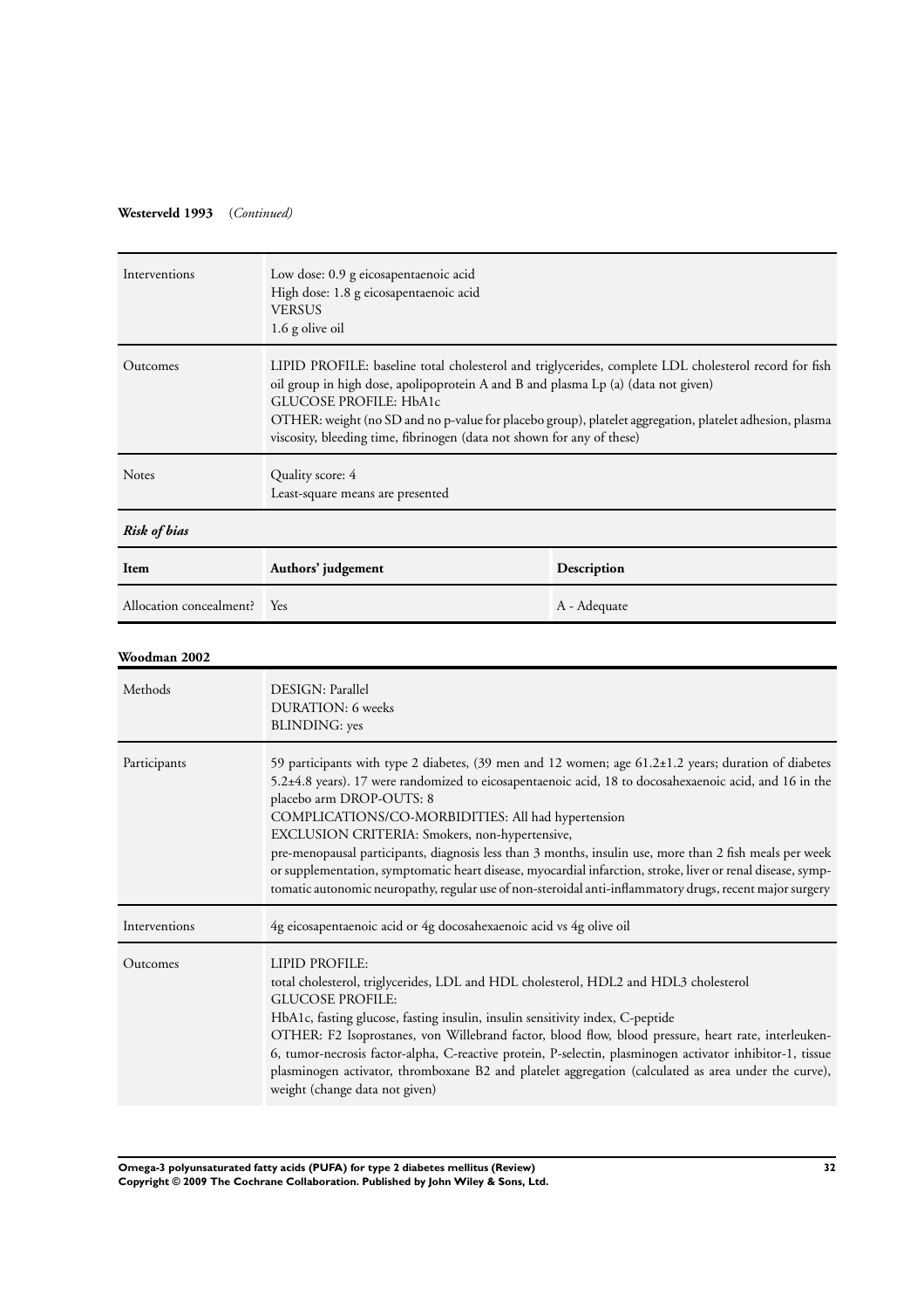**Westerveld 1993** (*Continued*)

| | |
|---|---|
| Interventions | Low dose: 0.9 g eicosapentaenoic acid<br>High dose: 1.8 g eicosapentaenoic acid<br>VERSUS<br>1.6 g olive oil |
| Outcomes | LIPID PROFILE: baseline total cholesterol and triglycerides, complete LDL cholesterol record for fish oil group in high dose, apolipoprotein A and B and plasma Lp (a) (data not given)<br>GLUCOSE PROFILE: HbA1c<br>OTHER: weight (no SD and no p-value for placebo group), platelet aggregation, platelet adhesion, plasma viscosity, bleeding time, fibrinogen (data not shown for any of these) |
| Notes | Quality score: 4<br>Least-square means are presented |

*Risk of bias*

| Item | Authors' judgement | Description |
|---|---|---|
| Allocation concealment? | Yes | A - Adequate |

**Woodman 2002**

| | |
|---|---|
| Methods | DESIGN: Parallel<br>DURATION: 6 weeks<br>BLINDING: yes |
| Participants | 59 participants with type 2 diabetes, (39 men and 12 women; age 61.2±1.2 years; duration of diabetes 5.2±4.8 years). 17 were randomized to eicosapentaenoic acid, 18 to docosahexaenoic acid, and 16 in the placebo arm DROP-OUTS: 8<br>COMPLICATIONS/CO-MORBIDITIES: All had hypertension<br>EXCLUSION CRITERIA: Smokers, non-hypertensive,<br>pre-menopausal participants, diagnosis less than 3 months, insulin use, more than 2 fish meals per week or supplementation, symptomatic heart disease, myocardial infarction, stroke, liver or renal disease, symptomatic autonomic neuropathy, regular use of non-steroidal anti-inflammatory drugs, recent major surgery |
| Interventions | 4g eicosapentaenoic acid or 4g docosahexaenoic acid vs 4g olive oil |
| Outcomes | LIPID PROFILE:<br>total cholesterol, triglycerides, LDL and HDL cholesterol, HDL2 and HDL3 cholesterol<br>GLUCOSE PROFILE:<br>HbA1c, fasting glucose, fasting insulin, insulin sensitivity index, C-peptide<br>OTHER: F2 Isoprostanes, von Willebrand factor, blood flow, blood pressure, heart rate, interleuken-6, tumor-necrosis factor-alpha, C-reactive protein, P-selectin, plasminogen activator inhibitor-1, tissue plasminogen activator, thromboxane B2 and platelet aggregation (calculated as area under the curve), weight (change data not given) |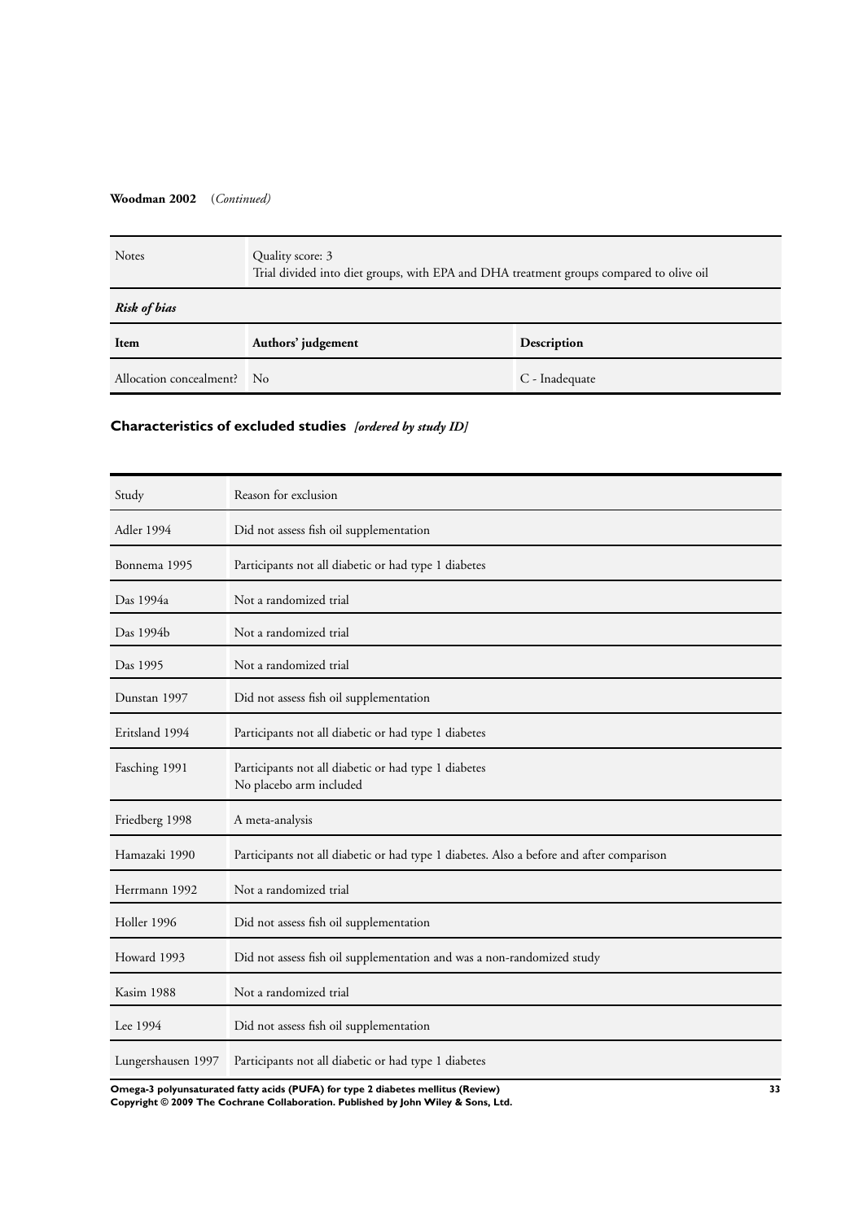**Woodman 2002** (*Continued*)

| Notes | Quality score: 3<br>Trial divided into diet groups, with EPA and DHA treatment groups compared to olive oil | |
|---|---|---|
| ***Risk of bias*** | | |
| **Item** | **Authors' judgement** | **Description** |
| Allocation concealment? | No | C - Inadequate |

## Characteristics of excluded studies *[ordered by study ID]*

| Study | Reason for exclusion |
|---|---|
| Adler 1994 | Did not assess fish oil supplementation |
| Bonnema 1995 | Participants not all diabetic or had type 1 diabetes |
| Das 1994a | Not a randomized trial |
| Das 1994b | Not a randomized trial |
| Das 1995 | Not a randomized trial |
| Dunstan 1997 | Did not assess fish oil supplementation |
| Eritsland 1994 | Participants not all diabetic or had type 1 diabetes |
| Fasching 1991 | Participants not all diabetic or had type 1 diabetes<br>No placebo arm included |
| Friedberg 1998 | A meta-analysis |
| Hamazaki 1990 | Participants not all diabetic or had type 1 diabetes. Also a before and after comparison |
| Herrmann 1992 | Not a randomized trial |
| Holler 1996 | Did not assess fish oil supplementation |
| Howard 1993 | Did not assess fish oil supplementation and was a non-randomized study |
| Kasim 1988 | Not a randomized trial |
| Lee 1994 | Did not assess fish oil supplementation |
| Lungershausen 1997 | Participants not all diabetic or had type 1 diabetes |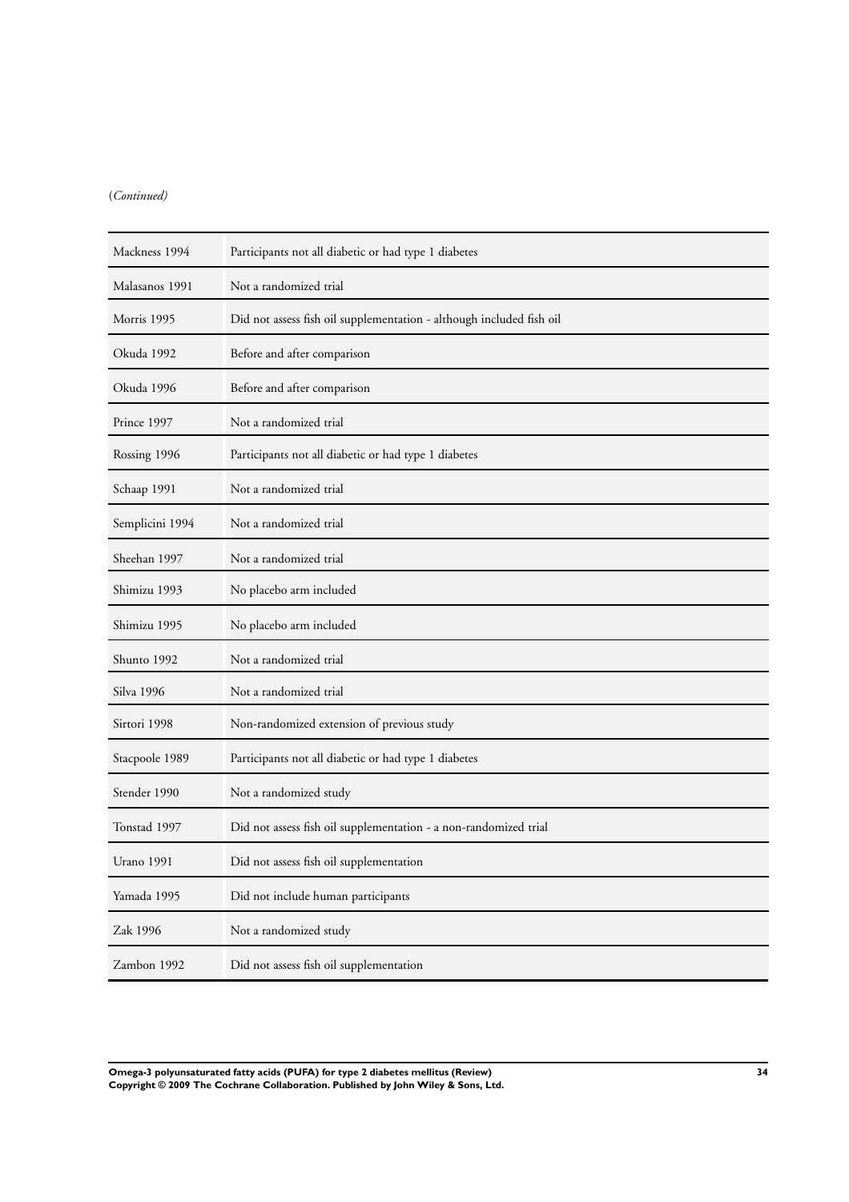(*Continued*)

| | |
|---|---|
| Mackness 1994 | Participants not all diabetic or had type 1 diabetes |
| Malasanos 1991 | Not a randomized trial |
| Morris 1995 | Did not assess fish oil supplementation - although included fish oil |
| Okuda 1992 | Before and after comparison |
| Okuda 1996 | Before and after comparison |
| Prince 1997 | Not a randomized trial |
| Rossing 1996 | Participants not all diabetic or had type 1 diabetes |
| Schaap 1991 | Not a randomized trial |
| Semplicini 1994 | Not a randomized trial |
| Sheehan 1997 | Not a randomized trial |
| Shimizu 1993 | No placebo arm included |
| Shimizu 1995 | No placebo arm included |
| Shunto 1992 | Not a randomized trial |
| Silva 1996 | Not a randomized trial |
| Sirtori 1998 | Non-randomized extension of previous study |
| Stacpoole 1989 | Participants not all diabetic or had type 1 diabetes |
| Stender 1990 | Not a randomized study |
| Tonstad 1997 | Did not assess fish oil supplementation - a non-randomized trial |
| Urano 1991 | Did not assess fish oil supplementation |
| Yamada 1995 | Did not include human participants |
| Zak 1996 | Not a randomized study |
| Zambon 1992 | Did not assess fish oil supplementation |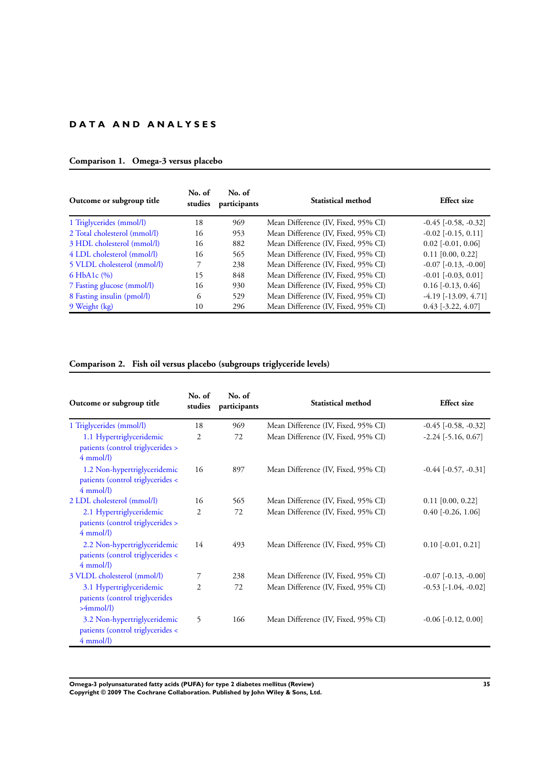# DATA AND ANALYSES

## Comparison 1. Omega-3 versus placebo

| Outcome or subgroup title | No. of studies | No. of participants | Statistical method | Effect size |
|---|---|---|---|---|
| 1 Triglycerides (mmol/l) | 18 | 969 | Mean Difference (IV, Fixed, 95% CI) | -0.45 [-0.58, -0.32] |
| 2 Total cholesterol (mmol/l) | 16 | 953 | Mean Difference (IV, Fixed, 95% CI) | -0.02 [-0.15, 0.11] |
| 3 HDL cholesterol (mmol/l) | 16 | 882 | Mean Difference (IV, Fixed, 95% CI) | 0.02 [-0.01, 0.06] |
| 4 LDL cholesterol (mmol/l) | 16 | 565 | Mean Difference (IV, Fixed, 95% CI) | 0.11 [0.00, 0.22] |
| 5 VLDL cholesterol (mmol/l) | 7 | 238 | Mean Difference (IV, Fixed, 95% CI) | -0.07 [-0.13, -0.00] |
| 6 HbA1c (%) | 15 | 848 | Mean Difference (IV, Fixed, 95% CI) | -0.01 [-0.03, 0.01] |
| 7 Fasting glucose (mmol/l) | 16 | 930 | Mean Difference (IV, Fixed, 95% CI) | 0.16 [-0.13, 0.46] |
| 8 Fasting insulin (pmol/l) | 6 | 529 | Mean Difference (IV, Fixed, 95% CI) | -4.19 [-13.09, 4.71] |
| 9 Weight (kg) | 10 | 296 | Mean Difference (IV, Fixed, 95% CI) | 0.43 [-3.22, 4.07] |

## Comparison 2. Fish oil versus placebo (subgroups triglyceride levels)

| Outcome or subgroup title | No. of studies | No. of participants | Statistical method | Effect size |
|---|---|---|---|---|
| 1 Triglycerides (mmol/l) | 18 | 969 | Mean Difference (IV, Fixed, 95% CI) | -0.45 [-0.58, -0.32] |
| 1.1 Hypertriglyceridemic patients (control triglycerides > 4 mmol/l) | 2 | 72 | Mean Difference (IV, Fixed, 95% CI) | -2.24 [-5.16, 0.67] |
| 1.2 Non-hypertriglyceridemic patients (control triglycerides < 4 mmol/l) | 16 | 897 | Mean Difference (IV, Fixed, 95% CI) | -0.44 [-0.57, -0.31] |
| 2 LDL cholesterol (mmol/l) | 16 | 565 | Mean Difference (IV, Fixed, 95% CI) | 0.11 [0.00, 0.22] |
| 2.1 Hypertriglyceridemic patients (control triglycerides > 4 mmol/l) | 2 | 72 | Mean Difference (IV, Fixed, 95% CI) | 0.40 [-0.26, 1.06] |
| 2.2 Non-hypertriglyceridemic patients (control triglycerides < 4 mmol/l) | 14 | 493 | Mean Difference (IV, Fixed, 95% CI) | 0.10 [-0.01, 0.21] |
| 3 VLDL cholesterol (mmol/l) | 7 | 238 | Mean Difference (IV, Fixed, 95% CI) | -0.07 [-0.13, -0.00] |
| 3.1 Hypertriglyceridemic patients (control triglycerides >4mmol/l) | 2 | 72 | Mean Difference (IV, Fixed, 95% CI) | -0.53 [-1.04, -0.02] |
| 3.2 Non-hypertriglyceridemic patients (control triglycerides < 4 mmol/l) | 5 | 166 | Mean Difference (IV, Fixed, 95% CI) | -0.06 [-0.12, 0.00] |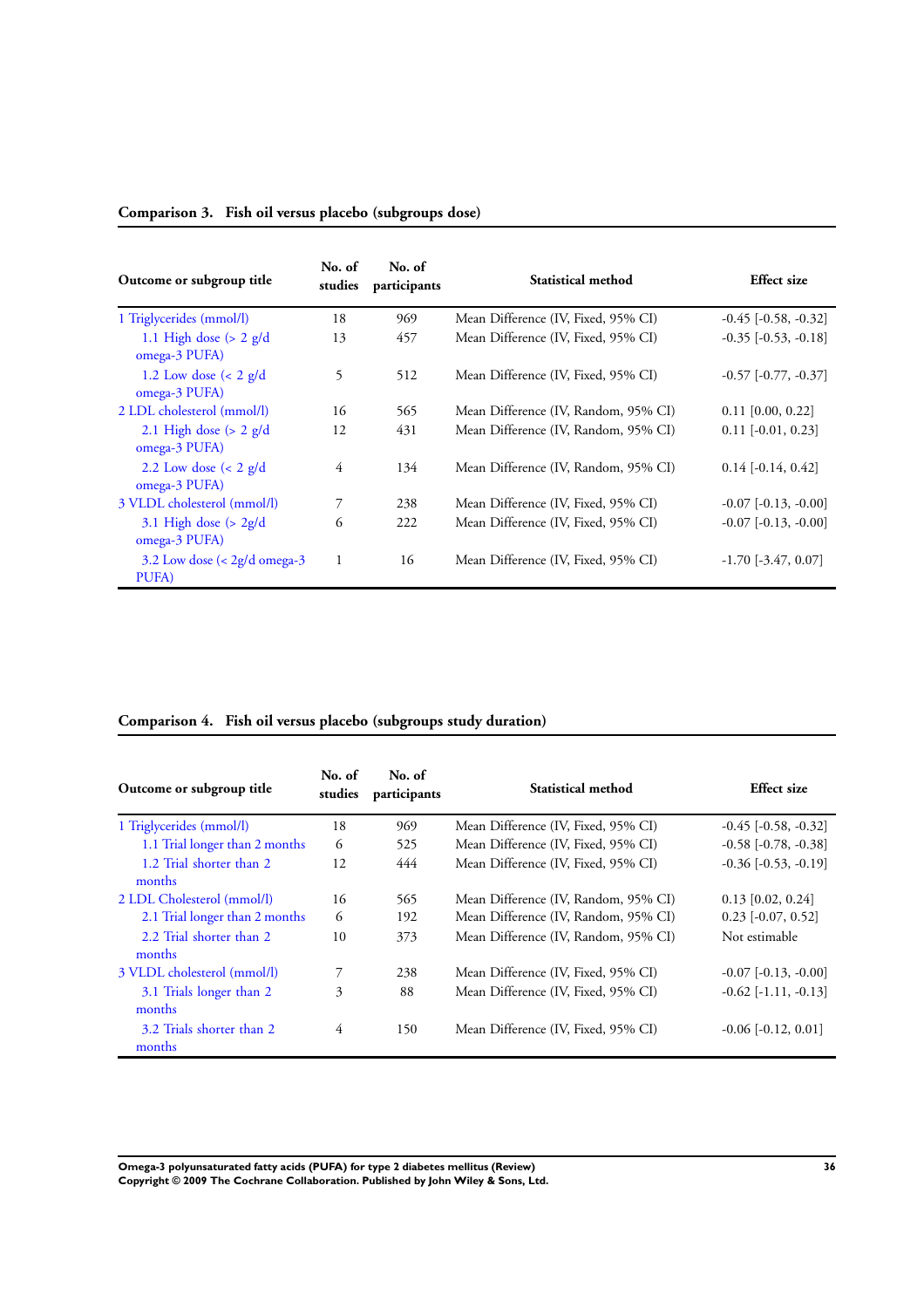**Comparison 3. Fish oil versus placebo (subgroups dose)**

| Outcome or subgroup title | No. of studies | No. of participants | Statistical method | Effect size |
|---|---|---|---|---|
| 1 Triglycerides (mmol/l) | 18 | 969 | Mean Difference (IV, Fixed, 95% CI) | -0.45 [-0.58, -0.32] |
| 1.1 High dose (> 2 g/d omega-3 PUFA) | 13 | 457 | Mean Difference (IV, Fixed, 95% CI) | -0.35 [-0.53, -0.18] |
| 1.2 Low dose (< 2 g/d omega-3 PUFA) | 5 | 512 | Mean Difference (IV, Fixed, 95% CI) | -0.57 [-0.77, -0.37] |
| 2 LDL cholesterol (mmol/l) | 16 | 565 | Mean Difference (IV, Random, 95% CI) | 0.11 [0.00, 0.22] |
| 2.1 High dose (> 2 g/d omega-3 PUFA) | 12 | 431 | Mean Difference (IV, Random, 95% CI) | 0.11 [-0.01, 0.23] |
| 2.2 Low dose (< 2 g/d omega-3 PUFA) | 4 | 134 | Mean Difference (IV, Random, 95% CI) | 0.14 [-0.14, 0.42] |
| 3 VLDL cholesterol (mmol/l) | 7 | 238 | Mean Difference (IV, Fixed, 95% CI) | -0.07 [-0.13, -0.00] |
| 3.1 High dose (> 2g/d omega-3 PUFA) | 6 | 222 | Mean Difference (IV, Fixed, 95% CI) | -0.07 [-0.13, -0.00] |
| 3.2 Low dose (< 2g/d omega-3 PUFA) | 1 | 16 | Mean Difference (IV, Fixed, 95% CI) | -1.70 [-3.47, 0.07] |

**Comparison 4. Fish oil versus placebo (subgroups study duration)**

| Outcome or subgroup title | No. of studies | No. of participants | Statistical method | Effect size |
|---|---|---|---|---|
| 1 Triglycerides (mmol/l) | 18 | 969 | Mean Difference (IV, Fixed, 95% CI) | -0.45 [-0.58, -0.32] |
| 1.1 Trial longer than 2 months | 6 | 525 | Mean Difference (IV, Fixed, 95% CI) | -0.58 [-0.78, -0.38] |
| 1.2 Trial shorter than 2 months | 12 | 444 | Mean Difference (IV, Fixed, 95% CI) | -0.36 [-0.53, -0.19] |
| 2 LDL Cholesterol (mmol/l) | 16 | 565 | Mean Difference (IV, Random, 95% CI) | 0.13 [0.02, 0.24] |
| 2.1 Trial longer than 2 months | 6 | 192 | Mean Difference (IV, Random, 95% CI) | 0.23 [-0.07, 0.52] |
| 2.2 Trial shorter than 2 months | 10 | 373 | Mean Difference (IV, Random, 95% CI) | Not estimable |
| 3 VLDL cholesterol (mmol/l) | 7 | 238 | Mean Difference (IV, Fixed, 95% CI) | -0.07 [-0.13, -0.00] |
| 3.1 Trials longer than 2 months | 3 | 88 | Mean Difference (IV, Fixed, 95% CI) | -0.62 [-1.11, -0.13] |
| 3.2 Trials shorter than 2 months | 4 | 150 | Mean Difference (IV, Fixed, 95% CI) | -0.06 [-0.12, 0.01] |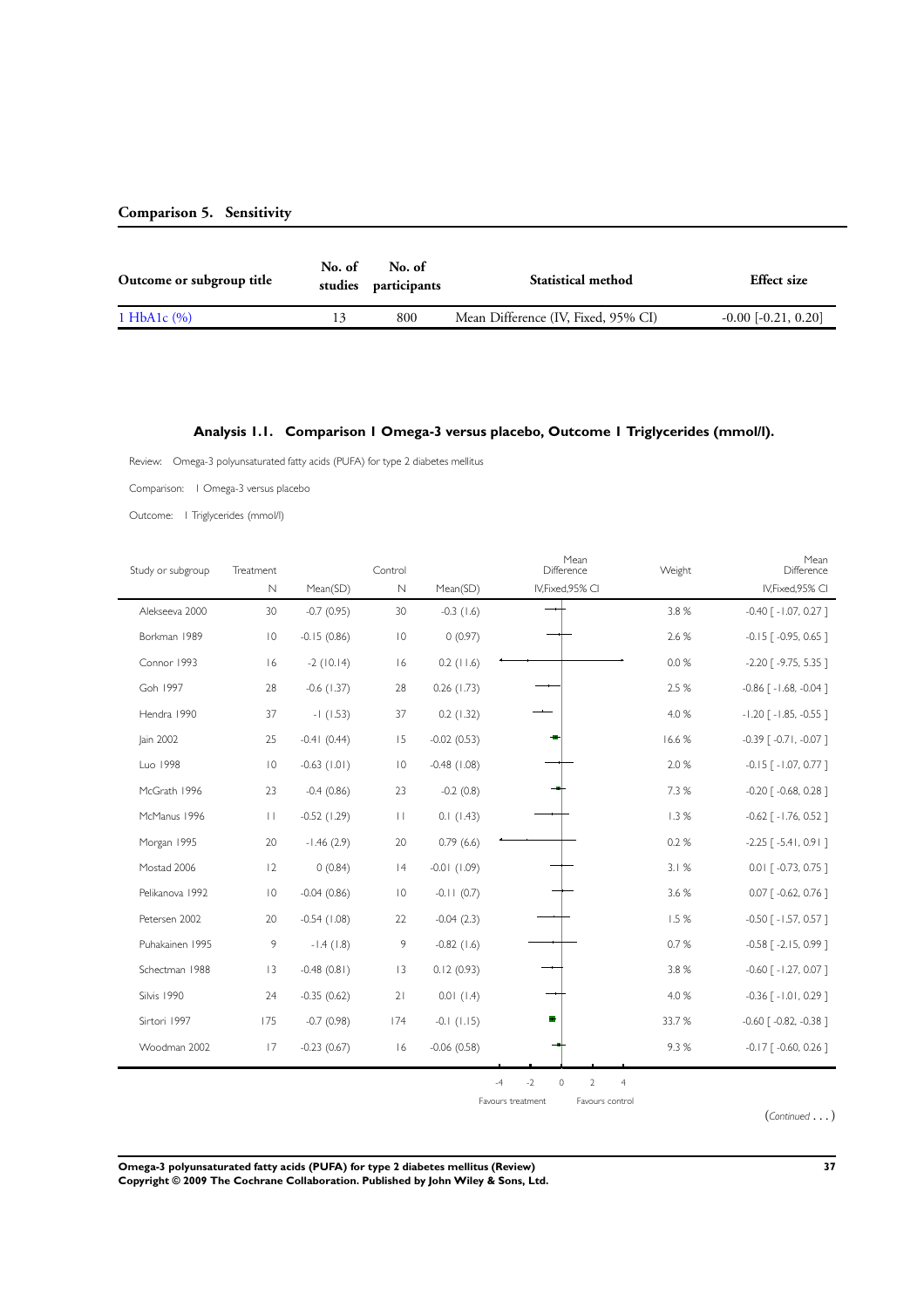### Comparison 5. Sensitivity

| Outcome or subgroup title | No. of studies | No. of participants | Statistical method | Effect size |
|---|---|---|---|---|
| 1 HbA1c (%) | 13 | 800 | Mean Difference (IV, Fixed, 95% CI) | -0.00 [-0.21, 0.20] |

### Analysis 1.1. Comparison 1 Omega-3 versus placebo, Outcome 1 Triglycerides (mmol/l).

Review: Omega-3 polyunsaturated fatty acids (PUFA) for type 2 diabetes mellitus

Comparison: 1 Omega-3 versus placebo

Outcome: 1 Triglycerides (mmol/l)

| Study or subgroup | Treatment N | Treatment Mean(SD) | Control N | Control Mean(SD) | Mean Difference IV,Fixed,95% CI | Weight | Mean Difference IV,Fixed,95% CI |
|---|---|---|---|---|---|---|---|
| Alekseeva 2000 | 30 | -0.7 (0.95) | 30 | -0.3 (1.6) | | 3.8 % | -0.40 [ -1.07, 0.27 ] |
| Borkman 1989 | 10 | -0.15 (0.86) | 10 | 0 (0.97) | | 2.6 % | -0.15 [ -0.95, 0.65 ] |
| Connor 1993 | 16 | -2 (10.14) | 16 | 0.2 (11.6) | | 0.0 % | -2.20 [ -9.75, 5.35 ] |
| Goh 1997 | 28 | -0.6 (1.37) | 28 | 0.26 (1.73) | | 2.5 % | -0.86 [ -1.68, -0.04 ] |
| Hendra 1990 | 37 | -1 (1.53) | 37 | 0.2 (1.32) | | 4.0 % | -1.20 [ -1.85, -0.55 ] |
| Jain 2002 | 25 | -0.41 (0.44) | 15 | -0.02 (0.53) | | 16.6 % | -0.39 [ -0.71, -0.07 ] |
| Luo 1998 | 10 | -0.63 (1.01) | 10 | -0.48 (1.08) | | 2.0 % | -0.15 [ -1.07, 0.77 ] |
| McGrath 1996 | 23 | -0.4 (0.86) | 23 | -0.2 (0.8) | | 7.3 % | -0.20 [ -0.68, 0.28 ] |
| McManus 1996 | 11 | -0.52 (1.29) | 11 | 0.1 (1.43) | | 1.3 % | -0.62 [ -1.76, 0.52 ] |
| Morgan 1995 | 20 | -1.46 (2.9) | 20 | 0.79 (6.6) | | 0.2 % | -2.25 [ -5.41, 0.91 ] |
| Mostad 2006 | 12 | 0 (0.84) | 14 | -0.01 (1.09) | | 3.1 % | 0.01 [ -0.73, 0.75 ] |
| Pelikanova 1992 | 10 | -0.04 (0.86) | 10 | -0.11 (0.7) | | 3.6 % | 0.07 [ -0.62, 0.76 ] |
| Petersen 2002 | 20 | -0.54 (1.08) | 22 | -0.04 (2.3) | | 1.5 % | -0.50 [ -1.57, 0.57 ] |
| Puhakainen 1995 | 9 | -1.4 (1.8) | 9 | -0.82 (1.6) | | 0.7 % | -0.58 [ -2.15, 0.99 ] |
| Schectman 1988 | 13 | -0.48 (0.81) | 13 | 0.12 (0.93) | | 3.8 % | -0.60 [ -1.27, 0.07 ] |
| Silvis 1990 | 24 | -0.35 (0.62) | 21 | 0.01 (1.4) | | 4.0 % | -0.36 [ -1.01, 0.29 ] |
| Sirtori 1997 | 175 | -0.7 (0.98) | 174 | -0.1 (1.15) | | 33.7 % | -0.60 [ -0.82, -0.38 ] |
| Woodman 2002 | 17 | -0.23 (0.67) | 16 | -0.06 (0.58) | | 9.3 % | -0.17 [ -0.60, 0.26 ] |

-4 -2 0 2 4

Favours treatment Favours control

(*Continued* . . . )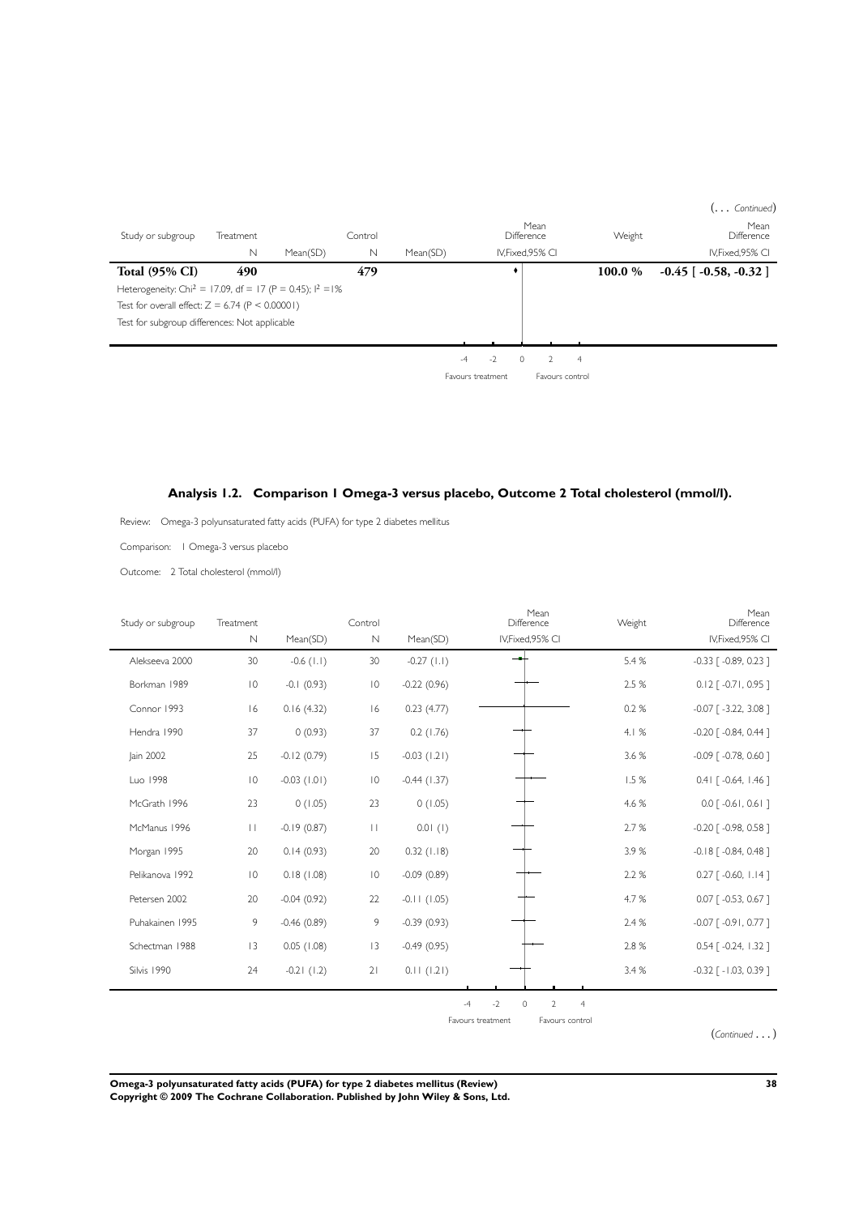(. . . *Continued*)

| Study or subgroup | Treatment | | Control | | Mean Difference | Weight | Mean Difference |
|---|---|---|---|---|---|---|---|
| | N | Mean(SD) | N | Mean(SD) | IV,Fixed,95% CI | | IV,Fixed,95% CI |
| **Total (95% CI)** | **490** | | **479** | | | **100.0 %** | **-0.45 [ -0.58, -0.32 ]** |
| Heterogeneity: $Chi^2$ = 17.09, df = 17 (P = 0.45); $I^2$ =1% | | | | | | | |
| Test for overall effect: Z = 6.74 (P < 0.00001) | | | | | | | |
| Test for subgroup differences: Not applicable | | | | | | | |

-4 -2 0 2 4

Favours treatment Favours control

### Analysis 1.2. Comparison 1 Omega-3 versus placebo, Outcome 2 Total cholesterol (mmol/l).

Review: Omega-3 polyunsaturated fatty acids (PUFA) for type 2 diabetes mellitus

Comparison: 1 Omega-3 versus placebo

Outcome: 2 Total cholesterol (mmol/l)

| Study or subgroup | Treatment | | Control | | Mean Difference | Weight | Mean Difference |
|---|---|---|---|---|---|---|---|
| | N | Mean(SD) | N | Mean(SD) | IV,Fixed,95% CI | | IV,Fixed,95% CI |
| Alekseeva 2000 | 30 | -0.6 (1.1) | 30 | -0.27 (1.1) | | 5.4 % | -0.33 [ -0.89, 0.23 ] |
| Borkman 1989 | 10 | -0.1 (0.93) | 10 | -0.22 (0.96) | | 2.5 % | 0.12 [ -0.71, 0.95 ] |
| Connor 1993 | 16 | 0.16 (4.32) | 16 | 0.23 (4.77) | | 0.2 % | -0.07 [ -3.22, 3.08 ] |
| Hendra 1990 | 37 | 0 (0.93) | 37 | 0.2 (1.76) | | 4.1 % | -0.20 [ -0.84, 0.44 ] |
| Jain 2002 | 25 | -0.12 (0.79) | 15 | -0.03 (1.21) | | 3.6 % | -0.09 [ -0.78, 0.60 ] |
| Luo 1998 | 10 | -0.03 (1.01) | 10 | -0.44 (1.37) | | 1.5 % | 0.41 [ -0.64, 1.46 ] |
| McGrath 1996 | 23 | 0 (1.05) | 23 | 0 (1.05) | | 4.6 % | 0.0 [ -0.61, 0.61 ] |
| McManus 1996 | 11 | -0.19 (0.87) | 11 | 0.01 (1) | | 2.7 % | -0.20 [ -0.98, 0.58 ] |
| Morgan 1995 | 20 | 0.14 (0.93) | 20 | 0.32 (1.18) | | 3.9 % | -0.18 [ -0.84, 0.48 ] |
| Pelikanova 1992 | 10 | 0.18 (1.08) | 10 | -0.09 (0.89) | | 2.2 % | 0.27 [ -0.60, 1.14 ] |
| Petersen 2002 | 20 | -0.04 (0.92) | 22 | -0.11 (1.05) | | 4.7 % | 0.07 [ -0.53, 0.67 ] |
| Puhakainen 1995 | 9 | -0.46 (0.89) | 9 | -0.39 (0.93) | | 2.4 % | -0.07 [ -0.91, 0.77 ] |
| Schectman 1988 | 13 | 0.05 (1.08) | 13 | -0.49 (0.95) | | 2.8 % | 0.54 [ -0.24, 1.32 ] |
| Silvis 1990 | 24 | -0.21 (1.2) | 21 | 0.11 (1.21) | | 3.4 % | -0.32 [ -1.03, 0.39 ] |

-4 -2 0 2 4

Favours treatment Favours control

(*Continued* . . . )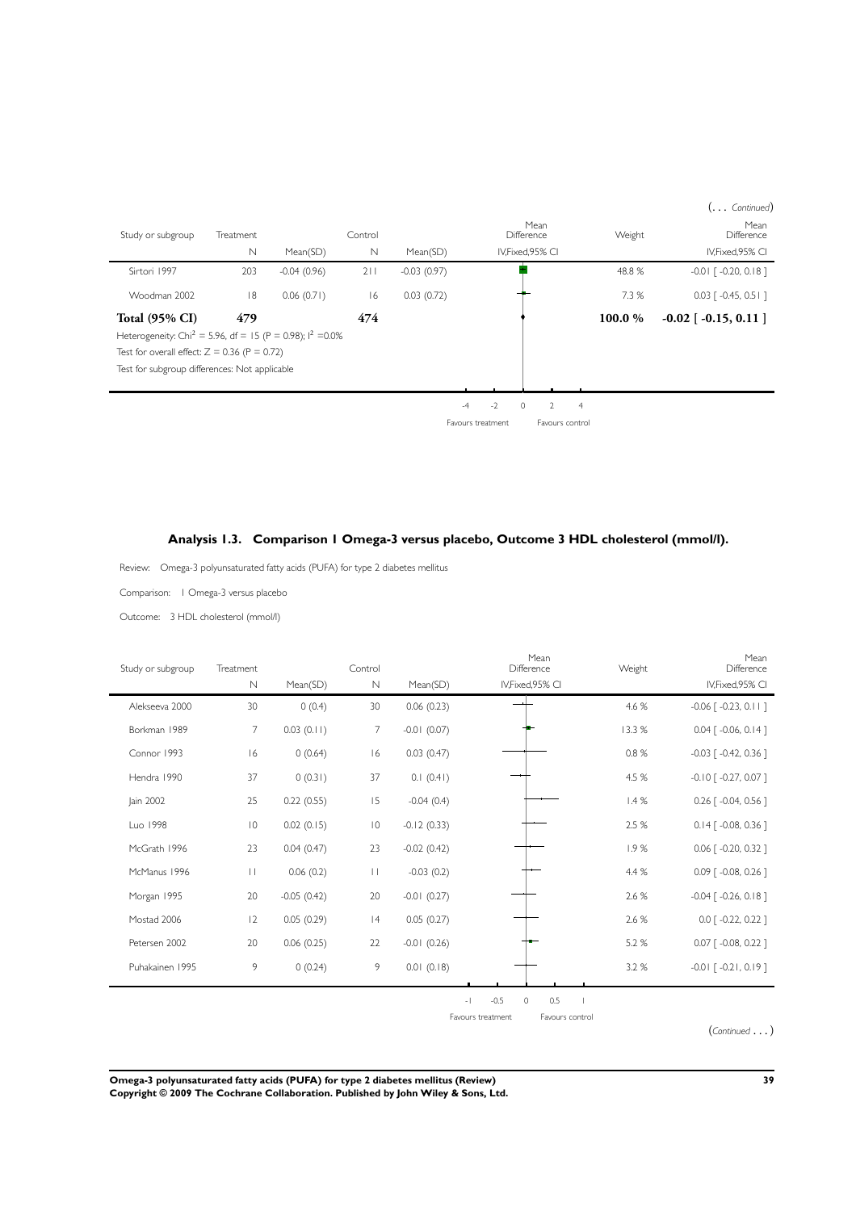(... *Continued*)

| Study or subgroup | Treatment N | Mean(SD) | Control N | Mean(SD) | Mean Difference IV,Fixed,95% CI | Weight | Mean Difference IV,Fixed,95% CI |
|---|---|---|---|---|---|---|---|
| Sirtori 1997 | 203 | -0.04 (0.96) | 211 | -0.03 (0.97) | | 48.8 % | -0.01 [ -0.20, 0.18 ] |
| Woodman 2002 | 18 | 0.06 (0.71) | 16 | 0.03 (0.72) | | 7.3 % | 0.03 [ -0.45, 0.51 ] |
| **Total (95% CI)** | **479** | | **474** | | | **100.0 %** | **-0.02 [ -0.15, 0.11 ]** |

Heterogeneity: Chi$^2$ = 5.96, df = 15 (P = 0.98); I$^2$ =0.0%

Test for overall effect: Z = 0.36 (P = 0.72)

Test for subgroup differences: Not applicable

-4 -2 0 2 4

Favours treatment Favours control

### Analysis 1.3. Comparison 1 Omega-3 versus placebo, Outcome 3 HDL cholesterol (mmol/l).

Review: Omega-3 polyunsaturated fatty acids (PUFA) for type 2 diabetes mellitus

Comparison: 1 Omega-3 versus placebo

Outcome: 3 HDL cholesterol (mmol/l)

| Study or subgroup | Treatment N | Mean(SD) | Control N | Mean(SD) | Mean Difference IV,Fixed,95% CI | Weight | Mean Difference IV,Fixed,95% CI |
|---|---|---|---|---|---|---|---|
| Alekseeva 2000 | 30 | 0 (0.4) | 30 | 0.06 (0.23) | | 4.6 % | -0.06 [ -0.23, 0.11 ] |
| Borkman 1989 | 7 | 0.03 (0.11) | 7 | -0.01 (0.07) | | 13.3 % | 0.04 [ -0.06, 0.14 ] |
| Connor 1993 | 16 | 0 (0.64) | 16 | 0.03 (0.47) | | 0.8 % | -0.03 [ -0.42, 0.36 ] |
| Hendra 1990 | 37 | 0 (0.31) | 37 | 0.1 (0.41) | | 4.5 % | -0.10 [ -0.27, 0.07 ] |
| Jain 2002 | 25 | 0.22 (0.55) | 15 | -0.04 (0.4) | | 1.4 % | 0.26 [ -0.04, 0.56 ] |
| Luo 1998 | 10 | 0.02 (0.15) | 10 | -0.12 (0.33) | | 2.5 % | 0.14 [ -0.08, 0.36 ] |
| McGrath 1996 | 23 | 0.04 (0.47) | 23 | -0.02 (0.42) | | 1.9 % | 0.06 [ -0.20, 0.32 ] |
| McManus 1996 | 11 | 0.06 (0.2) | 11 | -0.03 (0.2) | | 4.4 % | 0.09 [ -0.08, 0.26 ] |
| Morgan 1995 | 20 | -0.05 (0.42) | 20 | -0.01 (0.27) | | 2.6 % | -0.04 [ -0.26, 0.18 ] |
| Mostad 2006 | 12 | 0.05 (0.29) | 14 | 0.05 (0.27) | | 2.6 % | 0.0 [ -0.22, 0.22 ] |
| Petersen 2002 | 20 | 0.06 (0.25) | 22 | -0.01 (0.26) | | 5.2 % | 0.07 [ -0.08, 0.22 ] |
| Puhakainen 1995 | 9 | 0 (0.24) | 9 | 0.01 (0.18) | | 3.2 % | -0.01 [ -0.21, 0.19 ] |

-1 -0.5 0 0.5 1

Favours treatment Favours control

(*Continued* ...)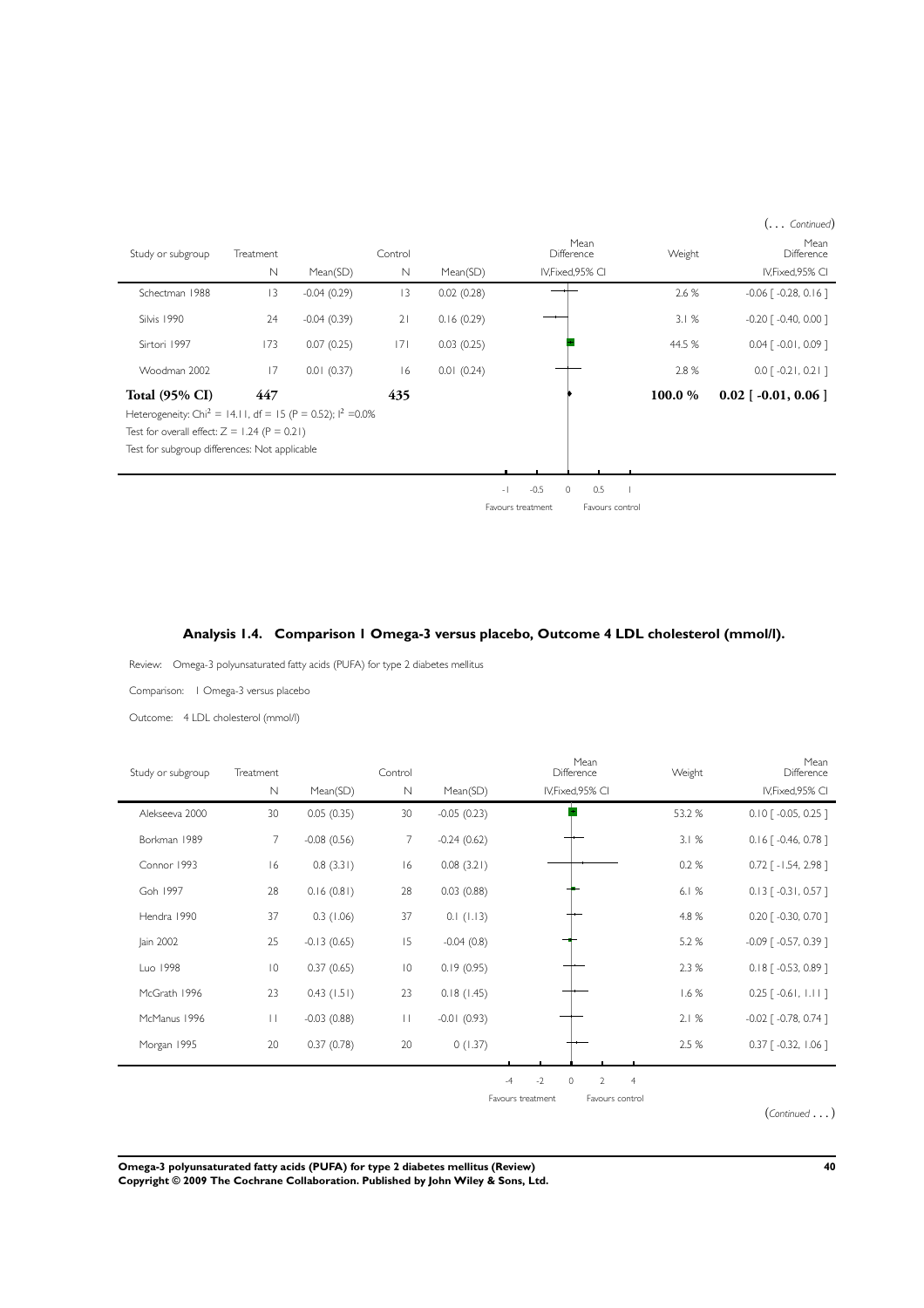(... *Continued*)

| Study or subgroup | Treatment N | Mean(SD) | Control N | Mean(SD) | Mean Difference IV,Fixed,95% CI | Weight | Mean Difference IV,Fixed,95% CI |
|---|---|---|---|---|---|---|---|
| Schectman 1988 | 13 | -0.04 (0.29) | 13 | 0.02 (0.28) | | 2.6 % | -0.06 [ -0.28, 0.16 ] |
| Silvis 1990 | 24 | -0.04 (0.39) | 21 | 0.16 (0.29) | | 3.1 % | -0.20 [ -0.40, 0.00 ] |
| Sirtori 1997 | 173 | 0.07 (0.25) | 171 | 0.03 (0.25) | | 44.5 % | 0.04 [ -0.01, 0.09 ] |
| Woodman 2002 | 17 | 0.01 (0.37) | 16 | 0.01 (0.24) | | 2.8 % | 0.0 [ -0.21, 0.21 ] |
| **Total (95% CI)** | **447** | | **435** | | | **100.0 %** | **0.02 [ -0.01, 0.06 ]** |

Heterogeneity: $Chi^2 = 14.11$, df = 15 (P = 0.52); $I^2 = 0.0\%$

Test for overall effect: Z = 1.24 (P = 0.21)

Test for subgroup differences: Not applicable

-1 -0.5 0 0.5 1

Favours treatment Favours control

### Analysis 1.4. Comparison 1 Omega-3 versus placebo, Outcome 4 LDL cholesterol (mmol/l).

Review: Omega-3 polyunsaturated fatty acids (PUFA) for type 2 diabetes mellitus

Comparison: 1 Omega-3 versus placebo

Outcome: 4 LDL cholesterol (mmol/l)

| Study or subgroup | Treatment N | Mean(SD) | Control N | Mean(SD) | Mean Difference IV,Fixed,95% CI | Weight | Mean Difference IV,Fixed,95% CI |
|---|---|---|---|---|---|---|---|
| Alekseeva 2000 | 30 | 0.05 (0.35) | 30 | -0.05 (0.23) | | 53.2 % | 0.10 [ -0.05, 0.25 ] |
| Borkman 1989 | 7 | -0.08 (0.56) | 7 | -0.24 (0.62) | | 3.1 % | 0.16 [ -0.46, 0.78 ] |
| Connor 1993 | 16 | 0.8 (3.31) | 16 | 0.08 (3.21) | | 0.2 % | 0.72 [ -1.54, 2.98 ] |
| Goh 1997 | 28 | 0.16 (0.81) | 28 | 0.03 (0.88) | | 6.1 % | 0.13 [ -0.31, 0.57 ] |
| Hendra 1990 | 37 | 0.3 (1.06) | 37 | 0.1 (1.13) | | 4.8 % | 0.20 [ -0.30, 0.70 ] |
| Jain 2002 | 25 | -0.13 (0.65) | 15 | -0.04 (0.8) | | 5.2 % | -0.09 [ -0.57, 0.39 ] |
| Luo 1998 | 10 | 0.37 (0.65) | 10 | 0.19 (0.95) | | 2.3 % | 0.18 [ -0.53, 0.89 ] |
| McGrath 1996 | 23 | 0.43 (1.51) | 23 | 0.18 (1.45) | | 1.6 % | 0.25 [ -0.61, 1.11 ] |
| McManus 1996 | 11 | -0.03 (0.88) | 11 | -0.01 (0.93) | | 2.1 % | -0.02 [ -0.78, 0.74 ] |
| Morgan 1995 | 20 | 0.37 (0.78) | 20 | 0 (1.37) | | 2.5 % | 0.37 [ -0.32, 1.06 ] |

-4 -2 0 2 4

Favours treatment Favours control

(*Continued* ...)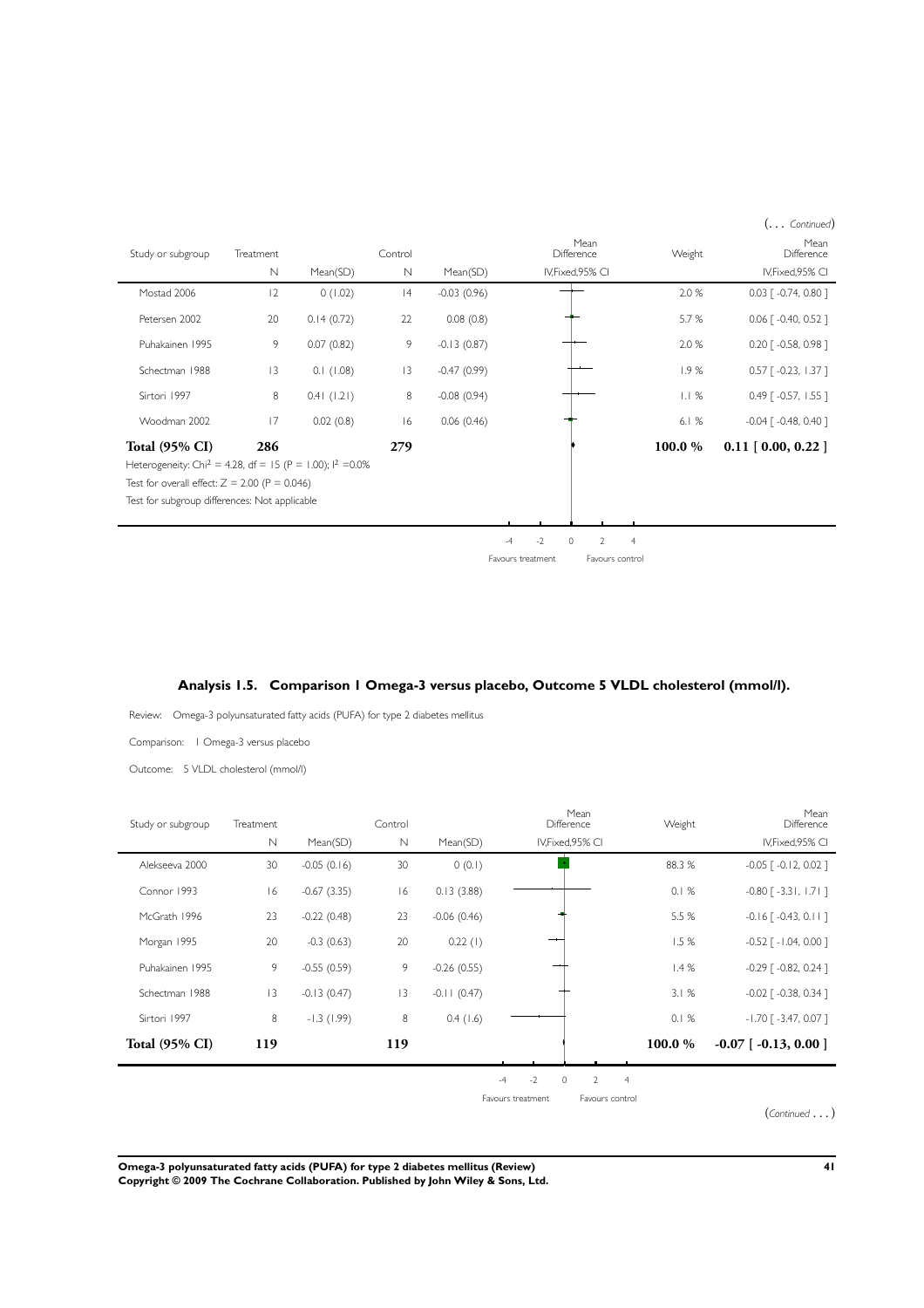(... *Continued*)

| Study or subgroup | Treatment N | Mean(SD) | Control N | Mean(SD) | Mean Difference IV,Fixed,95% CI | Weight | Mean Difference IV,Fixed,95% CI |
|---|---|---|---|---|---|---|---|
| Mostad 2006 | 12 | 0 (1.02) | 14 | -0.03 (0.96) | | 2.0 % | 0.03 [ -0.74, 0.80 ] |
| Petersen 2002 | 20 | 0.14 (0.72) | 22 | 0.08 (0.8) | | 5.7 % | 0.06 [ -0.40, 0.52 ] |
| Puhakainen 1995 | 9 | 0.07 (0.82) | 9 | -0.13 (0.87) | | 2.0 % | 0.20 [ -0.58, 0.98 ] |
| Schectman 1988 | 13 | 0.1 (1.08) | 13 | -0.47 (0.99) | | 1.9 % | 0.57 [ -0.23, 1.37 ] |
| Sirtori 1997 | 8 | 0.41 (1.21) | 8 | -0.08 (0.94) | | 1.1 % | 0.49 [ -0.57, 1.55 ] |
| Woodman 2002 | 17 | 0.02 (0.8) | 16 | 0.06 (0.46) | | 6.1 % | -0.04 [ -0.48, 0.40 ] |
| **Total (95% CI)** | **286** | | **279** | | | **100.0 %** | **0.11 [ 0.00, 0.22 ]** |

Heterogeneity: $Chi^2 = 4.28$, df = 15 (P = 1.00); $I^2 = 0.0\%$

Test for overall effect: Z = 2.00 (P = 0.046)

Test for subgroup differences: Not applicable

-4 -2 0 2 4

Favours treatment Favours control

### Analysis 1.5. Comparison 1 Omega-3 versus placebo, Outcome 5 VLDL cholesterol (mmol/l).

Review: Omega-3 polyunsaturated fatty acids (PUFA) for type 2 diabetes mellitus

Comparison: 1 Omega-3 versus placebo

Outcome: 5 VLDL cholesterol (mmol/l)

| Study or subgroup | Treatment N | Mean(SD) | Control N | Mean(SD) | Mean Difference IV,Fixed,95% CI | Weight | Mean Difference IV,Fixed,95% CI |
|---|---|---|---|---|---|---|---|
| Alekseeva 2000 | 30 | -0.05 (0.16) | 30 | 0 (0.1) | | 88.3 % | -0.05 [ -0.12, 0.02 ] |
| Connor 1993 | 16 | -0.67 (3.35) | 16 | 0.13 (3.88) | | 0.1 % | -0.80 [ -3.31, 1.71 ] |
| McGrath 1996 | 23 | -0.22 (0.48) | 23 | -0.06 (0.46) | | 5.5 % | -0.16 [ -0.43, 0.11 ] |
| Morgan 1995 | 20 | -0.3 (0.63) | 20 | 0.22 (1) | | 1.5 % | -0.52 [ -1.04, 0.00 ] |
| Puhakainen 1995 | 9 | -0.55 (0.59) | 9 | -0.26 (0.55) | | 1.4 % | -0.29 [ -0.82, 0.24 ] |
| Schectman 1988 | 13 | -0.13 (0.47) | 13 | -0.11 (0.47) | | 3.1 % | -0.02 [ -0.38, 0.34 ] |
| Sirtori 1997 | 8 | -1.3 (1.99) | 8 | 0.4 (1.6) | | 0.1 % | -1.70 [ -3.47, 0.07 ] |
| **Total (95% CI)** | **119** | | **119** | | | **100.0 %** | **-0.07 [ -0.13, 0.00 ]** |

-4 -2 0 2 4

Favours treatment Favours control

(*Continued* ...)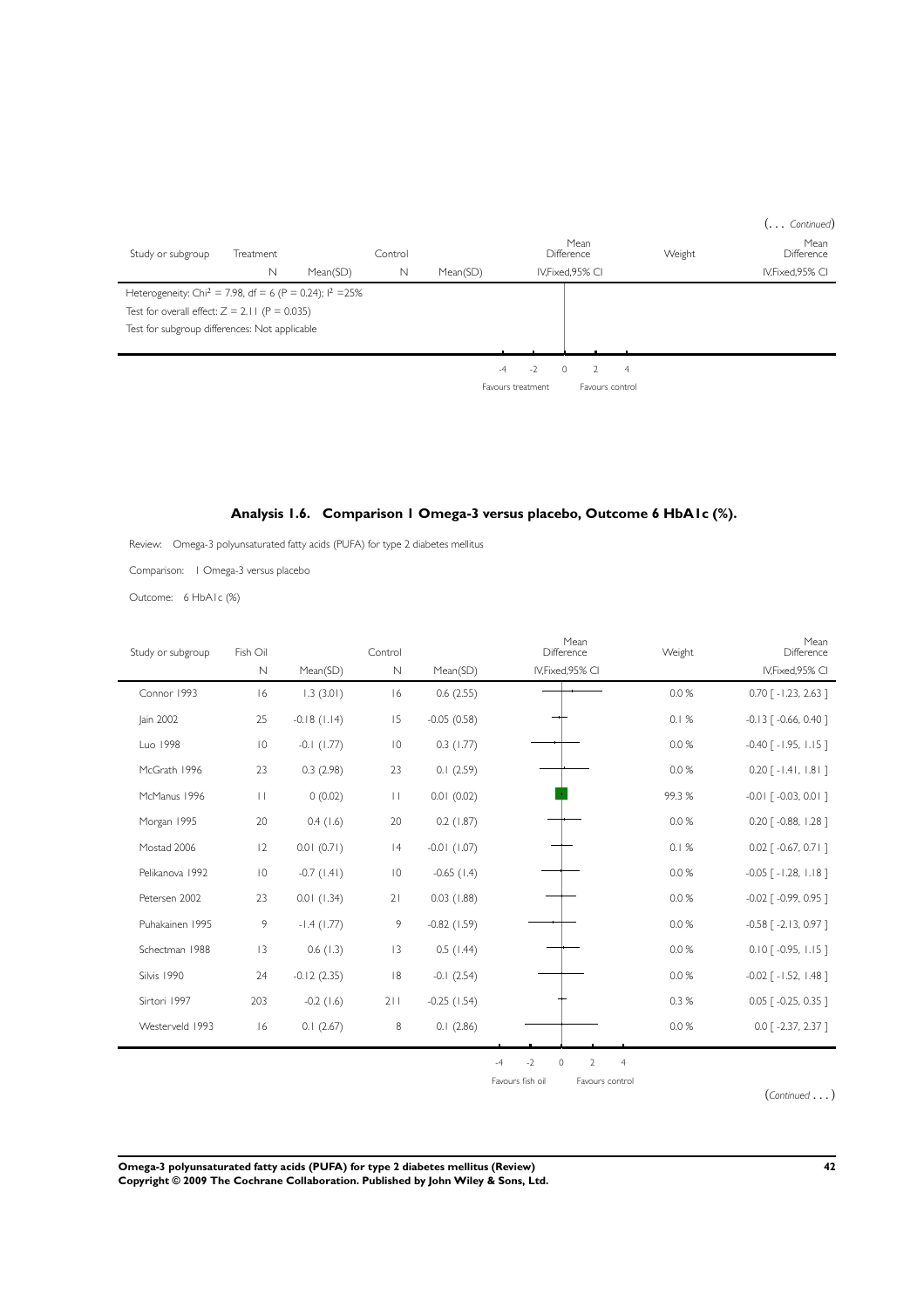(... *Continued*)

| Study or subgroup | Treatment N | Mean(SD) | Control N | Mean(SD) | Mean Difference IV,Fixed,95% CI | Weight | Mean Difference IV,Fixed,95% CI |
|---|---|---|---|---|---|---|---|
| Heterogeneity: $Chi^2$ = 7.98, df = 6 (P = 0.24); $I^2$ =25% | | | | | | | |
| Test for overall effect: Z = 2.11 (P = 0.035) | | | | | | | |
| Test for subgroup differences: Not applicable | | | | | | | |

-4 -2 0 2 4

Favours treatment Favours control

### Analysis 1.6. Comparison 1 Omega-3 versus placebo, Outcome 6 HbA1c (%).

Review: Omega-3 polyunsaturated fatty acids (PUFA) for type 2 diabetes mellitus

Comparison: 1 Omega-3 versus placebo

Outcome: 6 HbA1c (%)

| Study or subgroup | Fish Oil N | Mean(SD) | Control N | Mean(SD) | Mean Difference IV,Fixed,95% CI | Weight | Mean Difference IV,Fixed,95% CI |
|---|---|---|---|---|---|---|---|
| Connor 1993 | 16 | 1.3 (3.01) | 16 | 0.6 (2.55) | | 0.0 % | 0.70 [ -1.23, 2.63 ] |
| Jain 2002 | 25 | -0.18 (1.14) | 15 | -0.05 (0.58) | | 0.1 % | -0.13 [ -0.66, 0.40 ] |
| Luo 1998 | 10 | -0.1 (1.77) | 10 | 0.3 (1.77) | | 0.0 % | -0.40 [ -1.95, 1.15 ] |
| McGrath 1996 | 23 | 0.3 (2.98) | 23 | 0.1 (2.59) | | 0.0 % | 0.20 [ -1.41, 1.81 ] |
| McManus 1996 | 11 | 0 (0.02) | 11 | 0.01 (0.02) | | 99.3 % | -0.01 [ -0.03, 0.01 ] |
| Morgan 1995 | 20 | 0.4 (1.6) | 20 | 0.2 (1.87) | | 0.0 % | 0.20 [ -0.88, 1.28 ] |
| Mostad 2006 | 12 | 0.01 (0.71) | 14 | -0.01 (1.07) | | 0.1 % | 0.02 [ -0.67, 0.71 ] |
| Pelikanova 1992 | 10 | -0.7 (1.41) | 10 | -0.65 (1.4) | | 0.0 % | -0.05 [ -1.28, 1.18 ] |
| Petersen 2002 | 23 | 0.01 (1.34) | 21 | 0.03 (1.88) | | 0.0 % | -0.02 [ -0.99, 0.95 ] |
| Puhakainen 1995 | 9 | -1.4 (1.77) | 9 | -0.82 (1.59) | | 0.0 % | -0.58 [ -2.13, 0.97 ] |
| Schectman 1988 | 13 | 0.6 (1.3) | 13 | 0.5 (1.44) | | 0.0 % | 0.10 [ -0.95, 1.15 ] |
| Silvis 1990 | 24 | -0.12 (2.35) | 18 | -0.1 (2.54) | | 0.0 % | -0.02 [ -1.52, 1.48 ] |
| Sirtori 1997 | 203 | -0.2 (1.6) | 211 | -0.25 (1.54) | | 0.3 % | 0.05 [ -0.25, 0.35 ] |
| Westerveld 1993 | 16 | 0.1 (2.67) | 8 | 0.1 (2.86) | | 0.0 % | 0.0 [ -2.37, 2.37 ] |

-4 -2 0 2 4

Favours fish oil Favours control

(*Continued* ...)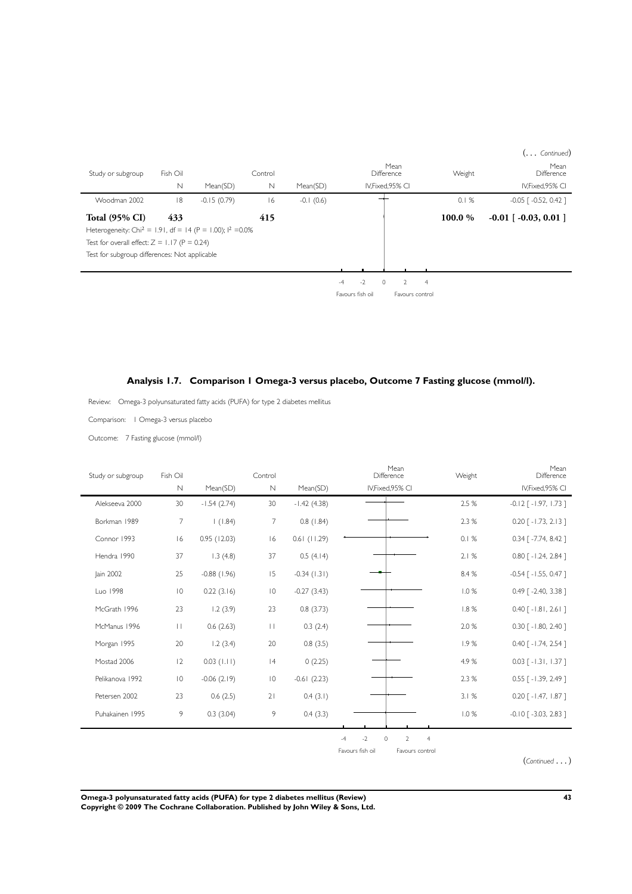(. . . *Continued*)

| Study or subgroup | Fish Oil | | Control | | Mean Difference | Weight | Mean Difference |
|---|---|---|---|---|---|---|---|
| | N | Mean(SD) | N | Mean(SD) | IV,Fixed,95% CI | | IV,Fixed,95% CI |
| Woodman 2002 | 18 | -0.15 (0.79) | 16 | -0.1 (0.6) | | 0.1 % | -0.05 [ -0.52, 0.42 ] |
| **Total (95% CI)** | **433** | | **415** | | | **100.0 %** | **-0.01 [ -0.03, 0.01 ]** |

Heterogeneity: $Chi^2 = 1.91$, df = 14 (P = 1.00); $I^2 = 0.0\%$

Test for overall effect: Z = 1.17 (P = 0.24)

Test for subgroup differences: Not applicable

-4 -2 0 2 4

Favours fish oil Favours control

## Analysis 1.7. Comparison 1 Omega-3 versus placebo, Outcome 7 Fasting glucose (mmol/l).

Review: Omega-3 polyunsaturated fatty acids (PUFA) for type 2 diabetes mellitus

Comparison: 1 Omega-3 versus placebo

Outcome: 7 Fasting glucose (mmol/l)

| Study or subgroup | Fish Oil | | Control | | Mean Difference | Weight | Mean Difference |
|---|---|---|---|---|---|---|---|
| | N | Mean(SD) | N | Mean(SD) | IV,Fixed,95% CI | | IV,Fixed,95% CI |
| Alekseeva 2000 | 30 | -1.54 (2.74) | 30 | -1.42 (4.38) | | 2.5 % | -0.12 [ -1.97, 1.73 ] |
| Borkman 1989 | 7 | 1 (1.84) | 7 | 0.8 (1.84) | | 2.3 % | 0.20 [ -1.73, 2.13 ] |
| Connor 1993 | 16 | 0.95 (12.03) | 16 | 0.61 (11.29) | | 0.1 % | 0.34 [ -7.74, 8.42 ] |
| Hendra 1990 | 37 | 1.3 (4.8) | 37 | 0.5 (4.14) | | 2.1 % | 0.80 [ -1.24, 2.84 ] |
| Jain 2002 | 25 | -0.88 (1.96) | 15 | -0.34 (1.31) | | 8.4 % | -0.54 [ -1.55, 0.47 ] |
| Luo 1998 | 10 | 0.22 (3.16) | 10 | -0.27 (3.43) | | 1.0 % | 0.49 [ -2.40, 3.38 ] |
| McGrath 1996 | 23 | 1.2 (3.9) | 23 | 0.8 (3.73) | | 1.8 % | 0.40 [ -1.81, 2.61 ] |
| McManus 1996 | 11 | 0.6 (2.63) | 11 | 0.3 (2.4) | | 2.0 % | 0.30 [ -1.80, 2.40 ] |
| Morgan 1995 | 20 | 1.2 (3.4) | 20 | 0.8 (3.5) | | 1.9 % | 0.40 [ -1.74, 2.54 ] |
| Mostad 2006 | 12 | 0.03 (1.11) | 14 | 0 (2.25) | | 4.9 % | 0.03 [ -1.31, 1.37 ] |
| Pelikanova 1992 | 10 | -0.06 (2.19) | 10 | -0.61 (2.23) | | 2.3 % | 0.55 [ -1.39, 2.49 ] |
| Petersen 2002 | 23 | 0.6 (2.5) | 21 | 0.4 (3.1) | | 3.1 % | 0.20 [ -1.47, 1.87 ] |
| Puhakainen 1995 | 9 | 0.3 (3.04) | 9 | 0.4 (3.3) | | 1.0 % | -0.10 [ -3.03, 2.83 ] |

-4 -2 0 2 4

Favours fish oil Favours control

(*Continued* . . . )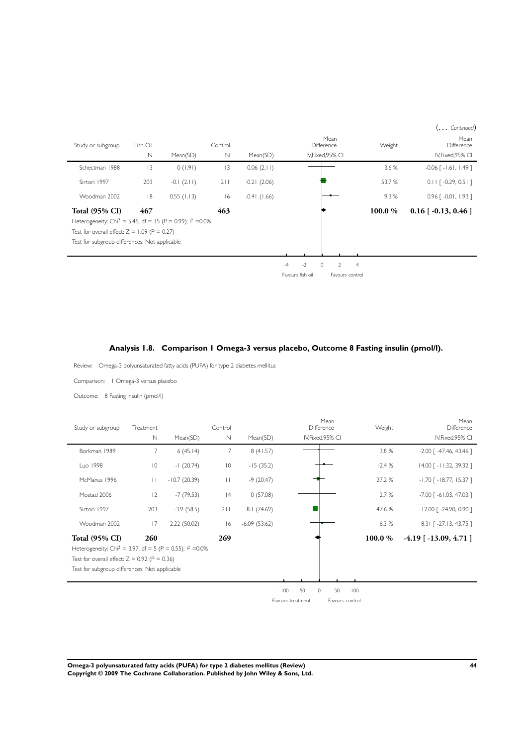(... *Continued*)

| Study or subgroup | Fish Oil N | Mean(SD) | Control N | Mean(SD) | Mean Difference IV,Fixed,95% CI | Weight | Mean Difference IV,Fixed,95% CI |
|---|---|---|---|---|---|---|---|
| Schectman 1988 | 13 | 0 (1.91) | 13 | 0.06 (2.11) | | 3.6 % | -0.06 [ -1.61, 1.49 ] |
| Sirtori 1997 | 203 | -0.1 (2.11) | 211 | -0.21 (2.06) | | 53.7 % | 0.11 [ -0.29, 0.51 ] |
| Woodman 2002 | 18 | 0.55 (1.13) | 16 | -0.41 (1.66) | | 9.3 % | 0.96 [ -0.01, 1.93 ] |
| **Total (95% CI)** | **467** | | **463** | | | **100.0 %** | **0.16 [ -0.13, 0.46 ]** |

Heterogeneity: $Chi^2 = 5.45$, df = 15 (P = 0.99); $I^2$ =0.0%

Test for overall effect: Z = 1.09 (P = 0.27)

Test for subgroup differences: Not applicable

-4 -2 0 2 4

Favours fish oil Favours control

### Analysis 1.8. Comparison 1 Omega-3 versus placebo, Outcome 8 Fasting insulin (pmol/l).

Review: Omega-3 polyunsaturated fatty acids (PUFA) for type 2 diabetes mellitus

Comparison: 1 Omega-3 versus placebo

Outcome: 8 Fasting insulin (pmol/l)

| Study or subgroup | Treatment N | Mean(SD) | Control N | Mean(SD) | Mean Difference IV,Fixed,95% CI | Weight | Mean Difference IV,Fixed,95% CI |
|---|---|---|---|---|---|---|---|
| Borkman 1989 | 7 | 6 (45.14) | 7 | 8 (41.57) | | 3.8 % | -2.00 [ -47.46, 43.46 ] |
| Luo 1998 | 10 | -1 (20.74) | 10 | -15 (35.2) | | 12.4 % | 14.00 [ -11.32, 39.32 ] |
| McManus 1996 | 11 | -10.7 (20.39) | 11 | -9 (20.47) | | 27.2 % | -1.70 [ -18.77, 15.37 ] |
| Mostad 2006 | 12 | -7 (79.53) | 14 | 0 (57.08) | | 2.7 % | -7.00 [ -61.03, 47.03 ] |
| Sirtori 1997 | 203 | -3.9 (58.5) | 211 | 8.1 (74.69) | | 47.6 % | -12.00 [ -24.90, 0.90 ] |
| Woodman 2002 | 17 | 2.22 (50.02) | 16 | -6.09 (53.62) | | 6.3 % | 8.31 [ -27.13, 43.75 ] |
| **Total (95% CI)** | **260** | | **269** | | | **100.0 %** | **-4.19 [ -13.09, 4.71 ]** |

Heterogeneity: $Chi^2 = 3.97$, df = 5 (P = 0.55); $I^2$ =0.0%

Test for overall effect: Z = 0.92 (P = 0.36)

Test for subgroup differences: Not applicable

-100 -50 0 50 100

Favours treatment Favours control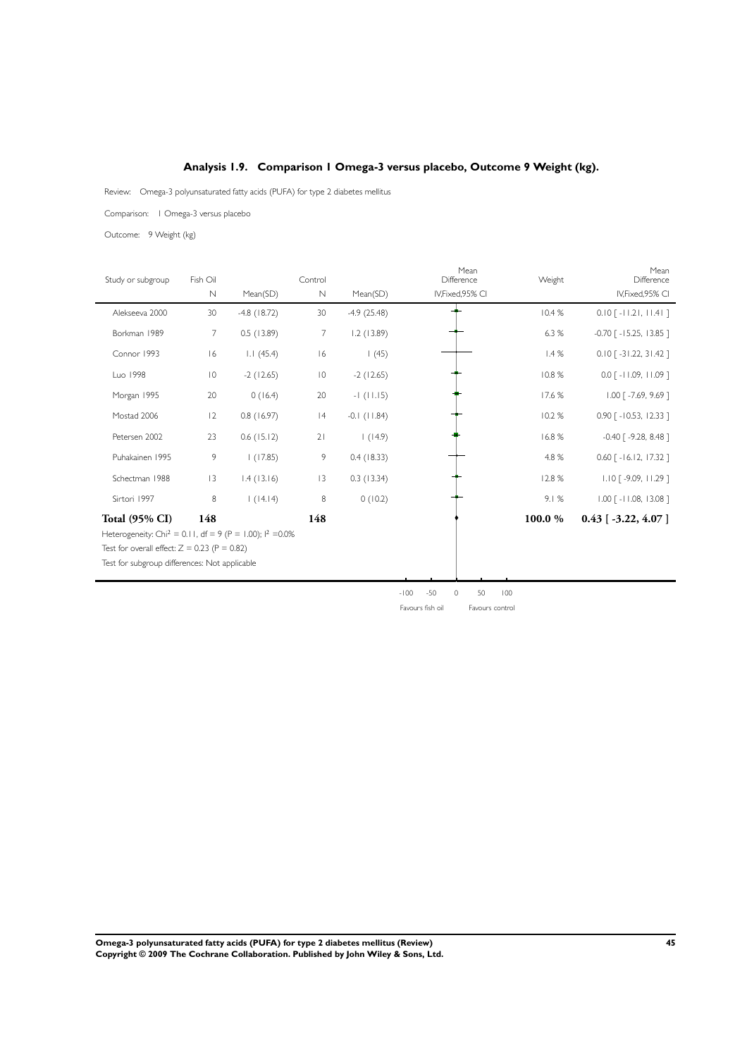## Analysis 1.9. Comparison 1 Omega-3 versus placebo, Outcome 9 Weight (kg).

Review: Omega-3 polyunsaturated fatty acids (PUFA) for type 2 diabetes mellitus

Comparison: 1 Omega-3 versus placebo

Outcome: 9 Weight (kg)

| Study or subgroup | Fish Oil N | Mean(SD) | Control N | Mean(SD) | Mean Difference IV,Fixed,95% CI | Weight | Mean Difference IV,Fixed,95% CI |
|---|---|---|---|---|---|---|---|
| Alekseeva 2000 | 30 | -4.8 (18.72) | 30 | -4.9 (25.48) | | 10.4 % | 0.10 [ -11.21, 11.41 ] |
| Borkman 1989 | 7 | 0.5 (13.89) | 7 | 1.2 (13.89) | | 6.3 % | -0.70 [ -15.25, 13.85 ] |
| Connor 1993 | 16 | 1.1 (45.4) | 16 | 1 (45) | | 1.4 % | 0.10 [ -31.22, 31.42 ] |
| Luo 1998 | 10 | -2 (12.65) | 10 | -2 (12.65) | | 10.8 % | 0.0 [ -11.09, 11.09 ] |
| Morgan 1995 | 20 | 0 (16.4) | 20 | -1 (11.15) | | 17.6 % | 1.00 [ -7.69, 9.69 ] |
| Mostad 2006 | 12 | 0.8 (16.97) | 14 | -0.1 (11.84) | | 10.2 % | 0.90 [ -10.53, 12.33 ] |
| Petersen 2002 | 23 | 0.6 (15.12) | 21 | 1 (14.9) | | 16.8 % | -0.40 [ -9.28, 8.48 ] |
| Puhakainen 1995 | 9 | 1 (17.85) | 9 | 0.4 (18.33) | | 4.8 % | 0.60 [ -16.12, 17.32 ] |
| Schectman 1988 | 13 | 1.4 (13.16) | 13 | 0.3 (13.34) | | 12.8 % | 1.10 [ -9.09, 11.29 ] |
| Sirtori 1997 | 8 | 1 (14.14) | 8 | 0 (10.2) | | 9.1 % | 1.00 [ -11.08, 13.08 ] |
| **Total (95% CI)** | **148** | | **148** | | | **100.0 %** | **0.43 [ -3.22, 4.07 ]** |

Heterogeneity: $Chi^2 = 0.11$, df = 9 (P = 1.00); $I^2$ =0.0%

Test for overall effect: Z = 0.23 (P = 0.82)

Test for subgroup differences: Not applicable

-100 -50 0 50 100

Favours fish oil Favours control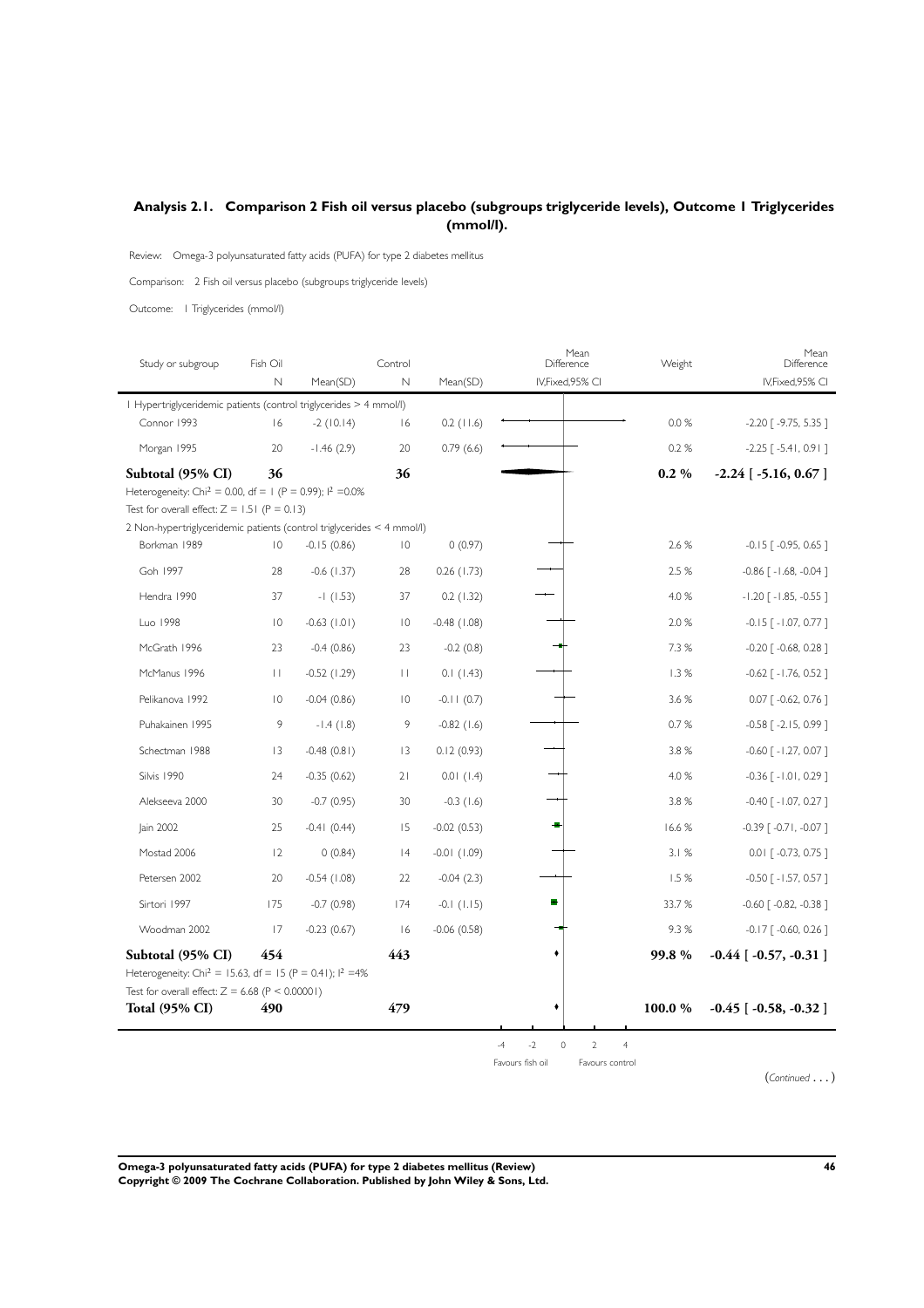## Analysis 2.1. Comparison 2 Fish oil versus placebo (subgroups triglyceride levels), Outcome 1 Triglycerides (mmol/l).

Review: Omega-3 polyunsaturated fatty acids (PUFA) for type 2 diabetes mellitus

Comparison: 2 Fish oil versus placebo (subgroups triglyceride levels)

Outcome: 1 Triglycerides (mmol/l)

| Study or subgroup | Fish Oil N | Fish Oil Mean(SD) | Control N | Control Mean(SD) | Mean Difference IV,Fixed,95% CI | Weight | Mean Difference IV,Fixed,95% CI |
|---|---|---|---|---|---|---|---|
| **1 Hypertriglyceridemic patients (control triglycerides > 4 mmol/l)** | | | | | | | |
| Connor 1993 | 16 | -2 (10.14) | 16 | 0.2 (11.6) | | 0.0 % | -2.20 [ -9.75, 5.35 ] |
| Morgan 1995 | 20 | -1.46 (2.9) | 20 | 0.79 (6.6) | | 0.2 % | -2.25 [ -5.41, 0.91 ] |
| **Subtotal (95% CI)** | **36** | | **36** | | | **0.2 %** | **-2.24 [ -5.16, 0.67 ]** |
| Heterogeneity: $Chi^2 = 0.00$, df = 1 (P = 0.99); $I^2$ =0.0% | | | | | | | |
| Test for overall effect: Z = 1.51 (P = 0.13) | | | | | | | |
| **2 Non-hypertriglyceridemic patients (control triglycerides < 4 mmol/l)** | | | | | | | |
| Borkman 1989 | 10 | -0.15 (0.86) | 10 | 0 (0.97) | | 2.6 % | -0.15 [ -0.95, 0.65 ] |
| Goh 1997 | 28 | -0.6 (1.37) | 28 | 0.26 (1.73) | | 2.5 % | -0.86 [ -1.68, -0.04 ] |
| Hendra 1990 | 37 | -1 (1.53) | 37 | 0.2 (1.32) | | 4.0 % | -1.20 [ -1.85, -0.55 ] |
| Luo 1998 | 10 | -0.63 (1.01) | 10 | -0.48 (1.08) | | 2.0 % | -0.15 [ -1.07, 0.77 ] |
| McGrath 1996 | 23 | -0.4 (0.86) | 23 | -0.2 (0.8) | | 7.3 % | -0.20 [ -0.68, 0.28 ] |
| McManus 1996 | 11 | -0.52 (1.29) | 11 | 0.1 (1.43) | | 1.3 % | -0.62 [ -1.76, 0.52 ] |
| Pelikanova 1992 | 10 | -0.04 (0.86) | 10 | -0.11 (0.7) | | 3.6 % | 0.07 [ -0.62, 0.76 ] |
| Puhakainen 1995 | 9 | -1.4 (1.8) | 9 | -0.82 (1.6) | | 0.7 % | -0.58 [ -2.15, 0.99 ] |
| Schectman 1988 | 13 | -0.48 (0.81) | 13 | 0.12 (0.93) | | 3.8 % | -0.60 [ -1.27, 0.07 ] |
| Silvis 1990 | 24 | -0.35 (0.62) | 21 | 0.01 (1.4) | | 4.0 % | -0.36 [ -1.01, 0.29 ] |
| Alekseeva 2000 | 30 | -0.7 (0.95) | 30 | -0.3 (1.6) | | 3.8 % | -0.40 [ -1.07, 0.27 ] |
| Jain 2002 | 25 | -0.41 (0.44) | 15 | -0.02 (0.53) | | 16.6 % | -0.39 [ -0.71, -0.07 ] |
| Mostad 2006 | 12 | 0 (0.84) | 14 | -0.01 (1.09) | | 3.1 % | 0.01 [ -0.73, 0.75 ] |
| Petersen 2002 | 20 | -0.54 (1.08) | 22 | -0.04 (2.3) | | 1.5 % | -0.50 [ -1.57, 0.57 ] |
| Sirtori 1997 | 175 | -0.7 (0.98) | 174 | -0.1 (1.15) | | 33.7 % | -0.60 [ -0.82, -0.38 ] |
| Woodman 2002 | 17 | -0.23 (0.67) | 16 | -0.06 (0.58) | | 9.3 % | -0.17 [ -0.60, 0.26 ] |
| **Subtotal (95% CI)** | **454** | | **443** | | | **99.8 %** | **-0.44 [ -0.57, -0.31 ]** |
| Heterogeneity: $Chi^2 = 15.63$, df = 15 (P = 0.41); $I^2$ =4% | | | | | | | |
| Test for overall effect: Z = 6.68 (P < 0.00001) | | | | | | | |
| **Total (95% CI)** | **490** | | **479** | | | **100.0 %** | **-0.45 [ -0.58, -0.32 ]** |

-4 -2 0 2 4

Favours fish oil    Favours control

(*Continued* . . . )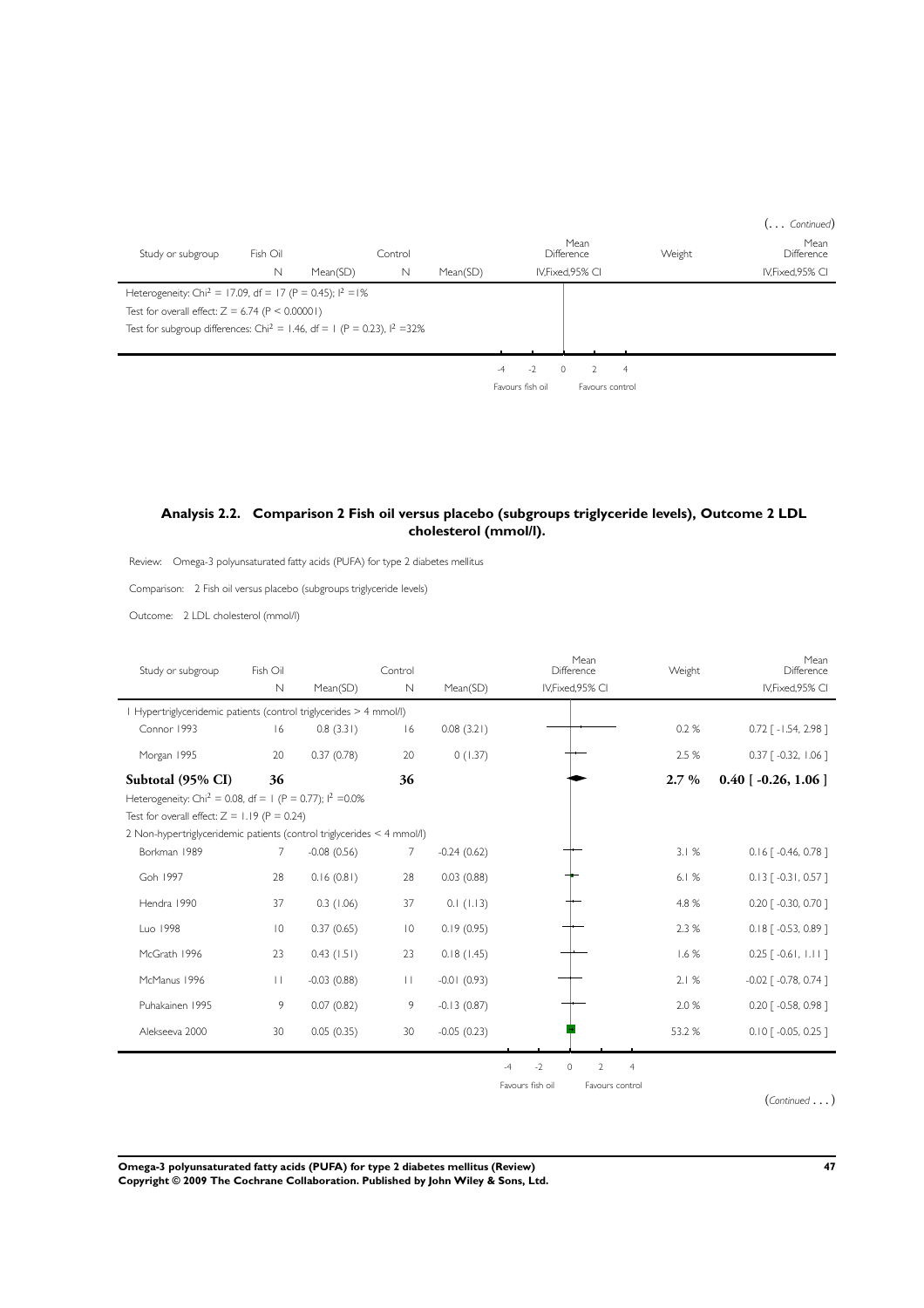(... *Continued*)

| Study or subgroup | Fish Oil | | Control | | Mean Difference | Weight | Mean Difference |
|---|---|---|---|---|---|---|---|
| | N | Mean(SD) | N | Mean(SD) | IV,Fixed,95% CI | | IV,Fixed,95% CI |
| Heterogeneity: $Chi^2$ = 17.09, df = 17 (P = 0.45); $I^2$ =1% | | | | | | | |
| Test for overall effect: Z = 6.74 (P < 0.00001) | | | | | | | |
| Test for subgroup differences: $Chi^2$ = 1.46, df = 1 (P = 0.23), $I^2$ =32% | | | | | | | |

-4 -2 0 2 4

Favours fish oil Favours control

### Analysis 2.2. Comparison 2 Fish oil versus placebo (subgroups triglyceride levels), Outcome 2 LDL cholesterol (mmol/l).

Review: Omega-3 polyunsaturated fatty acids (PUFA) for type 2 diabetes mellitus

Comparison: 2 Fish oil versus placebo (subgroups triglyceride levels)

Outcome: 2 LDL cholesterol (mmol/l)

| Study or subgroup | Fish Oil | | Control | | Mean Difference | Weight | Mean Difference |
|---|---|---|---|---|---|---|---|
| | N | Mean(SD) | N | Mean(SD) | IV,Fixed,95% CI | | IV,Fixed,95% CI |
| 1 Hypertriglyceridemic patients (control triglycerides > 4 mmol/l) | | | | | | | |
| Connor 1993 | 16 | 0.8 (3.31) | 16 | 0.08 (3.21) | | 0.2 % | 0.72 [ -1.54, 2.98 ] |
| Morgan 1995 | 20 | 0.37 (0.78) | 20 | 0 (1.37) | | 2.5 % | 0.37 [ -0.32, 1.06 ] |
| **Subtotal (95% CI)** | **36** | | **36** | | | **2.7 %** | **0.40 [ -0.26, 1.06 ]** |
| Heterogeneity: $Chi^2$ = 0.08, df = 1 (P = 0.77); $I^2$ =0.0% | | | | | | | |
| Test for overall effect: Z = 1.19 (P = 0.24) | | | | | | | |
| 2 Non-hypertriglyceridemic patients (control triglycerides < 4 mmol/l) | | | | | | | |
| Borkman 1989 | 7 | -0.08 (0.56) | 7 | -0.24 (0.62) | | 3.1 % | 0.16 [ -0.46, 0.78 ] |
| Goh 1997 | 28 | 0.16 (0.81) | 28 | 0.03 (0.88) | | 6.1 % | 0.13 [ -0.31, 0.57 ] |
| Hendra 1990 | 37 | 0.3 (1.06) | 37 | 0.1 (1.13) | | 4.8 % | 0.20 [ -0.30, 0.70 ] |
| Luo 1998 | 10 | 0.37 (0.65) | 10 | 0.19 (0.95) | | 2.3 % | 0.18 [ -0.53, 0.89 ] |
| McGrath 1996 | 23 | 0.43 (1.51) | 23 | 0.18 (1.45) | | 1.6 % | 0.25 [ -0.61, 1.11 ] |
| McManus 1996 | 11 | -0.03 (0.88) | 11 | -0.01 (0.93) | | 2.1 % | -0.02 [ -0.78, 0.74 ] |
| Puhakainen 1995 | 9 | 0.07 (0.82) | 9 | -0.13 (0.87) | | 2.0 % | 0.20 [ -0.58, 0.98 ] |
| Alekseeva 2000 | 30 | 0.05 (0.35) | 30 | -0.05 (0.23) | | 53.2 % | 0.10 [ -0.05, 0.25 ] |

-4 -2 0 2 4

Favours fish oil Favours control

(*Continued* . . . )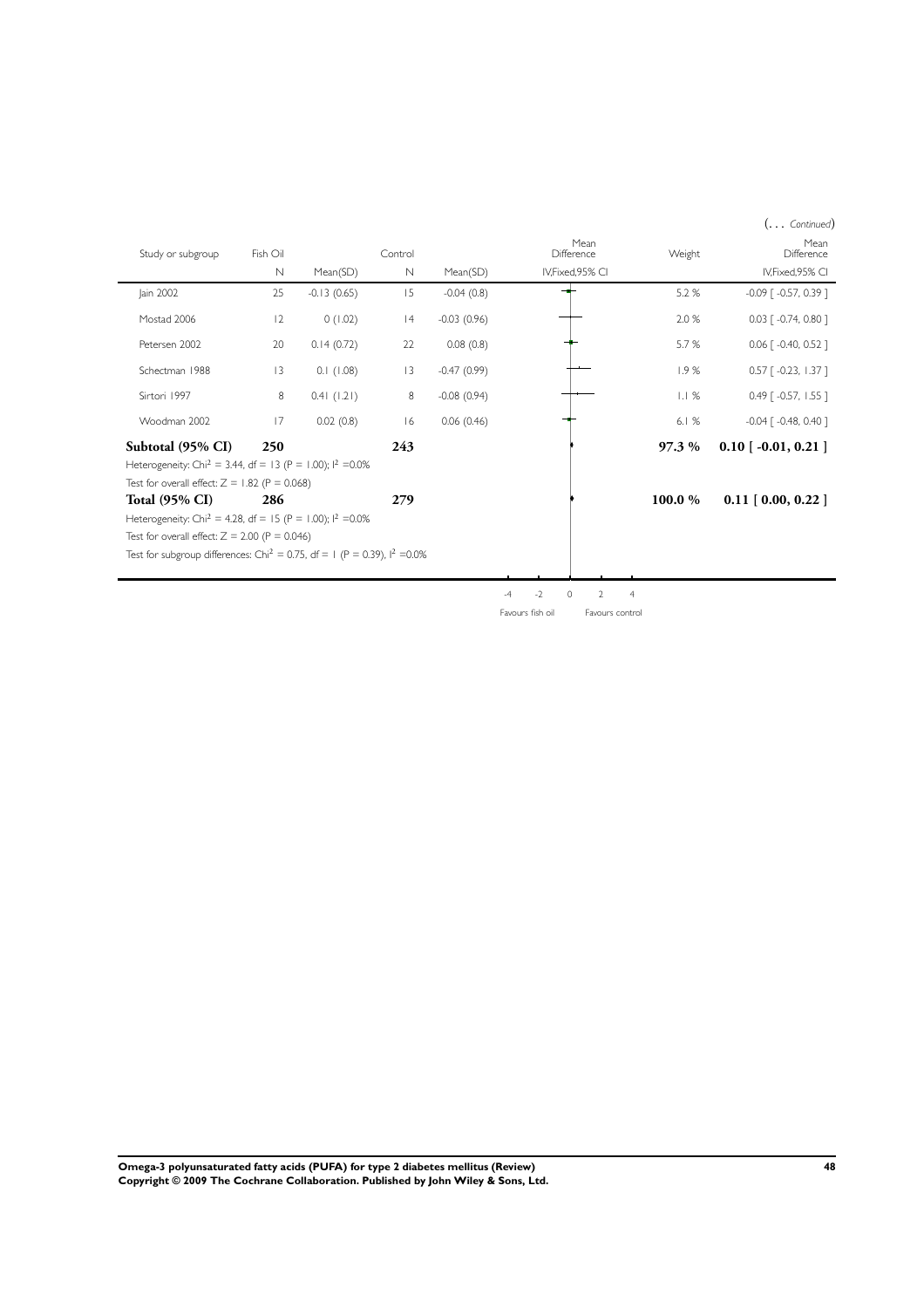(... *Continued*)

| Study or subgroup | Fish Oil | | Control | | Mean Difference | Weight | Mean Difference |
|---|---|---|---|---|---|---|---|
| | N | Mean(SD) | N | Mean(SD) | IV,Fixed,95% CI | | IV,Fixed,95% CI |
| Jain 2002 | 25 | -0.13 (0.65) | 15 | -0.04 (0.8) | | 5.2 % | -0.09 [ -0.57, 0.39 ] |
| Mostad 2006 | 12 | 0 (1.02) | 14 | -0.03 (0.96) | | 2.0 % | 0.03 [ -0.74, 0.80 ] |
| Petersen 2002 | 20 | 0.14 (0.72) | 22 | 0.08 (0.8) | | 5.7 % | 0.06 [ -0.40, 0.52 ] |
| Schectman 1988 | 13 | 0.1 (1.08) | 13 | -0.47 (0.99) | | 1.9 % | 0.57 [ -0.23, 1.37 ] |
| Sirtori 1997 | 8 | 0.41 (1.21) | 8 | -0.08 (0.94) | | 1.1 % | 0.49 [ -0.57, 1.55 ] |
| Woodman 2002 | 17 | 0.02 (0.8) | 16 | 0.06 (0.46) | | 6.1 % | -0.04 [ -0.48, 0.40 ] |
| **Subtotal (95% CI)** | **250** | | **243** | | | **97.3 %** | **0.10 [ -0.01, 0.21 ]** |
| Heterogeneity: $Chi^2 = 3.44$, df = 13 (P = 1.00); $I^2 = 0.0\%$ | | | | | | | |
| Test for overall effect: Z = 1.82 (P = 0.068) | | | | | | | |
| **Total (95% CI)** | **286** | | **279** | | | **100.0 %** | **0.11 [ 0.00, 0.22 ]** |
| Heterogeneity: $Chi^2 = 4.28$, df = 15 (P = 1.00); $I^2 = 0.0\%$ | | | | | | | |
| Test for overall effect: Z = 2.00 (P = 0.046) | | | | | | | |
| Test for subgroup differences: $Chi^2 = 0.75$, df = 1 (P = 0.39), $I^2 = 0.0\%$ | | | | | | | |

-4 -2 0 2 4

Favours fish oil Favours control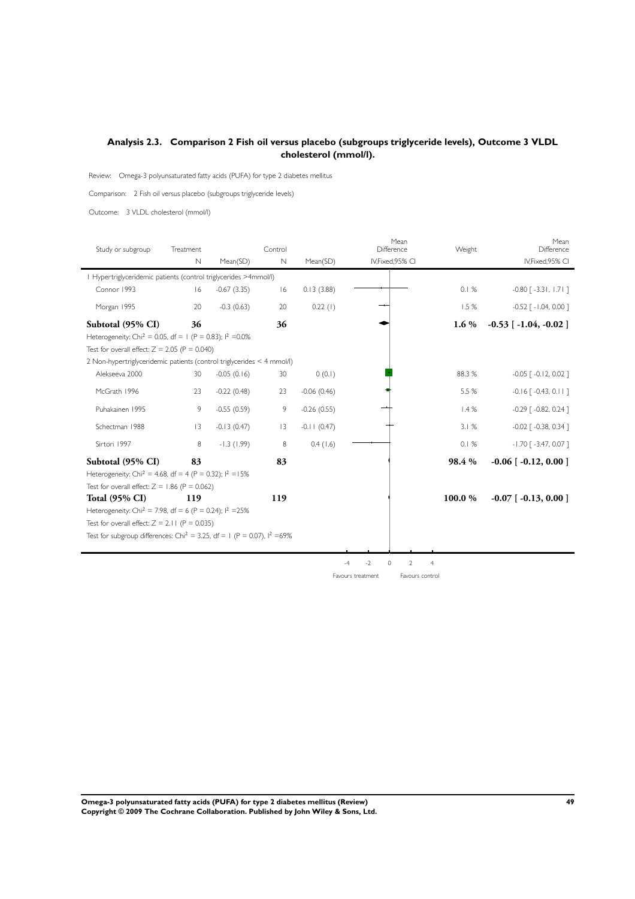## Analysis 2.3. Comparison 2 Fish oil versus placebo (subgroups triglyceride levels), Outcome 3 VLDL cholesterol (mmol/l).

Review: Omega-3 polyunsaturated fatty acids (PUFA) for type 2 diabetes mellitus

Comparison: 2 Fish oil versus placebo (subgroups triglyceride levels)

Outcome: 3 VLDL cholesterol (mmol/l)

| Study or subgroup | Treatment N | Mean(SD) | Control N | Mean(SD) | Mean Difference IV,Fixed,95% CI | Weight | Mean Difference IV,Fixed,95% CI |
|---|---|---|---|---|---|---|---|
| 1 Hypertriglyceridemic patients (control triglycerides >4mmol/l) | | | | | | | |
| Connor 1993 | 16 | -0.67 (3.35) | 16 | 0.13 (3.88) | | 0.1 % | -0.80 [ -3.31, 1.71 ] |
| Morgan 1995 | 20 | -0.3 (0.63) | 20 | 0.22 (1) | | 1.5 % | -0.52 [ -1.04, 0.00 ] |
| **Subtotal (95% CI)** | **36** | | **36** | | | **1.6 %** | **-0.53 [ -1.04, -0.02 ]** |
| Heterogeneity: $Chi^2 = 0.05$, df = 1 (P = 0.83); $I^2$ =0.0% | | | | | | | |
| Test for overall effect: Z = 2.05 (P = 0.040) | | | | | | | |
| 2 Non-hypertriglyceridemic patients (control triglycerides < 4 mmol/l) | | | | | | | |
| Alekseeva 2000 | 30 | -0.05 (0.16) | 30 | 0 (0.1) | | 88.3 % | -0.05 [ -0.12, 0.02 ] |
| McGrath 1996 | 23 | -0.22 (0.48) | 23 | -0.06 (0.46) | | 5.5 % | -0.16 [ -0.43, 0.11 ] |
| Puhakainen 1995 | 9 | -0.55 (0.59) | 9 | -0.26 (0.55) | | 1.4 % | -0.29 [ -0.82, 0.24 ] |
| Schectman 1988 | 13 | -0.13 (0.47) | 13 | -0.11 (0.47) | | 3.1 % | -0.02 [ -0.38, 0.34 ] |
| Sirtori 1997 | 8 | -1.3 (1.99) | 8 | 0.4 (1.6) | | 0.1 % | -1.70 [ -3.47, 0.07 ] |
| **Subtotal (95% CI)** | **83** | | **83** | | | **98.4 %** | **-0.06 [ -0.12, 0.00 ]** |
| Heterogeneity: $Chi^2 = 4.68$, df = 4 (P = 0.32); $I^2$ =15% | | | | | | | |
| Test for overall effect: Z = 1.86 (P = 0.062) | | | | | | | |
| **Total (95% CI)** | **119** | | **119** | | | **100.0 %** | **-0.07 [ -0.13, 0.00 ]** |
| Heterogeneity: $Chi^2 = 7.98$, df = 6 (P = 0.24); $I^2$ =25% | | | | | | | |
| Test for overall effect: Z = 2.11 (P = 0.035) | | | | | | | |
| Test for subgroup differences: $Chi^2 = 3.25$, df = 1 (P = 0.07), $I^2$ =69% | | | | | | | |

-4 -2 0 2 4

Favours treatment Favours control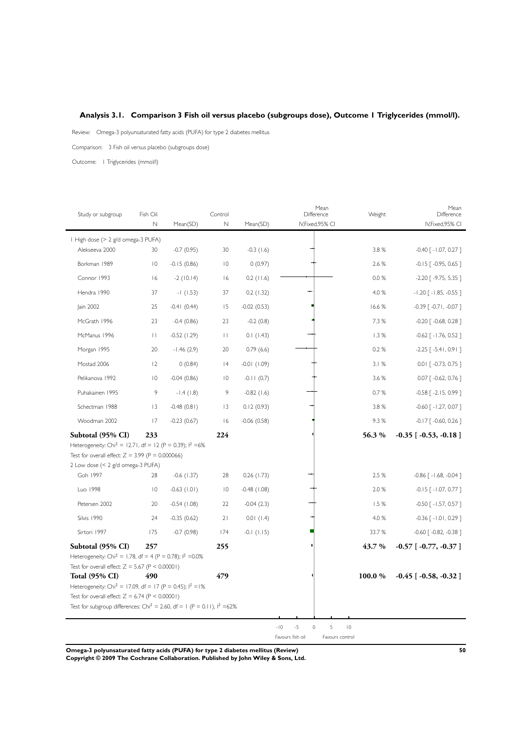## Analysis 3.1. Comparison 3 Fish oil versus placebo (subgroups dose), Outcome 1 Triglycerides (mmol/l).

Review: Omega-3 polyunsaturated fatty acids (PUFA) for type 2 diabetes mellitus

Comparison: 3 Fish oil versus placebo (subgroups dose)

Outcome: 1 Triglycerides (mmol/l)

| Study or subgroup | Fish Oil N | Mean(SD) | Control N | Mean(SD) | Mean Difference IV,Fixed,95% CI | Weight | Mean Difference IV,Fixed,95% CI |
|---|---|---|---|---|---|---|---|
| 1 High dose (> 2 g/d omega-3 PUFA) | | | | | | | |
| Alekseeva 2000 | 30 | -0.7 (0.95) | 30 | -0.3 (1.6) | | 3.8 % | -0.40 [ -1.07, 0.27 ] |
| Borkman 1989 | 10 | -0.15 (0.86) | 10 | 0 (0.97) | | 2.6 % | -0.15 [ -0.95, 0.65 ] |
| Connor 1993 | 16 | -2 (10.14) | 16 | 0.2 (11.6) | | 0.0 % | -2.20 [ -9.75, 5.35 ] |
| Hendra 1990 | 37 | -1 (1.53) | 37 | 0.2 (1.32) | | 4.0 % | -1.20 [ -1.85, -0.55 ] |
| Jain 2002 | 25 | -0.41 (0.44) | 15 | -0.02 (0.53) | | 16.6 % | -0.39 [ -0.71, -0.07 ] |
| McGrath 1996 | 23 | -0.4 (0.86) | 23 | -0.2 (0.8) | | 7.3 % | -0.20 [ -0.68, 0.28 ] |
| McManus 1996 | 11 | -0.52 (1.29) | 11 | 0.1 (1.43) | | 1.3 % | -0.62 [ -1.76, 0.52 ] |
| Morgan 1995 | 20 | -1.46 (2.9) | 20 | 0.79 (6.6) | | 0.2 % | -2.25 [ -5.41, 0.91 ] |
| Mostad 2006 | 12 | 0 (0.84) | 14 | -0.01 (1.09) | | 3.1 % | 0.01 [ -0.73, 0.75 ] |
| Pelikanova 1992 | 10 | -0.04 (0.86) | 10 | -0.11 (0.7) | | 3.6 % | 0.07 [ -0.62, 0.76 ] |
| Puhakainen 1995 | 9 | -1.4 (1.8) | 9 | -0.82 (1.6) | | 0.7 % | -0.58 [ -2.15, 0.99 ] |
| Schectman 1988 | 13 | -0.48 (0.81) | 13 | 0.12 (0.93) | | 3.8 % | -0.60 [ -1.27, 0.07 ] |
| Woodman 2002 | 17 | -0.23 (0.67) | 16 | -0.06 (0.58) | | 9.3 % | -0.17 [ -0.60, 0.26 ] |
| **Subtotal (95% CI)** | **233** | | **224** | | | **56.3 %** | **-0.35 [ -0.53, -0.18 ]** |
| Heterogeneity: $Chi^2 = 12.71$, df = 12 (P = 0.39); $I^2$ =6% | | | | | | | |
| Test for overall effect: Z = 3.99 (P = 0.000066) | | | | | | | |
| 2 Low dose (< 2 g/d omega-3 PUFA) | | | | | | | |
| Goh 1997 | 28 | -0.6 (1.37) | 28 | 0.26 (1.73) | | 2.5 % | -0.86 [ -1.68, -0.04 ] |
| Luo 1998 | 10 | -0.63 (1.01) | 10 | -0.48 (1.08) | | 2.0 % | -0.15 [ -1.07, 0.77 ] |
| Petersen 2002 | 20 | -0.54 (1.08) | 22 | -0.04 (2.3) | | 1.5 % | -0.50 [ -1.57, 0.57 ] |
| Silvis 1990 | 24 | -0.35 (0.62) | 21 | 0.01 (1.4) | | 4.0 % | -0.36 [ -1.01, 0.29 ] |
| Sirtori 1997 | 175 | -0.7 (0.98) | 174 | -0.1 (1.15) | | 33.7 % | -0.60 [ -0.82, -0.38 ] |
| **Subtotal (95% CI)** | **257** | | **255** | | | **43.7 %** | **-0.57 [ -0.77, -0.37 ]** |
| Heterogeneity: $Chi^2 = 1.78$, df = 4 (P = 0.78); $I^2$ =0.0% | | | | | | | |
| Test for overall effect: Z = 5.67 (P < 0.00001) | | | | | | | |
| **Total (95% CI)** | **490** | | **479** | | | **100.0 %** | **-0.45 [ -0.58, -0.32 ]** |
| Heterogeneity: $Chi^2 = 17.09$, df = 17 (P = 0.45); $I^2$ =1% | | | | | | | |
| Test for overall effect: Z = 6.74 (P < 0.00001) | | | | | | | |
| Test for subgroup differences: $Chi^2 = 2.60$, df = 1 (P = 0.11), $I^2$ =62% | | | | | | | |

-10 -5 0 5 10

Favours fish oil — Favours control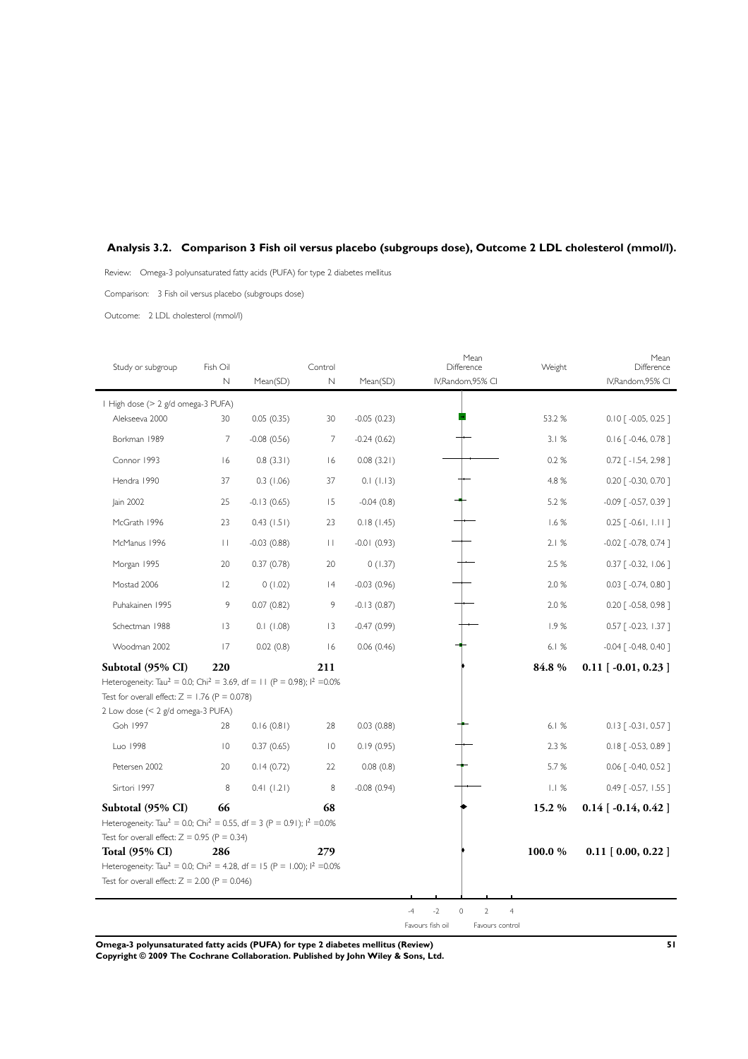## Analysis 3.2. Comparison 3 Fish oil versus placebo (subgroups dose), Outcome 2 LDL cholesterol (mmol/l).

Review: Omega-3 polyunsaturated fatty acids (PUFA) for type 2 diabetes mellitus

Comparison: 3 Fish oil versus placebo (subgroups dose)

Outcome: 2 LDL cholesterol (mmol/l)

| Study or subgroup | Fish Oil N | Mean(SD) | Control N | Mean(SD) | Mean Difference IV,Random,95% CI | Weight | Mean Difference IV,Random,95% CI |
|---|---|---|---|---|---|---|---|
| 1 High dose (> 2 g/d omega-3 PUFA) | | | | | | | |
| Alekseeva 2000 | 30 | 0.05 (0.35) | 30 | -0.05 (0.23) | | 53.2 % | 0.10 [ -0.05, 0.25 ] |
| Borkman 1989 | 7 | -0.08 (0.56) | 7 | -0.24 (0.62) | | 3.1 % | 0.16 [ -0.46, 0.78 ] |
| Connor 1993 | 16 | 0.8 (3.31) | 16 | 0.08 (3.21) | | 0.2 % | 0.72 [ -1.54, 2.98 ] |
| Hendra 1990 | 37 | 0.3 (1.06) | 37 | 0.1 (1.13) | | 4.8 % | 0.20 [ -0.30, 0.70 ] |
| Jain 2002 | 25 | -0.13 (0.65) | 15 | -0.04 (0.8) | | 5.2 % | -0.09 [ -0.57, 0.39 ] |
| McGrath 1996 | 23 | 0.43 (1.51) | 23 | 0.18 (1.45) | | 1.6 % | 0.25 [ -0.61, 1.11 ] |
| McManus 1996 | 11 | -0.03 (0.88) | 11 | -0.01 (0.93) | | 2.1 % | -0.02 [ -0.78, 0.74 ] |
| Morgan 1995 | 20 | 0.37 (0.78) | 20 | 0 (1.37) | | 2.5 % | 0.37 [ -0.32, 1.06 ] |
| Mostad 2006 | 12 | 0 (1.02) | 14 | -0.03 (0.96) | | 2.0 % | 0.03 [ -0.74, 0.80 ] |
| Puhakainen 1995 | 9 | 0.07 (0.82) | 9 | -0.13 (0.87) | | 2.0 % | 0.20 [ -0.58, 0.98 ] |
| Schectman 1988 | 13 | 0.1 (1.08) | 13 | -0.47 (0.99) | | 1.9 % | 0.57 [ -0.23, 1.37 ] |
| Woodman 2002 | 17 | 0.02 (0.8) | 16 | 0.06 (0.46) | | 6.1 % | -0.04 [ -0.48, 0.40 ] |
| **Subtotal (95% CI)** | **220** | | **211** | | | **84.8 %** | **0.11 [ -0.01, 0.23 ]** |
| Heterogeneity: $Tau^2 = 0.0$; $Chi^2 = 3.69$, $df = 11$ ($P = 0.98$); $I^2 = 0.0\%$ | | | | | | | |
| Test for overall effect: $Z = 1.76$ ($P = 0.078$) | | | | | | | |
| 2 Low dose (< 2 g/d omega-3 PUFA) | | | | | | | |
| Goh 1997 | 28 | 0.16 (0.81) | 28 | 0.03 (0.88) | | 6.1 % | 0.13 [ -0.31, 0.57 ] |
| Luo 1998 | 10 | 0.37 (0.65) | 10 | 0.19 (0.95) | | 2.3 % | 0.18 [ -0.53, 0.89 ] |
| Petersen 2002 | 20 | 0.14 (0.72) | 22 | 0.08 (0.8) | | 5.7 % | 0.06 [ -0.40, 0.52 ] |
| Sirtori 1997 | 8 | 0.41 (1.21) | 8 | -0.08 (0.94) | | 1.1 % | 0.49 [ -0.57, 1.55 ] |
| **Subtotal (95% CI)** | **66** | | **68** | | | **15.2 %** | **0.14 [ -0.14, 0.42 ]** |
| Heterogeneity: $Tau^2 = 0.0$; $Chi^2 = 0.55$, $df = 3$ ($P = 0.91$); $I^2 = 0.0\%$ | | | | | | | |
| Test for overall effect: $Z = 0.95$ ($P = 0.34$) | | | | | | | |
| **Total (95% CI)** | **286** | | **279** | | | **100.0 %** | **0.11 [ 0.00, 0.22 ]** |
| Heterogeneity: $Tau^2 = 0.0$; $Chi^2 = 4.28$, $df = 15$ ($P = 1.00$); $I^2 = 0.0\%$ | | | | | | | |
| Test for overall effect: $Z = 2.00$ ($P = 0.046$) | | | | | | | |

-4 -2 0 2 4

Favours fish oil Favours control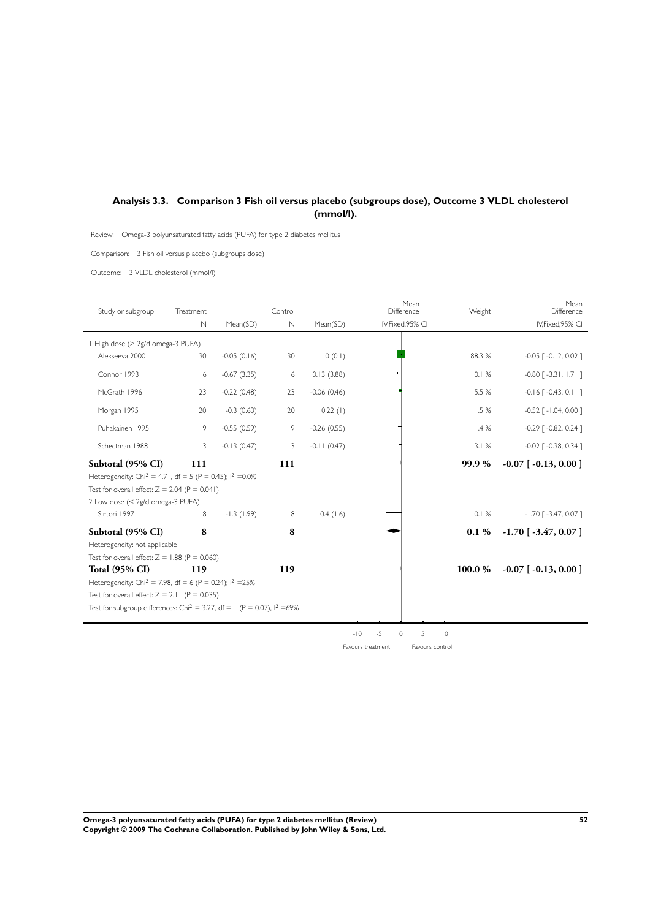## Analysis 3.3. Comparison 3 Fish oil versus placebo (subgroups dose), Outcome 3 VLDL cholesterol (mmol/l).

Review: Omega-3 polyunsaturated fatty acids (PUFA) for type 2 diabetes mellitus

Comparison: 3 Fish oil versus placebo (subgroups dose)

Outcome: 3 VLDL cholesterol (mmol/l)

| Study or subgroup | Treatment N | Mean(SD) | Control N | Mean(SD) | Mean Difference IV,Fixed,95% CI | Weight | Mean Difference IV,Fixed,95% CI |
|---|---|---|---|---|---|---|---|
| 1 High dose (> 2g/d omega-3 PUFA) | | | | | | | |
| Alekseeva 2000 | 30 | -0.05 (0.16) | 30 | 0 (0.1) | | 88.3 % | -0.05 [ -0.12, 0.02 ] |
| Connor 1993 | 16 | -0.67 (3.35) | 16 | 0.13 (3.88) | | 0.1 % | -0.80 [ -3.31, 1.71 ] |
| McGrath 1996 | 23 | -0.22 (0.48) | 23 | -0.06 (0.46) | | 5.5 % | -0.16 [ -0.43, 0.11 ] |
| Morgan 1995 | 20 | -0.3 (0.63) | 20 | 0.22 (1) | | 1.5 % | -0.52 [ -1.04, 0.00 ] |
| Puhakainen 1995 | 9 | -0.55 (0.59) | 9 | -0.26 (0.55) | | 1.4 % | -0.29 [ -0.82, 0.24 ] |
| Schectman 1988 | 13 | -0.13 (0.47) | 13 | -0.11 (0.47) | | 3.1 % | -0.02 [ -0.38, 0.34 ] |
| **Subtotal (95% CI)** | **111** | | **111** | | | **99.9 %** | **-0.07 [ -0.13, 0.00 ]** |
| Heterogeneity: $Chi^2 = 4.71$, df = 5 (P = 0.45); $I^2$ =0.0% | | | | | | | |
| Test for overall effect: Z = 2.04 (P = 0.041) | | | | | | | |
| 2 Low dose (< 2g/d omega-3 PUFA) | | | | | | | |
| Sirtori 1997 | 8 | -1.3 (1.99) | 8 | 0.4 (1.6) | | 0.1 % | -1.70 [ -3.47, 0.07 ] |
| **Subtotal (95% CI)** | **8** | | **8** | | | **0.1 %** | **-1.70 [ -3.47, 0.07 ]** |
| Heterogeneity: not applicable | | | | | | | |
| Test for overall effect: Z = 1.88 (P = 0.060) | | | | | | | |
| **Total (95% CI)** | **119** | | **119** | | | **100.0 %** | **-0.07 [ -0.13, 0.00 ]** |
| Heterogeneity: $Chi^2 = 7.98$, df = 6 (P = 0.24); $I^2$ =25% | | | | | | | |
| Test for overall effect: Z = 2.11 (P = 0.035) | | | | | | | |
| Test for subgroup differences: $Chi^2 = 3.27$, df = 1 (P = 0.07), $I^2$ =69% | | | | | | | |

-10 -5 0 5 10

Favours treatment Favours control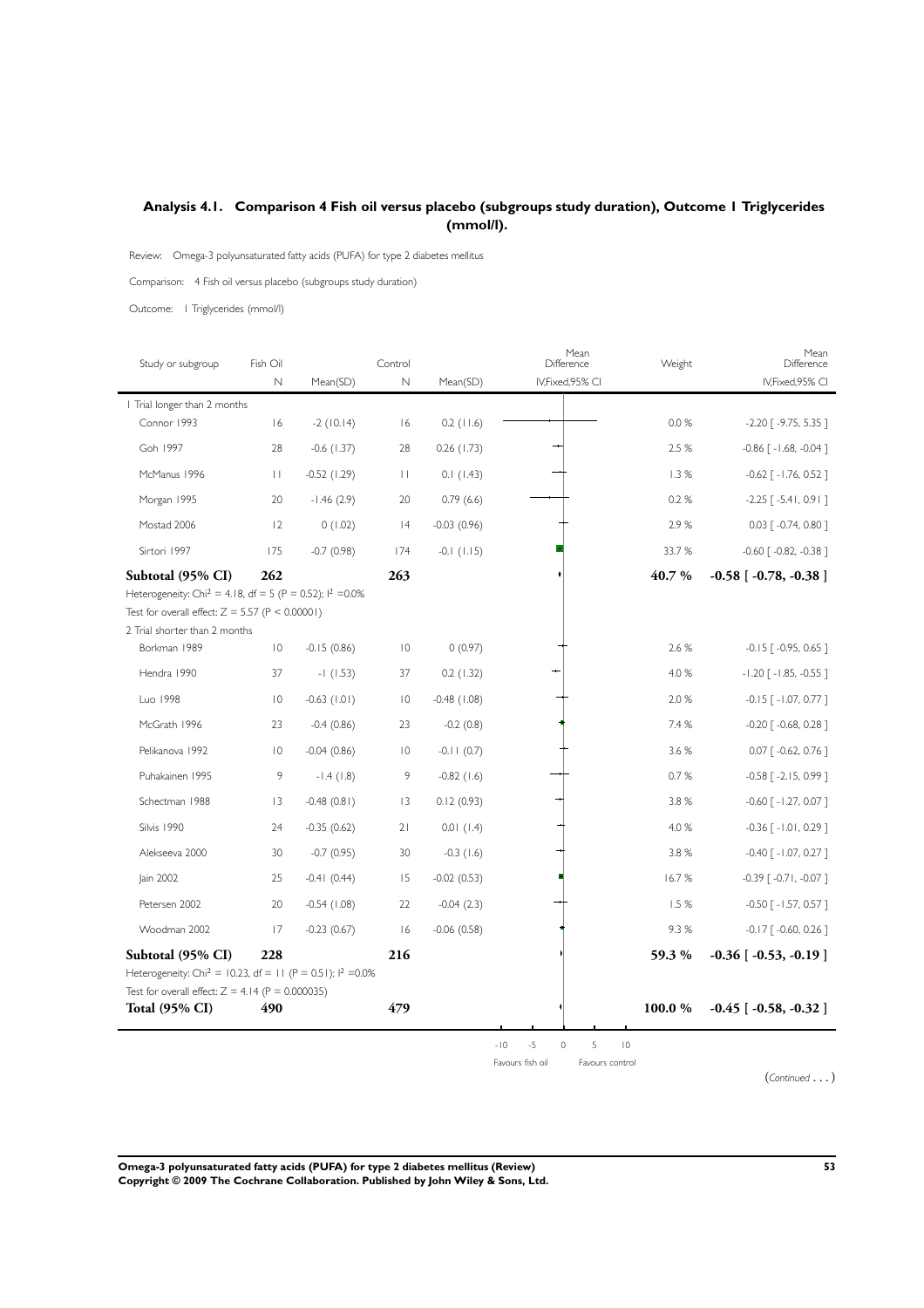### Analysis 4.1. Comparison 4 Fish oil versus placebo (subgroups study duration), Outcome 1 Triglycerides (mmol/l).

Review: Omega-3 polyunsaturated fatty acids (PUFA) for type 2 diabetes mellitus

Comparison: 4 Fish oil versus placebo (subgroups study duration)

Outcome: 1 Triglycerides (mmol/l)

| Study or subgroup | Fish Oil N | Mean(SD) | Control N | Mean(SD) | Mean Difference IV,Fixed,95% CI | Weight | Mean Difference IV,Fixed,95% CI |
|---|---|---|---|---|---|---|---|
| 1 Trial longer than 2 months | | | | | | | |
| Connor 1993 | 16 | -2 (10.14) | 16 | 0.2 (11.6) | | 0.0 % | -2.20 [ -9.75, 5.35 ] |
| Goh 1997 | 28 | -0.6 (1.37) | 28 | 0.26 (1.73) | | 2.5 % | -0.86 [ -1.68, -0.04 ] |
| McManus 1996 | 11 | -0.52 (1.29) | 11 | 0.1 (1.43) | | 1.3 % | -0.62 [ -1.76, 0.52 ] |
| Morgan 1995 | 20 | -1.46 (2.9) | 20 | 0.79 (6.6) | | 0.2 % | -2.25 [ -5.41, 0.91 ] |
| Mostad 2006 | 12 | 0 (1.02) | 14 | -0.03 (0.96) | | 2.9 % | 0.03 [ -0.74, 0.80 ] |
| Sirtori 1997 | 175 | -0.7 (0.98) | 174 | -0.1 (1.15) | | 33.7 % | -0.60 [ -0.82, -0.38 ] |
| **Subtotal (95% CI)** | **262** | | **263** | | | **40.7 %** | **-0.58 [ -0.78, -0.38 ]** |
| Heterogeneity: $Chi^2 = 4.18$, df = 5 (P = 0.52); $I^2 = 0.0\%$ | | | | | | | |
| Test for overall effect: Z = 5.57 (P < 0.00001) | | | | | | | |
| 2 Trial shorter than 2 months | | | | | | | |
| Borkman 1989 | 10 | -0.15 (0.86) | 10 | 0 (0.97) | | 2.6 % | -0.15 [ -0.95, 0.65 ] |
| Hendra 1990 | 37 | -1 (1.53) | 37 | 0.2 (1.32) | | 4.0 % | -1.20 [ -1.85, -0.55 ] |
| Luo 1998 | 10 | -0.63 (1.01) | 10 | -0.48 (1.08) | | 2.0 % | -0.15 [ -1.07, 0.77 ] |
| McGrath 1996 | 23 | -0.4 (0.86) | 23 | -0.2 (0.8) | | 7.4 % | -0.20 [ -0.68, 0.28 ] |
| Pelikanova 1992 | 10 | -0.04 (0.86) | 10 | -0.11 (0.7) | | 3.6 % | 0.07 [ -0.62, 0.76 ] |
| Puhakainen 1995 | 9 | -1.4 (1.8) | 9 | -0.82 (1.6) | | 0.7 % | -0.58 [ -2.15, 0.99 ] |
| Schectman 1988 | 13 | -0.48 (0.81) | 13 | 0.12 (0.93) | | 3.8 % | -0.60 [ -1.27, 0.07 ] |
| Silvis 1990 | 24 | -0.35 (0.62) | 21 | 0.01 (1.4) | | 4.0 % | -0.36 [ -1.01, 0.29 ] |
| Alekseeva 2000 | 30 | -0.7 (0.95) | 30 | -0.3 (1.6) | | 3.8 % | -0.40 [ -1.07, 0.27 ] |
| Jain 2002 | 25 | -0.41 (0.44) | 15 | -0.02 (0.53) | | 16.7 % | -0.39 [ -0.71, -0.07 ] |
| Petersen 2002 | 20 | -0.54 (1.08) | 22 | -0.04 (2.3) | | 1.5 % | -0.50 [ -1.57, 0.57 ] |
| Woodman 2002 | 17 | -0.23 (0.67) | 16 | -0.06 (0.58) | | 9.3 % | -0.17 [ -0.60, 0.26 ] |
| **Subtotal (95% CI)** | **228** | | **216** | | | **59.3 %** | **-0.36 [ -0.53, -0.19 ]** |
| Heterogeneity: $Chi^2 = 10.23$, df = 11 (P = 0.51); $I^2 = 0.0\%$ | | | | | | | |
| Test for overall effect: Z = 4.14 (P = 0.000035) | | | | | | | |
| **Total (95% CI)** | **490** | | **479** | | | **100.0 %** | **-0.45 [ -0.58, -0.32 ]** |

-10 -5 0 5 10

Favours fish oil Favours control

(Continued . . . )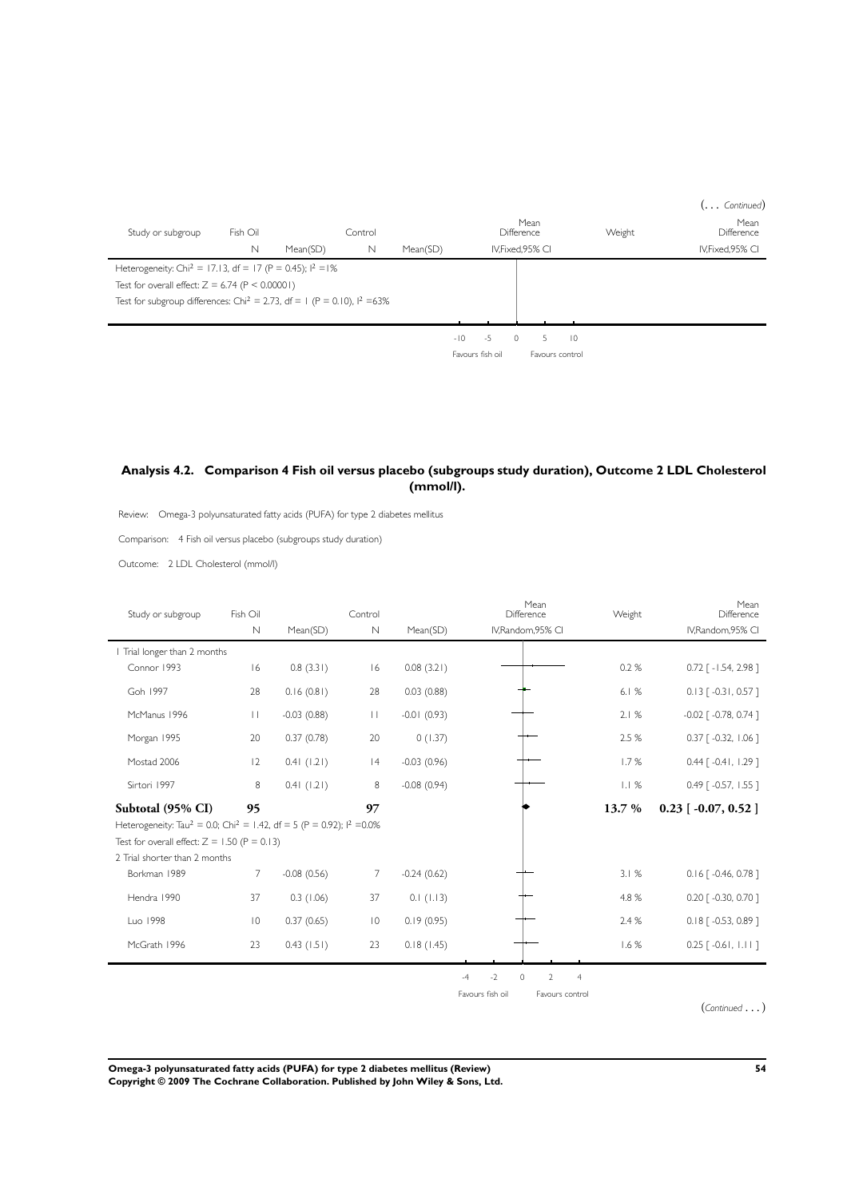(... *Continued*)

| Study or subgroup | Fish Oil | | Control | | Mean Difference | Weight | Mean Difference |
|---|---|---|---|---|---|---|---|
| | N | Mean(SD) | N | Mean(SD) | IV,Fixed,95% CI | | IV,Fixed,95% CI |
| Heterogeneity: $Chi^2 = 17.13$, df = 17 (P = 0.45); $I^2 = 1\%$ | | | | | | | |
| Test for overall effect: Z = 6.74 (P < 0.00001) | | | | | | | |
| Test for subgroup differences: $Chi^2 = 2.73$, df = 1 (P = 0.10), $I^2 = 63\%$ | | | | | | | |

-10 -5 0 5 10

Favours fish oil Favours control

### Analysis 4.2. Comparison 4 Fish oil versus placebo (subgroups study duration), Outcome 2 LDL Cholesterol (mmol/l).

Review: Omega-3 polyunsaturated fatty acids (PUFA) for type 2 diabetes mellitus

Comparison: 4 Fish oil versus placebo (subgroups study duration)

Outcome: 2 LDL Cholesterol (mmol/l)

| Study or subgroup | Fish Oil | | Control | | Mean Difference | Weight | Mean Difference |
|---|---|---|---|---|---|---|---|
| | N | Mean(SD) | N | Mean(SD) | IV,Random,95% CI | | IV,Random,95% CI |
| 1 Trial longer than 2 months | | | | | | | |
| Connor 1993 | 16 | 0.8 (3.31) | 16 | 0.08 (3.21) | | 0.2 % | 0.72 [ -1.54, 2.98 ] |
| Goh 1997 | 28 | 0.16 (0.81) | 28 | 0.03 (0.88) | | 6.1 % | 0.13 [ -0.31, 0.57 ] |
| McManus 1996 | 11 | -0.03 (0.88) | 11 | -0.01 (0.93) | | 2.1 % | -0.02 [ -0.78, 0.74 ] |
| Morgan 1995 | 20 | 0.37 (0.78) | 20 | 0 (1.37) | | 2.5 % | 0.37 [ -0.32, 1.06 ] |
| Mostad 2006 | 12 | 0.41 (1.21) | 14 | -0.03 (0.96) | | 1.7 % | 0.44 [ -0.41, 1.29 ] |
| Sirtori 1997 | 8 | 0.41 (1.21) | 8 | -0.08 (0.94) | | 1.1 % | 0.49 [ -0.57, 1.55 ] |
| **Subtotal (95% CI)** | **95** | | **97** | | | **13.7 %** | **0.23 [ -0.07, 0.52 ]** |
| Heterogeneity: $Tau^2 = 0.0$; $Chi^2 = 1.42$, df = 5 (P = 0.92); $I^2 = 0.0\%$ | | | | | | | |
| Test for overall effect: Z = 1.50 (P = 0.13) | | | | | | | |
| 2 Trial shorter than 2 months | | | | | | | |
| Borkman 1989 | 7 | -0.08 (0.56) | 7 | -0.24 (0.62) | | 3.1 % | 0.16 [ -0.46, 0.78 ] |
| Hendra 1990 | 37 | 0.3 (1.06) | 37 | 0.1 (1.13) | | 4.8 % | 0.20 [ -0.30, 0.70 ] |
| Luo 1998 | 10 | 0.37 (0.65) | 10 | 0.19 (0.95) | | 2.4 % | 0.18 [ -0.53, 0.89 ] |
| McGrath 1996 | 23 | 0.43 (1.51) | 23 | 0.18 (1.45) | | 1.6 % | 0.25 [ -0.61, 1.11 ] |

-4 -2 0 2 4

Favours fish oil Favours control

(*Continued* . . . )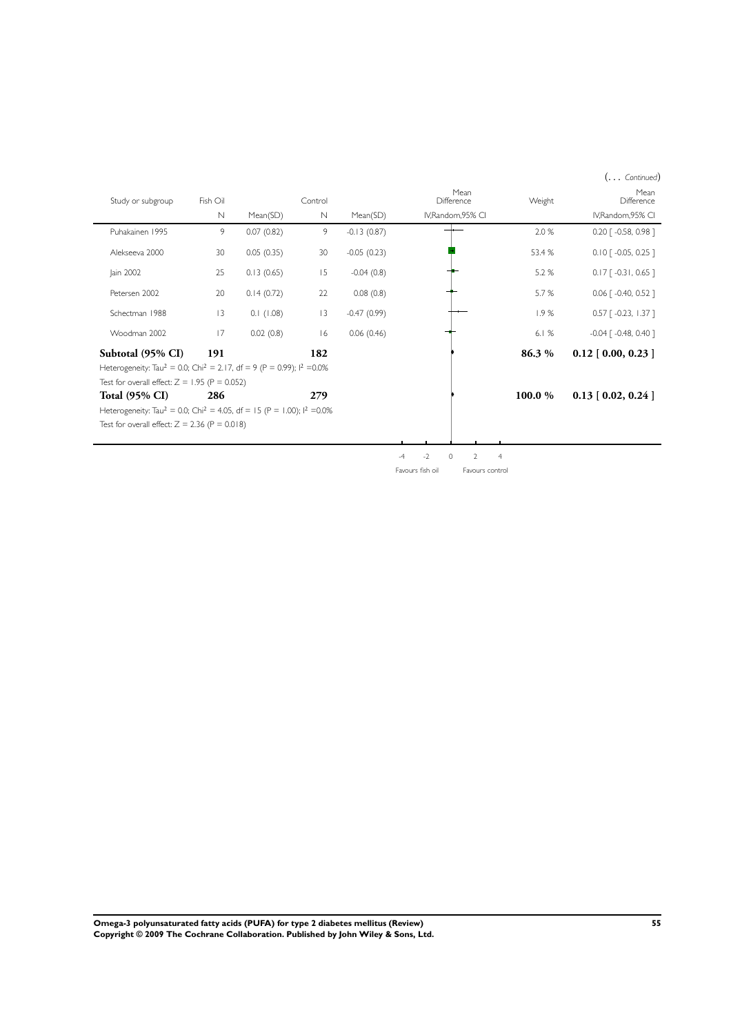(. . . *Continued*)

| Study or subgroup | Fish Oil | | Control | | Mean Difference | Weight | Mean Difference |
|---|---|---|---|---|---|---|---|
| | N | Mean(SD) | N | Mean(SD) | IV,Random,95% CI | | IV,Random,95% CI |
| Puhakainen 1995 | 9 | 0.07 (0.82) | 9 | -0.13 (0.87) | | 2.0 % | 0.20 [ -0.58, 0.98 ] |
| Alekseeva 2000 | 30 | 0.05 (0.35) | 30 | -0.05 (0.23) | | 53.4 % | 0.10 [ -0.05, 0.25 ] |
| Jain 2002 | 25 | 0.13 (0.65) | 15 | -0.04 (0.8) | | 5.2 % | 0.17 [ -0.31, 0.65 ] |
| Petersen 2002 | 20 | 0.14 (0.72) | 22 | 0.08 (0.8) | | 5.7 % | 0.06 [ -0.40, 0.52 ] |
| Schectman 1988 | 13 | 0.1 (1.08) | 13 | -0.47 (0.99) | | 1.9 % | 0.57 [ -0.23, 1.37 ] |
| Woodman 2002 | 17 | 0.02 (0.8) | 16 | 0.06 (0.46) | | 6.1 % | -0.04 [ -0.48, 0.40 ] |
| **Subtotal (95% CI)** | **191** | | **182** | | | **86.3 %** | **0.12 [ 0.00, 0.23 ]** |
| Heterogeneity: Tau$^2$ = 0.0; Chi$^2$ = 2.17, df = 9 (P = 0.99); I$^2$ =0.0% | | | | | | | |
| Test for overall effect: Z = 1.95 (P = 0.052) | | | | | | | |
| **Total (95% CI)** | **286** | | **279** | | | **100.0 %** | **0.13 [ 0.02, 0.24 ]** |
| Heterogeneity: Tau$^2$ = 0.0; Chi$^2$ = 4.05, df = 15 (P = 1.00); I$^2$ =0.0% | | | | | | | |
| Test for overall effect: Z = 2.36 (P = 0.018) | | | | | | | |

-4 -2 0 2 4

Favours fish oil Favours control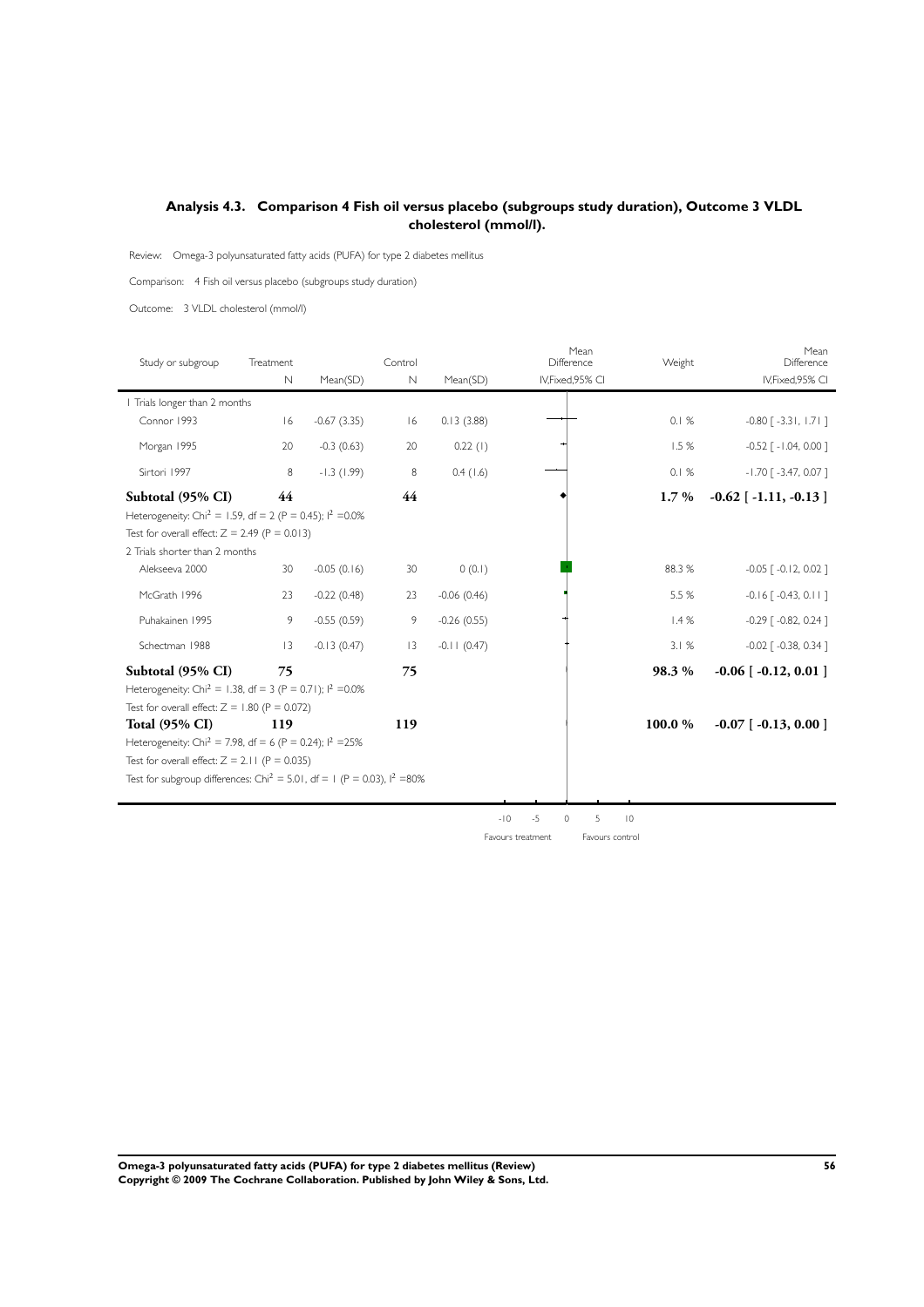## Analysis 4.3. Comparison 4 Fish oil versus placebo (subgroups study duration), Outcome 3 VLDL cholesterol (mmol/l).

Review: Omega-3 polyunsaturated fatty acids (PUFA) for type 2 diabetes mellitus

Comparison: 4 Fish oil versus placebo (subgroups study duration)

Outcome: 3 VLDL cholesterol (mmol/l)

| Study or subgroup | Treatment N | Mean(SD) | Control N | Mean(SD) | Weight | Mean Difference IV,Fixed,95% CI |
|---|---|---|---|---|---|---|
| 1 Trials longer than 2 months | | | | | | |
| Connor 1993 | 16 | -0.67 (3.35) | 16 | 0.13 (3.88) | 0.1 % | -0.80 [ -3.31, 1.71 ] |
| Morgan 1995 | 20 | -0.3 (0.63) | 20 | 0.22 (1) | 1.5 % | -0.52 [ -1.04, 0.00 ] |
| Sirtori 1997 | 8 | -1.3 (1.99) | 8 | 0.4 (1.6) | 0.1 % | -1.70 [ -3.47, 0.07 ] |
| **Subtotal (95% CI)** | **44** | | **44** | | **1.7 %** | **-0.62 [ -1.11, -0.13 ]** |
| Heterogeneity: $Chi^2 = 1.59$, df = 2 (P = 0.45); $I^2 = 0.0\%$ | | | | | | |
| Test for overall effect: Z = 2.49 (P = 0.013) | | | | | | |
| 2 Trials shorter than 2 months | | | | | | |
| Alekseeva 2000 | 30 | -0.05 (0.16) | 30 | 0 (0.1) | 88.3 % | -0.05 [ -0.12, 0.02 ] |
| McGrath 1996 | 23 | -0.22 (0.48) | 23 | -0.06 (0.46) | 5.5 % | -0.16 [ -0.43, 0.11 ] |
| Puhakainen 1995 | 9 | -0.55 (0.59) | 9 | -0.26 (0.55) | 1.4 % | -0.29 [ -0.82, 0.24 ] |
| Schectman 1988 | 13 | -0.13 (0.47) | 13 | -0.11 (0.47) | 3.1 % | -0.02 [ -0.38, 0.34 ] |
| **Subtotal (95% CI)** | **75** | | **75** | | **98.3 %** | **-0.06 [ -0.12, 0.01 ]** |
| Heterogeneity: $Chi^2 = 1.38$, df = 3 (P = 0.71); $I^2 = 0.0\%$ | | | | | | |
| Test for overall effect: Z = 1.80 (P = 0.072) | | | | | | |
| **Total (95% CI)** | **119** | | **119** | | **100.0 %** | **-0.07 [ -0.13, 0.00 ]** |
| Heterogeneity: $Chi^2 = 7.98$, df = 6 (P = 0.24); $I^2 = 25\%$ | | | | | | |
| Test for overall effect: Z = 2.11 (P = 0.035) | | | | | | |
| Test for subgroup differences: $Chi^2 = 5.01$, df = 1 (P = 0.03), $I^2 = 80\%$ | | | | | | |

-10 -5 0 5 10

Favours treatment Favours control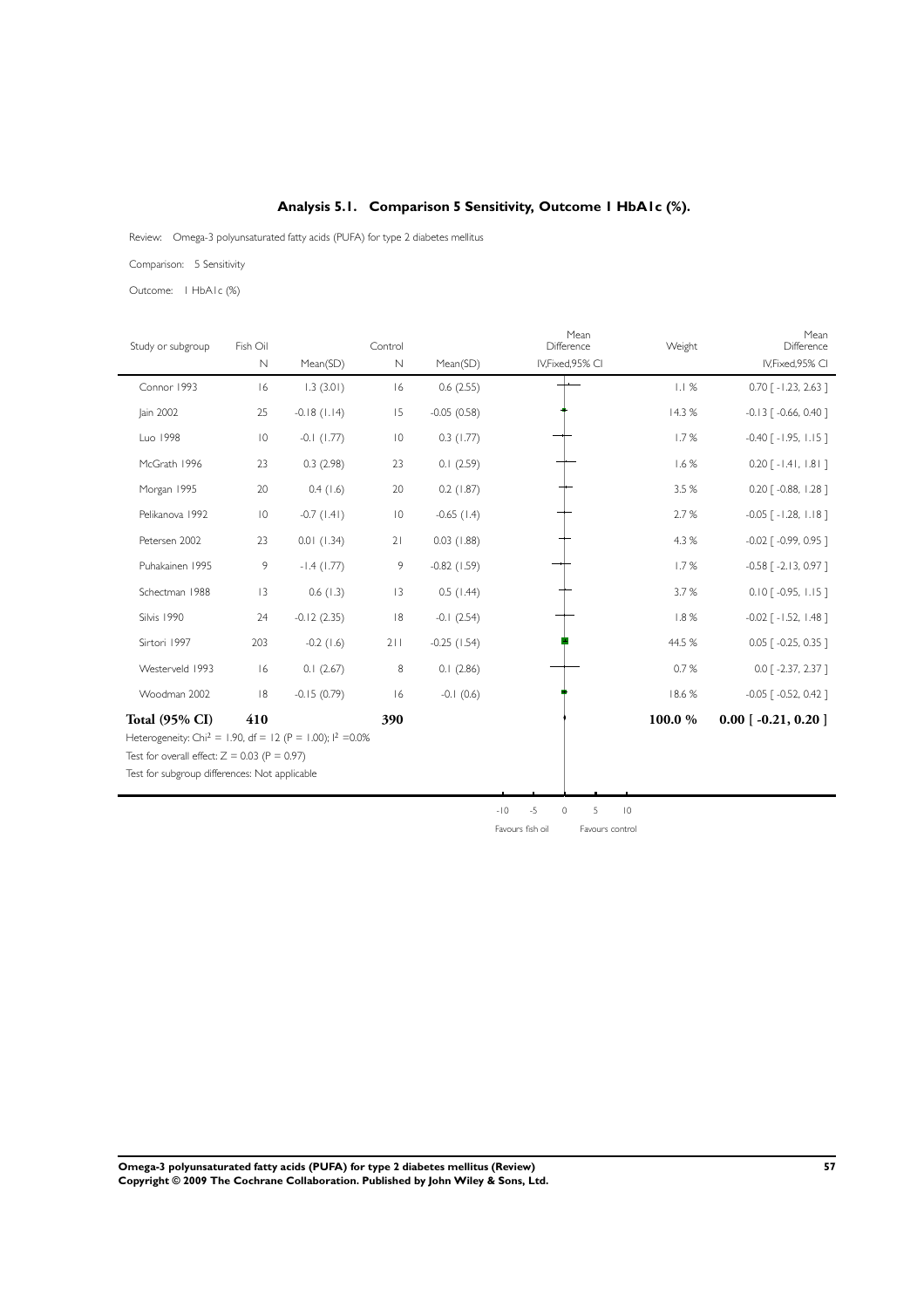## Analysis 5.1. Comparison 5 Sensitivity, Outcome 1 HbA1c (%).

Review: Omega-3 polyunsaturated fatty acids (PUFA) for type 2 diabetes mellitus

Comparison: 5 Sensitivity

Outcome: 1 HbA1c (%)

| Study or subgroup | Fish Oil N | Mean(SD) | Control N | Mean(SD) | Mean Difference IV,Fixed,95% CI | Weight | Mean Difference IV,Fixed,95% CI |
|---|---|---|---|---|---|---|---|
| Connor 1993 | 16 | 1.3 (3.01) | 16 | 0.6 (2.55) | | 1.1 % | 0.70 [ -1.23, 2.63 ] |
| Jain 2002 | 25 | -0.18 (1.14) | 15 | -0.05 (0.58) | | 14.3 % | -0.13 [ -0.66, 0.40 ] |
| Luo 1998 | 10 | -0.1 (1.77) | 10 | 0.3 (1.77) | | 1.7 % | -0.40 [ -1.95, 1.15 ] |
| McGrath 1996 | 23 | 0.3 (2.98) | 23 | 0.1 (2.59) | | 1.6 % | 0.20 [ -1.41, 1.81 ] |
| Morgan 1995 | 20 | 0.4 (1.6) | 20 | 0.2 (1.87) | | 3.5 % | 0.20 [ -0.88, 1.28 ] |
| Pelikanova 1992 | 10 | -0.7 (1.41) | 10 | -0.65 (1.4) | | 2.7 % | -0.05 [ -1.28, 1.18 ] |
| Petersen 2002 | 23 | 0.01 (1.34) | 21 | 0.03 (1.88) | | 4.3 % | -0.02 [ -0.99, 0.95 ] |
| Puhakainen 1995 | 9 | -1.4 (1.77) | 9 | -0.82 (1.59) | | 1.7 % | -0.58 [ -2.13, 0.97 ] |
| Schectman 1988 | 13 | 0.6 (1.3) | 13 | 0.5 (1.44) | | 3.7 % | 0.10 [ -0.95, 1.15 ] |
| Silvis 1990 | 24 | -0.12 (2.35) | 18 | -0.1 (2.54) | | 1.8 % | -0.02 [ -1.52, 1.48 ] |
| Sirtori 1997 | 203 | -0.2 (1.6) | 211 | -0.25 (1.54) | | 44.5 % | 0.05 [ -0.25, 0.35 ] |
| Westerveld 1993 | 16 | 0.1 (2.67) | 8 | 0.1 (2.86) | | 0.7 % | 0.0 [ -2.37, 2.37 ] |
| Woodman 2002 | 18 | -0.15 (0.79) | 16 | -0.1 (0.6) | | 18.6 % | -0.05 [ -0.52, 0.42 ] |
| **Total (95% CI)** | **410** | | **390** | | | **100.0 %** | **0.00 [ -0.21, 0.20 ]** |

Heterogeneity: $Chi^2 = 1.90$, df = 12 (P = 1.00); $I^2 = 0.0\%$

Test for overall effect: Z = 0.03 (P = 0.97)

Test for subgroup differences: Not applicable

-10 -5 0 5 10

Favours fish oil Favours control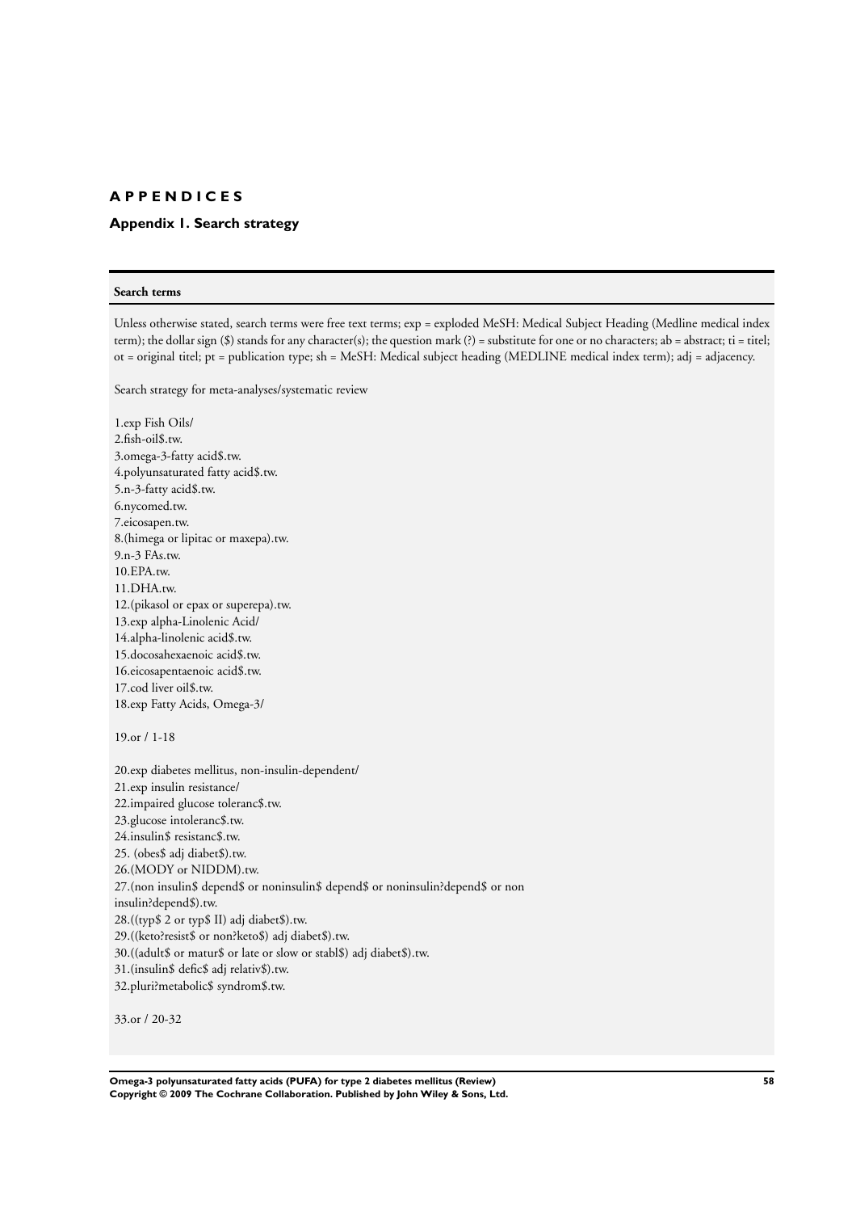# APPENDICES

## Appendix 1. Search strategy

**Search terms**

Unless otherwise stated, search terms were free text terms; exp = exploded MeSH: Medical Subject Heading (Medline medical index term); the dollar sign ($) stands for any character(s); the question mark (?) = substitute for one or no characters; ab = abstract; ti = titel; ot = original titel; pt = publication type; sh = MeSH: Medical subject heading (MEDLINE medical index term); adj = adjacency.

Search strategy for meta-analyses/systematic review

1.exp Fish Oils/
2.fish-oil$.tw.
3.omega-3-fatty acid$.tw.
4.polyunsaturated fatty acid$.tw.
5.n-3-fatty acid$.tw.
6.nycomed.tw.
7.eicosapen.tw.
8.(himega or lipitac or maxepa).tw.
9.n-3 FAs.tw.
10.EPA.tw.
11.DHA.tw.
12.(pikasol or epax or superepa).tw.
13.exp alpha-Linolenic Acid/
14.alpha-linolenic acid$.tw.
15.docosahexaenoic acid$.tw.
16.eicosapentaenoic acid$.tw.
17.cod liver oil$.tw.
18.exp Fatty Acids, Omega-3/

19.or / 1-18

20.exp diabetes mellitus, non-insulin-dependent/
21.exp insulin resistance/
22.impaired glucose toleranc$.tw.
23.glucose intoleranc$.tw.
24.insulin$ resistanc$.tw.
25. (obes$ adj diabet$).tw.
26.(MODY or NIDDM).tw.
27.(non insulin$ depend$ or noninsulin$ depend$ or noninsulin?depend$ or non insulin?depend$).tw.
28.((typ$ 2 or typ$ II) adj diabet$).tw.
29.((keto?resist$ or non?keto$) adj diabet$).tw.
30.((adult$ or matur$ or late or slow or stabl$) adj diabet$).tw.
31.(insulin$ defic$ adj relativ$).tw.
32.pluri?metabolic$ syndrom$.tw.

33.or / 20-32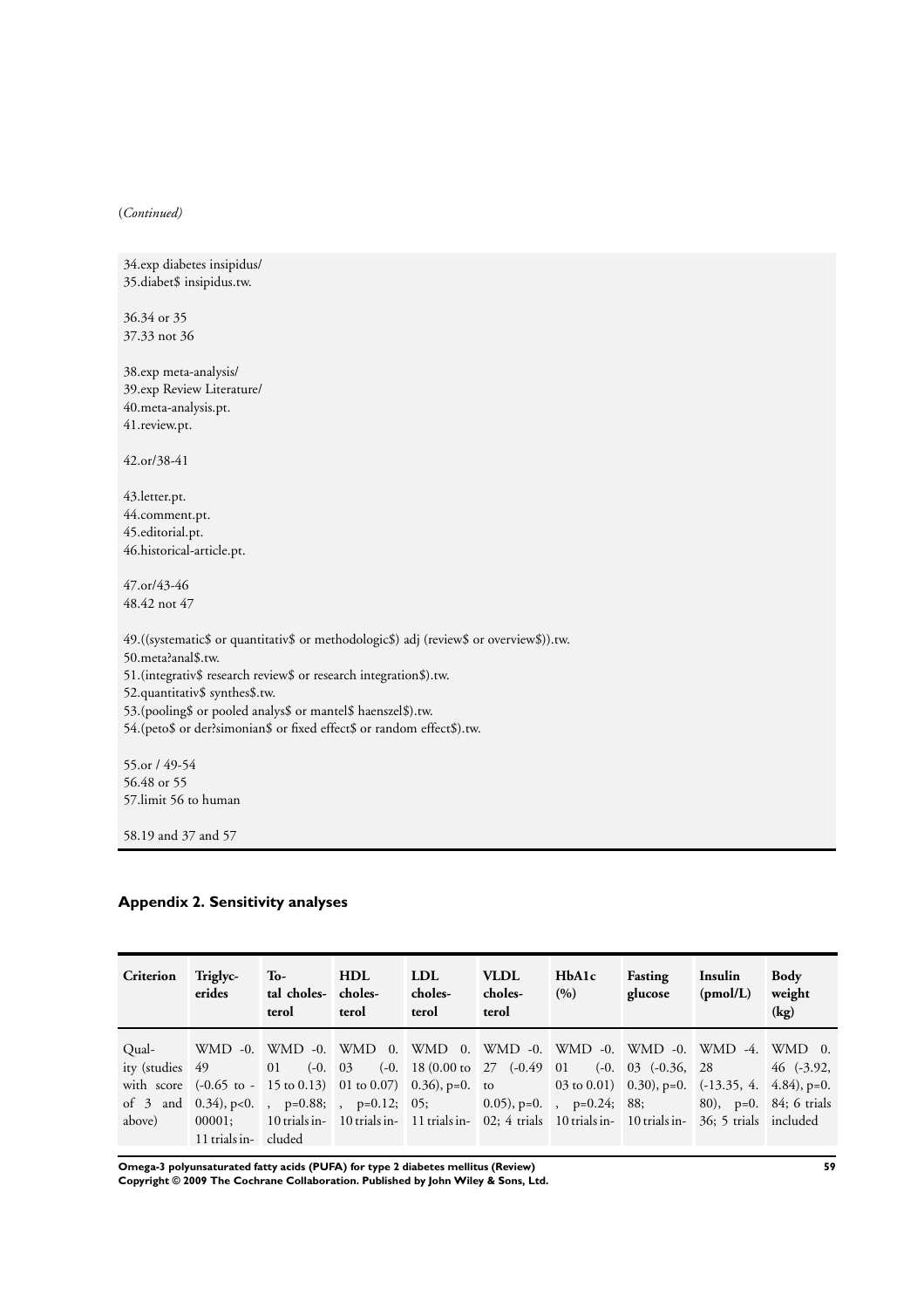(*Continued)*

34.exp diabetes insipidus/
35.diabet$ insipidus.tw.

36.34 or 35
37.33 not 36

38.exp meta-analysis/
39.exp Review Literature/
40.meta-analysis.pt.
41.review.pt.

42.or/38-41

43.letter.pt.
44.comment.pt.
45.editorial.pt.
46.historical-article.pt.

47.or/43-46
48.42 not 47

49.((systematic$ or quantitativ$ or methodologic$) adj (review$ or overview$)).tw.
50.meta?anal$.tw.
51.(integrativ$ research review$ or research integration$).tw.
52.quantitativ$ synthes$.tw.
53.(pooling$ or pooled analys$ or mantel$ haenszel$).tw.
54.(peto$ or der?simonian$ or fixed effect$ or random effect$).tw.

55.or / 49-54
56.48 or 55
57.limit 56 to human

58.19 and 37 and 57

## Appendix 2. Sensitivity analyses

| Criterion | Triglycerides | Total cholesterol | HDL cholesterol | LDL cholesterol | VLDL cholesterol | HbA1c (%) | Fasting glucose | Insulin (pmol/L) | Body weight (kg) |
|---|---|---|---|---|---|---|---|---|---|
| Quality (studies with score of 3 and above) | WMD -0.49 (-0.65 to -0.34), p<0.00001; 11 trials in- | WMD -0.01 (-0.15 to 0.13), p=0.88; 10 trials included | WMD 0.03 (-0.01 to 0.07), p=0.12; 10 trials in- | WMD 0.18 (0.00 to 0.36), p=0.05; 11 trials in- | WMD -0.27 (-0.49 to 0.05), p=0.02; 4 trials | WMD -0.01 (-0.03 to 0.01), p=0.24; 10 trials in- | WMD -0.03 (-0.36, 0.30), p=0.88; 10 trials in- | WMD -4.28 (-13.35, 4.80), p=0.36; 5 trials | WMD 0.46 (-3.92, 4.84), p=0.84; 6 trials included |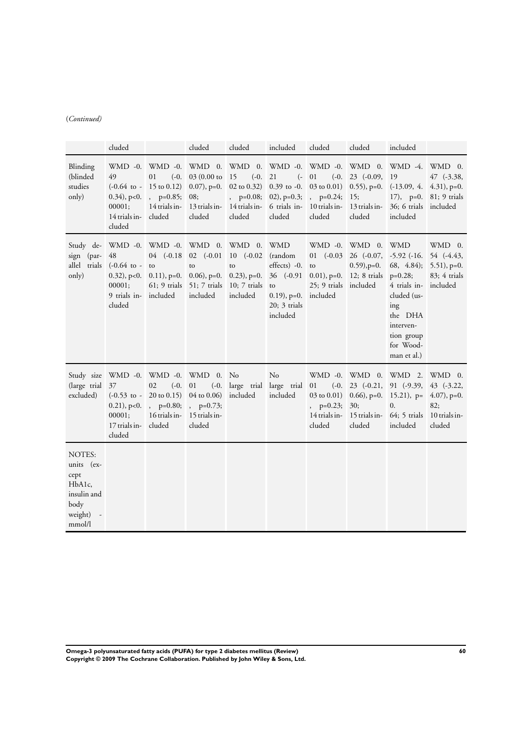(*Continued*)

| | cluded | | cluded | cluded | included | cluded | cluded | included | |
|---|---|---|---|---|---|---|---|---|---|
| Blinding (blinded studies only) | WMD -0.49 (-0.64 to -0.34), p<0.00001; 14 trials included | WMD -0.01 (-0.15 to 0.12), p=0.85; 14 trials included | WMD 0.03 (0.00 to 0.07), p=0.08; 13 trials included | WMD 0.15 (-0.02 to 0.32), p=0.08; 14 trials included | WMD -0.21 (-0.39 to -0.02), p=0.3; 6 trials included | WMD -0.01 (-0.03 to 0.01), p=0.24; 10 trials included | WMD 0.23 (-0.09, 0.55), p=0.15; 13 trials included | WMD -4.19 (-13.09, 4.17), p=0.36; 6 trials included | WMD 0.47 (-3.38, 4.31), p=0.81; 9 trials included |
| Study design (parallel trials only) | WMD -0.48 (-0.64 to -0.32), p<0.00001; 9 trials included | WMD -0.04 (-0.18 to 0.11), p=0.61; 9 trials included | WMD 0.02 (-0.01 to 0.06), p=0.51; 7 trials included | WMD 0.10 (-0.02 to 0.23), p=0.10; 7 trials included | WMD (random effects) -0.36 (-0.91 to 0.19), p=0.20; 3 trials included | WMD -0.01 (-0.03 to 0.01), p=0.25; 9 trials included | WMD 0.26 (-0.07, 0.59),p=0.12; 8 trials included | WMD -5.92 (-16.68, 4.84); p=0.28; 4 trials included (using the DHA intervention group for Woodman et al.) | WMD 0.54 (-4.43, 5.51), p=0.83; 4 trials included |
| Study size (large trial excluded) | WMD -0.37 (-0.53 to -0.21), p<0.00001; 17 trials included | WMD -0.02 (-0.20 to 0.15), p=0.80; 16 trials included | WMD 0.01 (-0.04 to 0.06), p=0.73; 15 trials included | No large trial included | No large trial included | WMD -0.01 (-0.03 to 0.01), p=0.23; 14 trials included | WMD 0.23 (-0.21, 0.66), p=0.30; 15 trials included | WMD 2.91 (-9.39, 15.21), p=0.64; 5 trials included | WMD 0.43 (-3.22, 4.07), p=0.82; 10 trials included |
| NOTES: units (except HbA1c, insulin and body weight) - mmol/l | | | | | | | | | |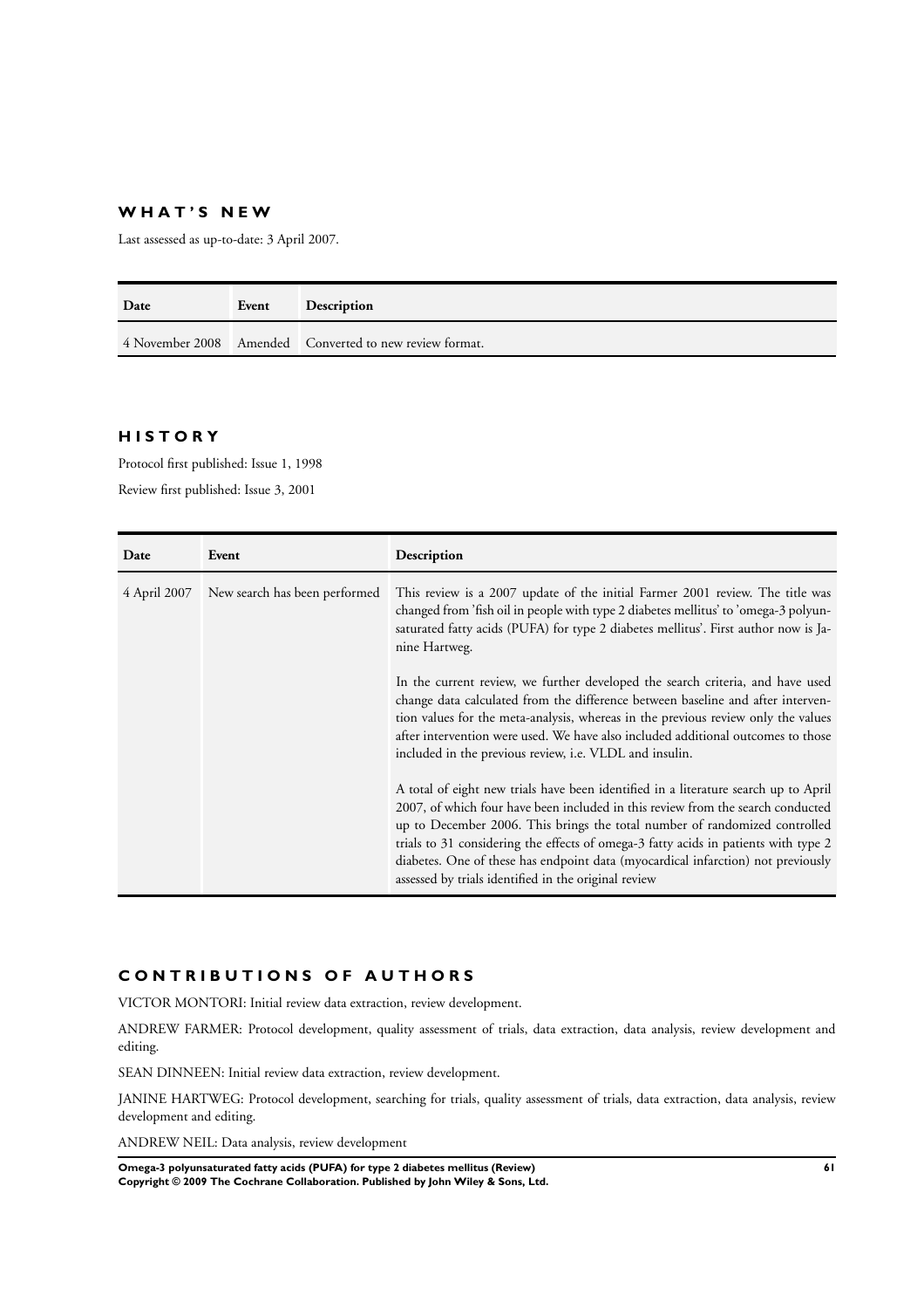## WHAT'S NEW

Last assessed as up-to-date: 3 April 2007.

| Date | Event | Description |
|---|---|---|
| 4 November 2008 | Amended | Converted to new review format. |

## HISTORY

Protocol first published: Issue 1, 1998

Review first published: Issue 3, 2001

| Date | Event | Description |
|---|---|---|
| 4 April 2007 | New search has been performed | This review is a 2007 update of the initial Farmer 2001 review. The title was changed from 'fish oil in people with type 2 diabetes mellitus' to 'omega-3 polyunsaturated fatty acids (PUFA) for type 2 diabetes mellitus'. First author now is Janine Hartweg.<br><br>In the current review, we further developed the search criteria, and have used change data calculated from the difference between baseline and after intervention values for the meta-analysis, whereas in the previous review only the values after intervention were used. We have also included additional outcomes to those included in the previous review, i.e. VLDL and insulin.<br><br>A total of eight new trials have been identified in a literature search up to April 2007, of which four have been included in this review from the search conducted up to December 2006. This brings the total number of randomized controlled trials to 31 considering the effects of omega-3 fatty acids in patients with type 2 diabetes. One of these has endpoint data (myocardial infarction) not previously assessed by trials identified in the original review |

## CONTRIBUTIONS OF AUTHORS

VICTOR MONTORI: Initial review data extraction, review development.

ANDREW FARMER: Protocol development, quality assessment of trials, data extraction, data analysis, review development and editing.

SEAN DINNEEN: Initial review data extraction, review development.

JANINE HARTWEG: Protocol development, searching for trials, quality assessment of trials, data extraction, data analysis, review development and editing.

ANDREW NEIL: Data analysis, review development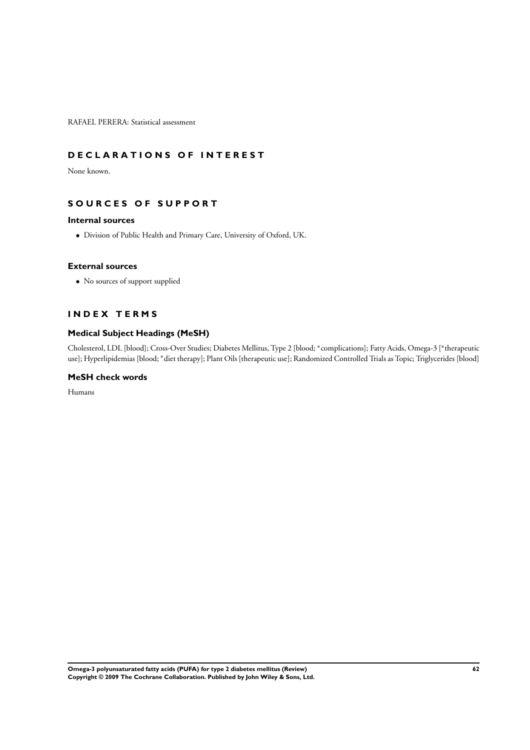RAFAEL PERERA: Statistical assessment

## DECLARATIONS OF INTEREST

None known.

## SOURCES OF SUPPORT

### Internal sources

- Division of Public Health and Primary Care, University of Oxford, UK.

### External sources

- No sources of support supplied

## INDEX TERMS

### Medical Subject Headings (MeSH)

Cholesterol, LDL [blood]; Cross-Over Studies; Diabetes Mellitus, Type 2 [blood; *complications]; Fatty Acids, Omega-3 [*therapeutic use]; Hyperlipidemias [blood; *diet therapy]; Plant Oils [therapeutic use]; Randomized Controlled Trials as Topic; Triglycerides [blood]

### MeSH check words

Humans